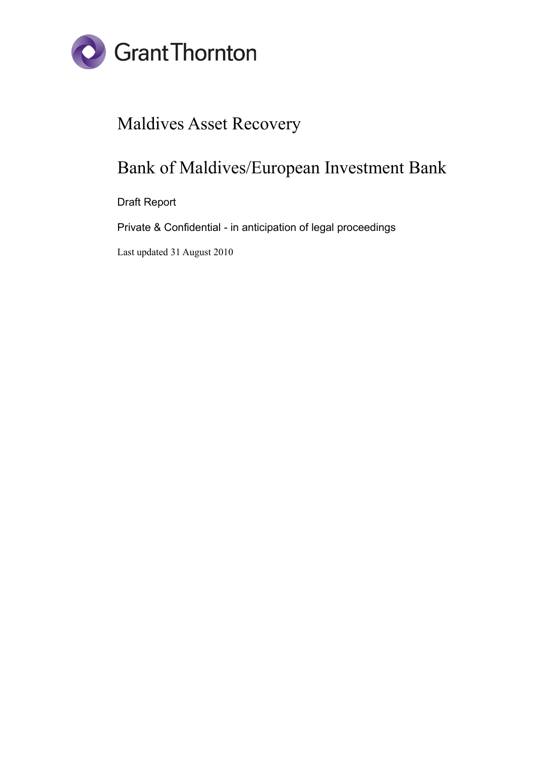Grant Thornton

# Maldives Asset Recovery

# Bank of Maldives/European Investment Bank

Draft Report

Private & Confidential - in anticipation of legal proceedings

Last updated 31 August 2010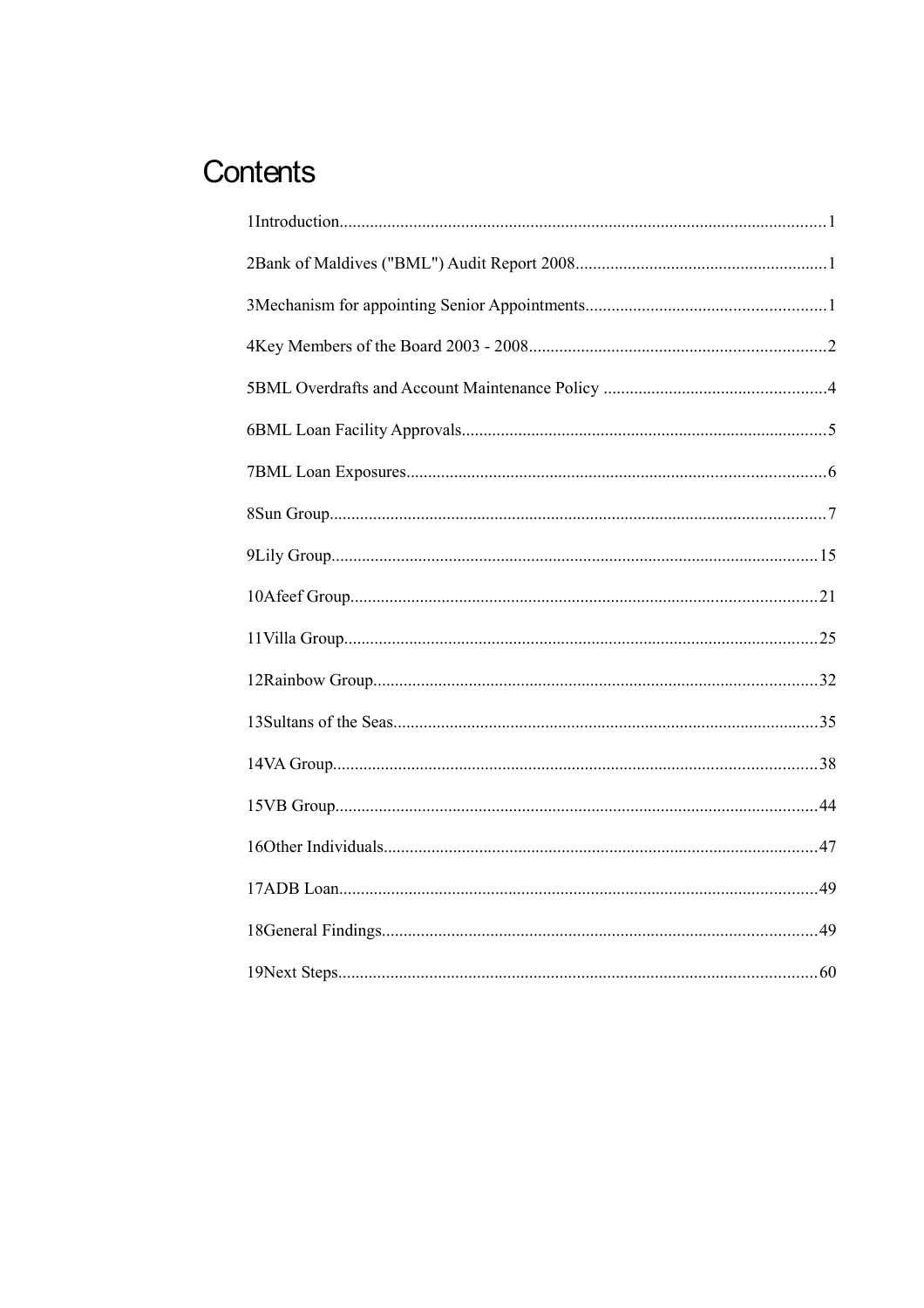# Contents

1Introduction.............................................................................................................1

2Bank of Maldives ("BML") Audit Report 2008.........................................................1

3Mechanism for appointing Senior Appointments.......................................................1

4Key Members of the Board 2003 - 2008....................................................................2

5BML Overdrafts and Account Maintenance Policy ...................................................4

6BML Loan Facility Approvals...................................................................................5

7BML Loan Exposures................................................................................................6

8Sun Group..................................................................................................................7

9Lily Group...............................................................................................................15

10Afeef Group...........................................................................................................21

11Villa Group............................................................................................................25

12Rainbow Group......................................................................................................32

13Sultans of the Seas.................................................................................................35

14VA Group...............................................................................................................38

15VB Group...............................................................................................................44

16Other Individuals....................................................................................................47

17ADB Loan..............................................................................................................49

18General Findings....................................................................................................49

19Next Steps..............................................................................................................60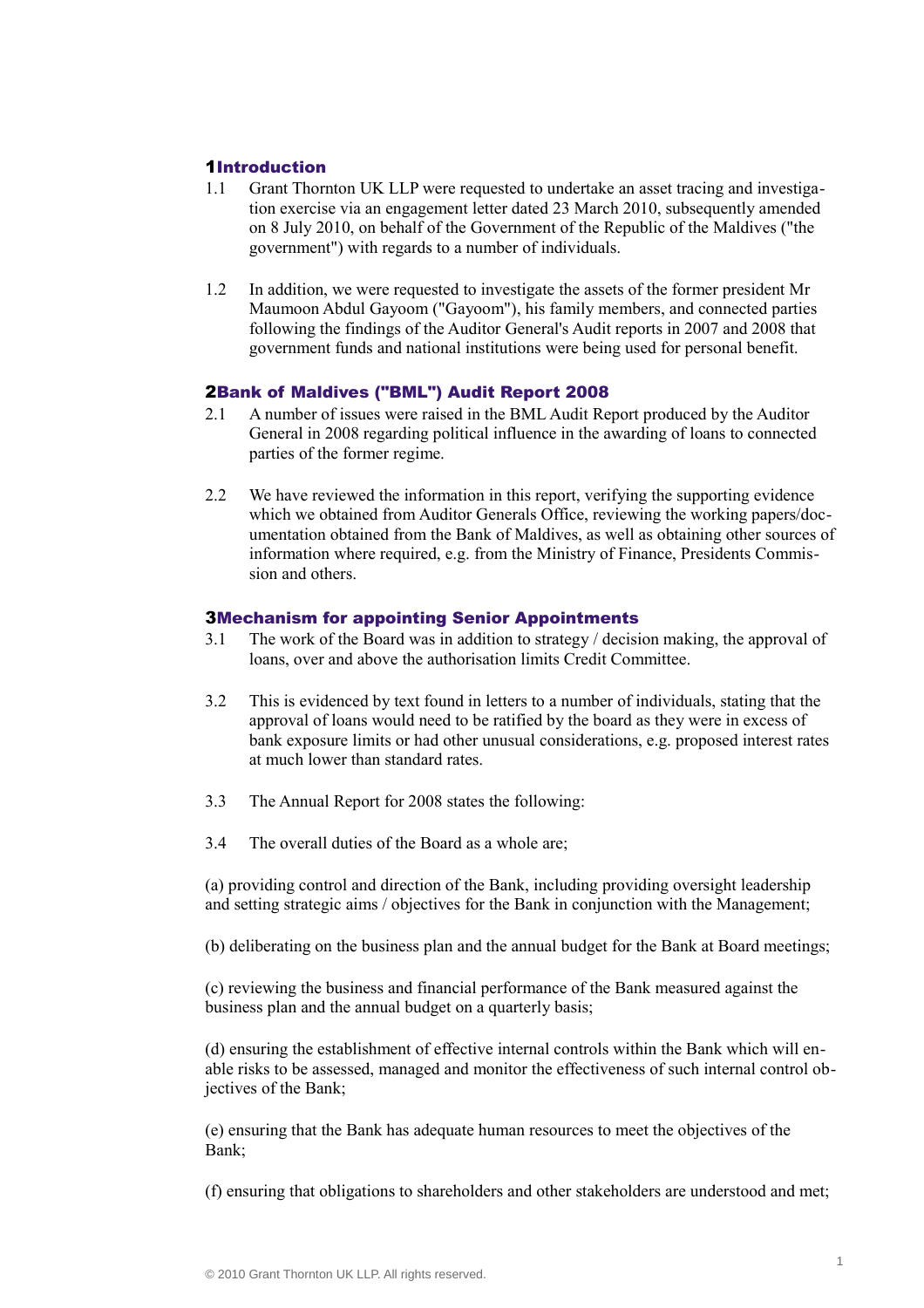## 1 Introduction

1.1 Grant Thornton UK LLP were requested to undertake an asset tracing and investigation exercise via an engagement letter dated 23 March 2010, subsequently amended on 8 July 2010, on behalf of the Government of the Republic of the Maldives ("the government") with regards to a number of individuals.

1.2 In addition, we were requested to investigate the assets of the former president Mr Maumoon Abdul Gayoom ("Gayoom"), his family members, and connected parties following the findings of the Auditor General's Audit reports in 2007 and 2008 that government funds and national institutions were being used for personal benefit.

## 2 Bank of Maldives ("BML") Audit Report 2008

2.1 A number of issues were raised in the BML Audit Report produced by the Auditor General in 2008 regarding political influence in the awarding of loans to connected parties of the former regime.

2.2 We have reviewed the information in this report, verifying the supporting evidence which we obtained from Auditor Generals Office, reviewing the working papers/documentation obtained from the Bank of Maldives, as well as obtaining other sources of information where required, e.g. from the Ministry of Finance, Presidents Commission and others.

## 3 Mechanism for appointing Senior Appointments

3.1 The work of the Board was in addition to strategy / decision making, the approval of loans, over and above the authorisation limits Credit Committee.

3.2 This is evidenced by text found in letters to a number of individuals, stating that the approval of loans would need to be ratified by the board as they were in excess of bank exposure limits or had other unusual considerations, e.g. proposed interest rates at much lower than standard rates.

3.3 The Annual Report for 2008 states the following:

3.4 The overall duties of the Board as a whole are;

(a) providing control and direction of the Bank, including providing oversight leadership and setting strategic aims / objectives for the Bank in conjunction with the Management;

(b) deliberating on the business plan and the annual budget for the Bank at Board meetings;

(c) reviewing the business and financial performance of the Bank measured against the business plan and the annual budget on a quarterly basis;

(d) ensuring the establishment of effective internal controls within the Bank which will enable risks to be assessed, managed and monitor the effectiveness of such internal control objectives of the Bank;

(e) ensuring that the Bank has adequate human resources to meet the objectives of the Bank;

(f) ensuring that obligations to shareholders and other stakeholders are understood and met;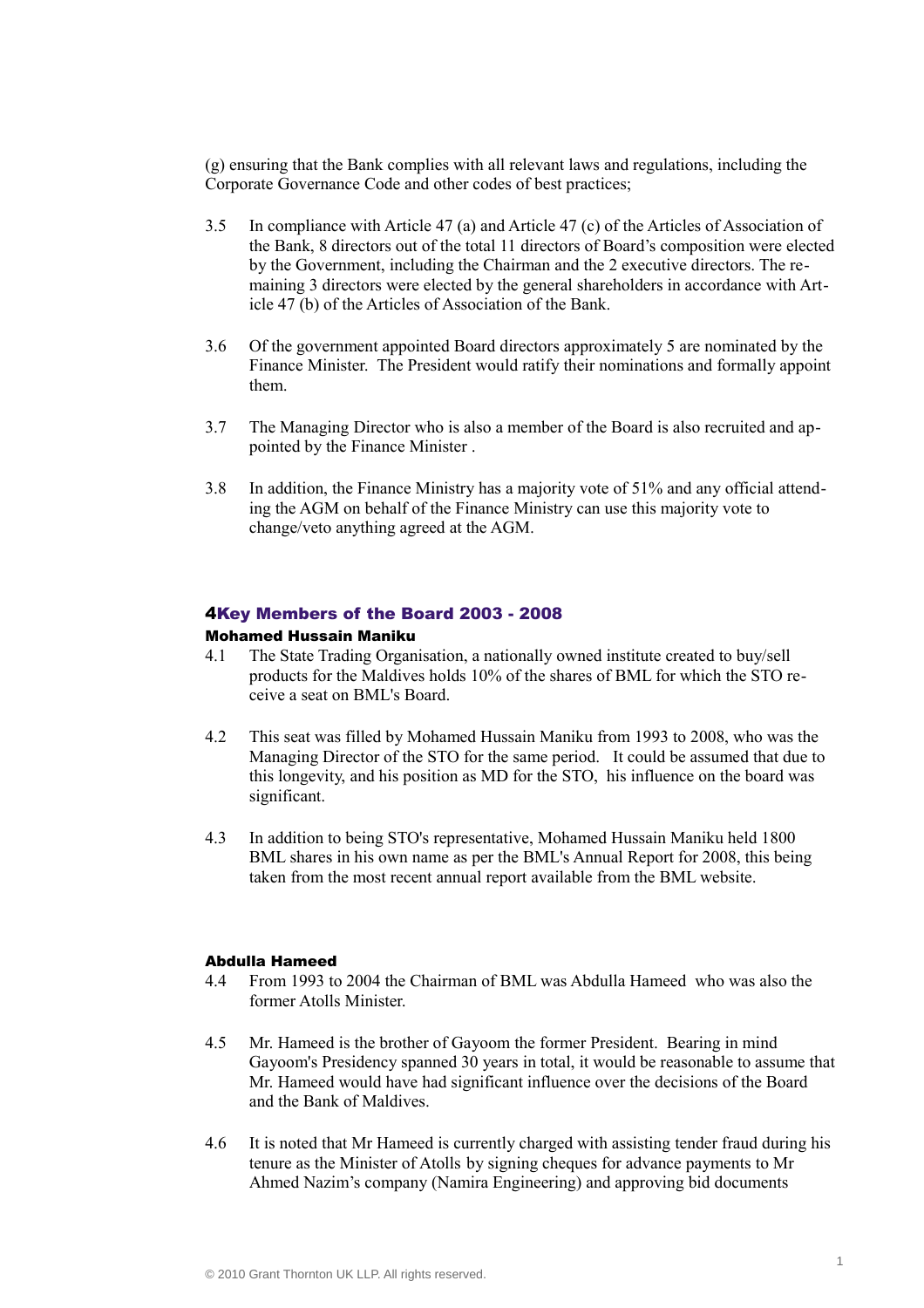(g) ensuring that the Bank complies with all relevant laws and regulations, including the Corporate Governance Code and other codes of best practices;

3.5 In compliance with Article 47 (a) and Article 47 (c) of the Articles of Association of the Bank, 8 directors out of the total 11 directors of Board's composition were elected by the Government, including the Chairman and the 2 executive directors. The remaining 3 directors were elected by the general shareholders in accordance with Article 47 (b) of the Articles of Association of the Bank.

3.6 Of the government appointed Board directors approximately 5 are nominated by the Finance Minister. The President would ratify their nominations and formally appoint them.

3.7 The Managing Director who is also a member of the Board is also recruited and appointed by the Finance Minister .

3.8 In addition, the Finance Ministry has a majority vote of 51% and any official attending the AGM on behalf of the Finance Ministry can use this majority vote to change/veto anything agreed at the AGM.

## 4 Key Members of the Board 2003 - 2008

### Mohamed Hussain Maniku

4.1 The State Trading Organisation, a nationally owned institute created to buy/sell products for the Maldives holds 10% of the shares of BML for which the STO receive a seat on BML's Board.

4.2 This seat was filled by Mohamed Hussain Maniku from 1993 to 2008, who was the Managing Director of the STO for the same period. It could be assumed that due to this longevity, and his position as MD for the STO, his influence on the board was significant.

4.3 In addition to being STO's representative, Mohamed Hussain Maniku held 1800 BML shares in his own name as per the BML's Annual Report for 2008, this being taken from the most recent annual report available from the BML website.

### Abdulla Hameed

4.4 From 1993 to 2004 the Chairman of BML was Abdulla Hameed who was also the former Atolls Minister.

4.5 Mr. Hameed is the brother of Gayoom the former President. Bearing in mind Gayoom's Presidency spanned 30 years in total, it would be reasonable to assume that Mr. Hameed would have had significant influence over the decisions of the Board and the Bank of Maldives.

4.6 It is noted that Mr Hameed is currently charged with assisting tender fraud during his tenure as the Minister of Atolls by signing cheques for advance payments to Mr Ahmed Nazim's company (Namira Engineering) and approving bid documents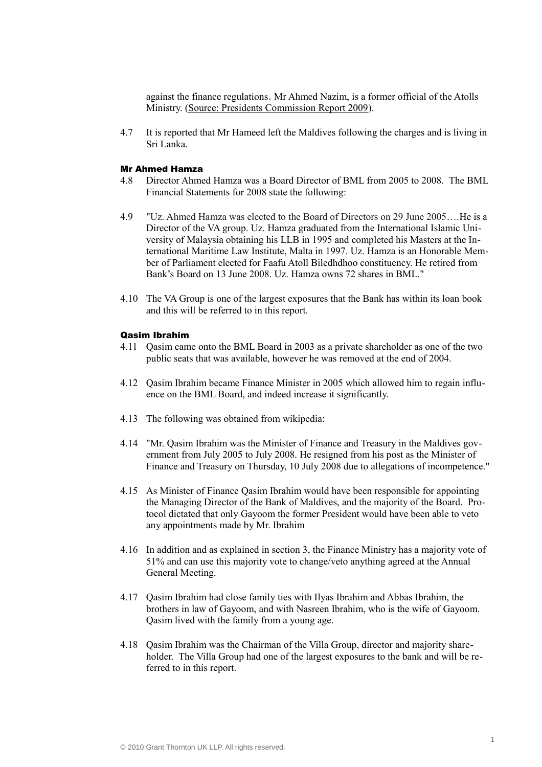against the finance regulations. Mr Ahmed Nazim, is a former official of the Atolls Ministry. (Source: Presidents Commission Report 2009).

4.7 It is reported that Mr Hameed left the Maldives following the charges and is living in Sri Lanka.

### Mr Ahmed Hamza

4.8 Director Ahmed Hamza was a Board Director of BML from 2005 to 2008. The BML Financial Statements for 2008 state the following:

4.9 "Uz. Ahmed Hamza was elected to the Board of Directors on 29 June 2005….He is a Director of the VA group. Uz. Hamza graduated from the International Islamic University of Malaysia obtaining his LLB in 1995 and completed his Masters at the International Maritime Law Institute, Malta in 1997. Uz. Hamza is an Honorable Member of Parliament elected for Faafu Atoll Biledhdhoo constituency. He retired from Bank's Board on 13 June 2008. Uz. Hamza owns 72 shares in BML."

4.10 The VA Group is one of the largest exposures that the Bank has within its loan book and this will be referred to in this report.

### Qasim Ibrahim

4.11 Qasim came onto the BML Board in 2003 as a private shareholder as one of the two public seats that was available, however he was removed at the end of 2004.

4.12 Qasim Ibrahim became Finance Minister in 2005 which allowed him to regain influence on the BML Board, and indeed increase it significantly.

4.13 The following was obtained from wikipedia:

4.14 "Mr. Qasim Ibrahim was the Minister of Finance and Treasury in the Maldives government from July 2005 to July 2008. He resigned from his post as the Minister of Finance and Treasury on Thursday, 10 July 2008 due to allegations of incompetence."

4.15 As Minister of Finance Qasim Ibrahim would have been responsible for appointing the Managing Director of the Bank of Maldives, and the majority of the Board. Protocol dictated that only Gayoom the former President would have been able to veto any appointments made by Mr. Ibrahim

4.16 In addition and as explained in section 3, the Finance Ministry has a majority vote of 51% and can use this majority vote to change/veto anything agreed at the Annual General Meeting.

4.17 Qasim Ibrahim had close family ties with Ilyas Ibrahim and Abbas Ibrahim, the brothers in law of Gayoom, and with Nasreen Ibrahim, who is the wife of Gayoom. Qasim lived with the family from a young age.

4.18 Qasim Ibrahim was the Chairman of the Villa Group, director and majority shareholder. The Villa Group had one of the largest exposures to the bank and will be referred to in this report.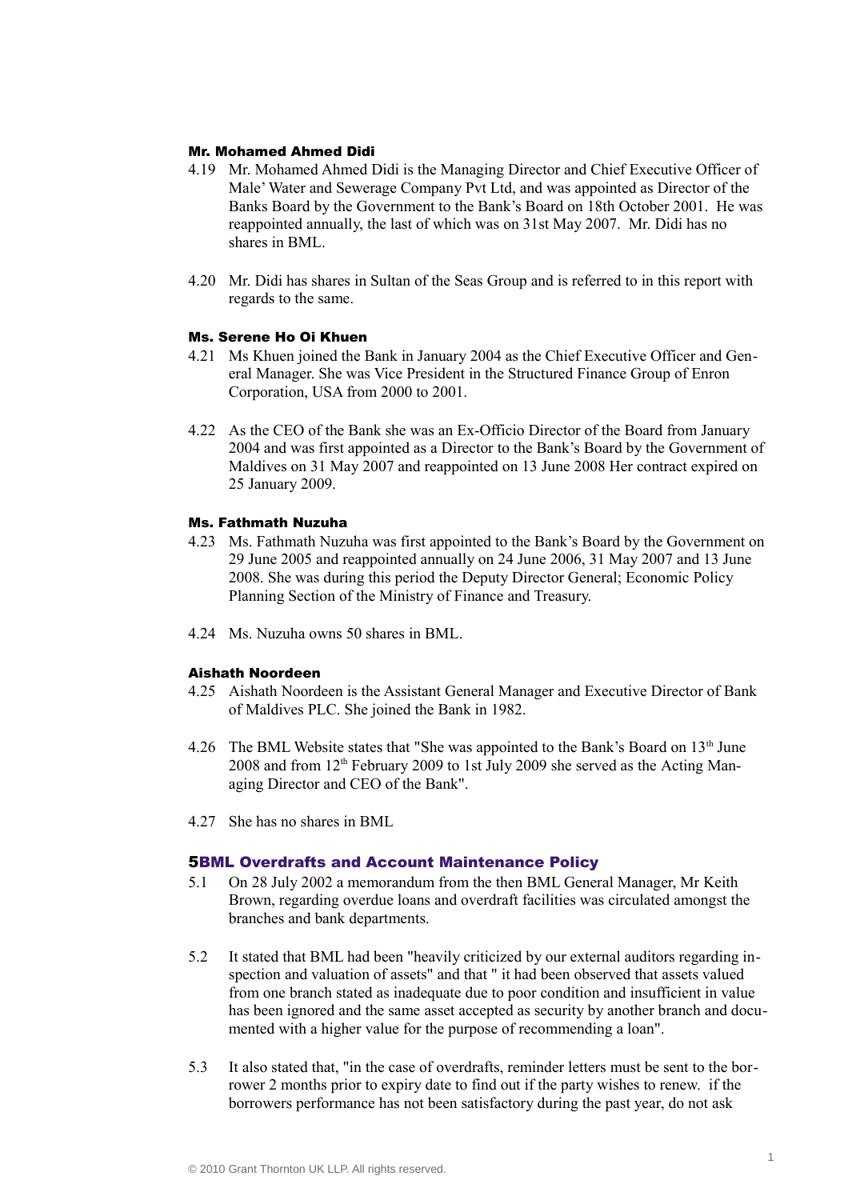#### Mr. Mohamed Ahmed Didi

4.19 Mr. Mohamed Ahmed Didi is the Managing Director and Chief Executive Officer of Male' Water and Sewerage Company Pvt Ltd, and was appointed as Director of the Banks Board by the Government to the Bank's Board on 18th October 2001. He was reappointed annually, the last of which was on 31st May 2007. Mr. Didi has no shares in BML.

4.20 Mr. Didi has shares in Sultan of the Seas Group and is referred to in this report with regards to the same.

#### Ms. Serene Ho Oi Khuen

4.21 Ms Khuen joined the Bank in January 2004 as the Chief Executive Officer and General Manager. She was Vice President in the Structured Finance Group of Enron Corporation, USA from 2000 to 2001.

4.22 As the CEO of the Bank she was an Ex-Officio Director of the Board from January 2004 and was first appointed as a Director to the Bank's Board by the Government of Maldives on 31 May 2007 and reappointed on 13 June 2008 Her contract expired on 25 January 2009.

#### Ms. Fathmath Nuzuha

4.23 Ms. Fathmath Nuzuha was first appointed to the Bank's Board by the Government on 29 June 2005 and reappointed annually on 24 June 2006, 31 May 2007 and 13 June 2008. She was during this period the Deputy Director General; Economic Policy Planning Section of the Ministry of Finance and Treasury.

4.24 Ms. Nuzuha owns 50 shares in BML.

#### Aishath Noordeen

4.25 Aishath Noordeen is the Assistant General Manager and Executive Director of Bank of Maldives PLC. She joined the Bank in 1982.

4.26 The BML Website states that "She was appointed to the Bank's Board on 13th June 2008 and from 12th February 2009 to 1st July 2009 she served as the Acting Managing Director and CEO of the Bank".

4.27 She has no shares in BML

## 5 BML Overdrafts and Account Maintenance Policy

5.1 On 28 July 2002 a memorandum from the then BML General Manager, Mr Keith Brown, regarding overdue loans and overdraft facilities was circulated amongst the branches and bank departments.

5.2 It stated that BML had been "heavily criticized by our external auditors regarding inspection and valuation of assets" and that " it had been observed that assets valued from one branch stated as inadequate due to poor condition and insufficient in value has been ignored and the same asset accepted as security by another branch and documented with a higher value for the purpose of recommending a loan".

5.3 It also stated that, "in the case of overdrafts, reminder letters must be sent to the borrower 2 months prior to expiry date to find out if the party wishes to renew. if the borrowers performance has not been satisfactory during the past year, do not ask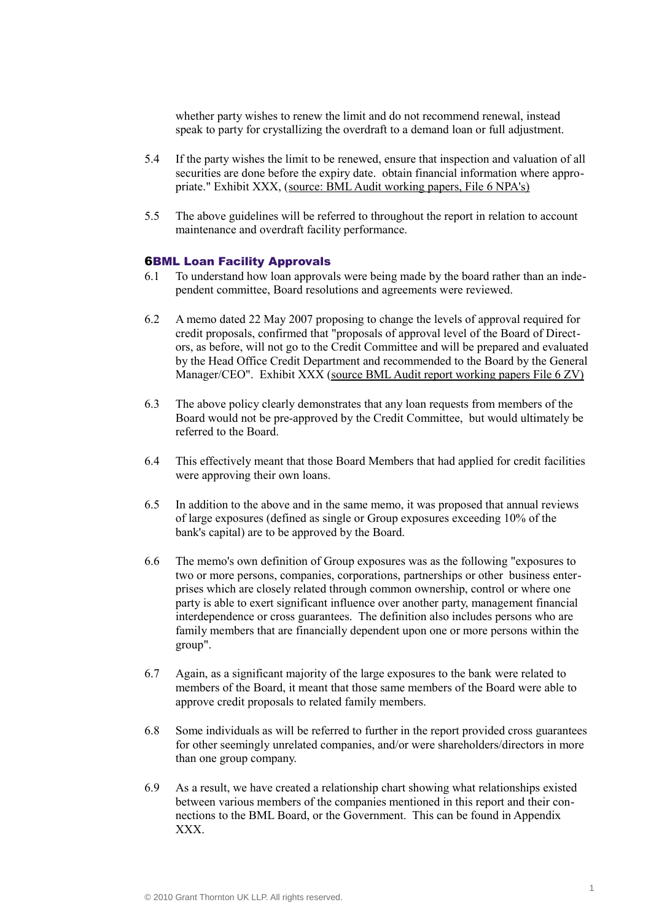whether party wishes to renew the limit and do not recommend renewal, instead speak to party for crystallizing the overdraft to a demand loan or full adjustment.

5.4 If the party wishes the limit to be renewed, ensure that inspection and valuation of all securities are done before the expiry date. obtain financial information where appropriate." Exhibit XXX, (source: BML Audit working papers, File 6 NPA's)

5.5 The above guidelines will be referred to throughout the report in relation to account maintenance and overdraft facility performance.

## 6 BML Loan Facility Approvals

6.1 To understand how loan approvals were being made by the board rather than an independent committee, Board resolutions and agreements were reviewed.

6.2 A memo dated 22 May 2007 proposing to change the levels of approval required for credit proposals, confirmed that "proposals of approval level of the Board of Directors, as before, will not go to the Credit Committee and will be prepared and evaluated by the Head Office Credit Department and recommended to the Board by the General Manager/CEO". Exhibit XXX (source BML Audit report working papers File 6 ZV)

6.3 The above policy clearly demonstrates that any loan requests from members of the Board would not be pre-approved by the Credit Committee, but would ultimately be referred to the Board.

6.4 This effectively meant that those Board Members that had applied for credit facilities were approving their own loans.

6.5 In addition to the above and in the same memo, it was proposed that annual reviews of large exposures (defined as single or Group exposures exceeding 10% of the bank's capital) are to be approved by the Board.

6.6 The memo's own definition of Group exposures was as the following "exposures to two or more persons, companies, corporations, partnerships or other business enterprises which are closely related through common ownership, control or where one party is able to exert significant influence over another party, management financial interdependence or cross guarantees. The definition also includes persons who are family members that are financially dependent upon one or more persons within the group".

6.7 Again, as a significant majority of the large exposures to the bank were related to members of the Board, it meant that those same members of the Board were able to approve credit proposals to related family members.

6.8 Some individuals as will be referred to further in the report provided cross guarantees for other seemingly unrelated companies, and/or were shareholders/directors in more than one group company.

6.9 As a result, we have created a relationship chart showing what relationships existed between various members of the companies mentioned in this report and their connections to the BML Board, or the Government. This can be found in Appendix XXX.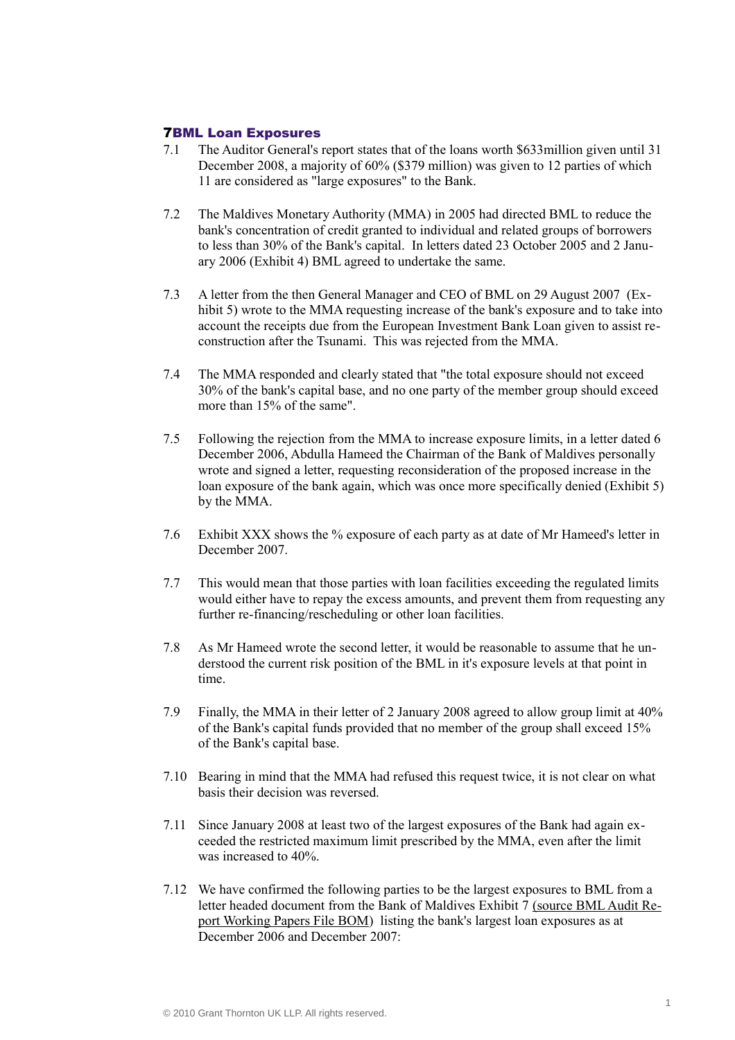## 7 BML Loan Exposures

7.1 The Auditor General's report states that of the loans worth $633million given until 31 December 2008, a majority of 60% ($379 million) was given to 12 parties of which 11 are considered as "large exposures" to the Bank.

7.2 The Maldives Monetary Authority (MMA) in 2005 had directed BML to reduce the bank's concentration of credit granted to individual and related groups of borrowers to less than 30% of the Bank's capital. In letters dated 23 October 2005 and 2 January 2006 (Exhibit 4) BML agreed to undertake the same.

7.3 A letter from the then General Manager and CEO of BML on 29 August 2007 (Exhibit 5) wrote to the MMA requesting increase of the bank's exposure and to take into account the receipts due from the European Investment Bank Loan given to assist reconstruction after the Tsunami. This was rejected from the MMA.

7.4 The MMA responded and clearly stated that "the total exposure should not exceed 30% of the bank's capital base, and no one party of the member group should exceed more than 15% of the same".

7.5 Following the rejection from the MMA to increase exposure limits, in a letter dated 6 December 2006, Abdulla Hameed the Chairman of the Bank of Maldives personally wrote and signed a letter, requesting reconsideration of the proposed increase in the loan exposure of the bank again, which was once more specifically denied (Exhibit 5) by the MMA.

7.6 Exhibit XXX shows the % exposure of each party as at date of Mr Hameed's letter in December 2007.

7.7 This would mean that those parties with loan facilities exceeding the regulated limits would either have to repay the excess amounts, and prevent them from requesting any further re-financing/rescheduling or other loan facilities.

7.8 As Mr Hameed wrote the second letter, it would be reasonable to assume that he understood the current risk position of the BML in it's exposure levels at that point in time.

7.9 Finally, the MMA in their letter of 2 January 2008 agreed to allow group limit at 40% of the Bank's capital funds provided that no member of the group shall exceed 15% of the Bank's capital base.

7.10 Bearing in mind that the MMA had refused this request twice, it is not clear on what basis their decision was reversed.

7.11 Since January 2008 at least two of the largest exposures of the Bank had again exceeded the restricted maximum limit prescribed by the MMA, even after the limit was increased to 40%.

7.12 We have confirmed the following parties to be the largest exposures to BML from a letter headed document from the Bank of Maldives Exhibit 7 (source BML Audit Report Working Papers File BOM) listing the bank's largest loan exposures as at December 2006 and December 2007: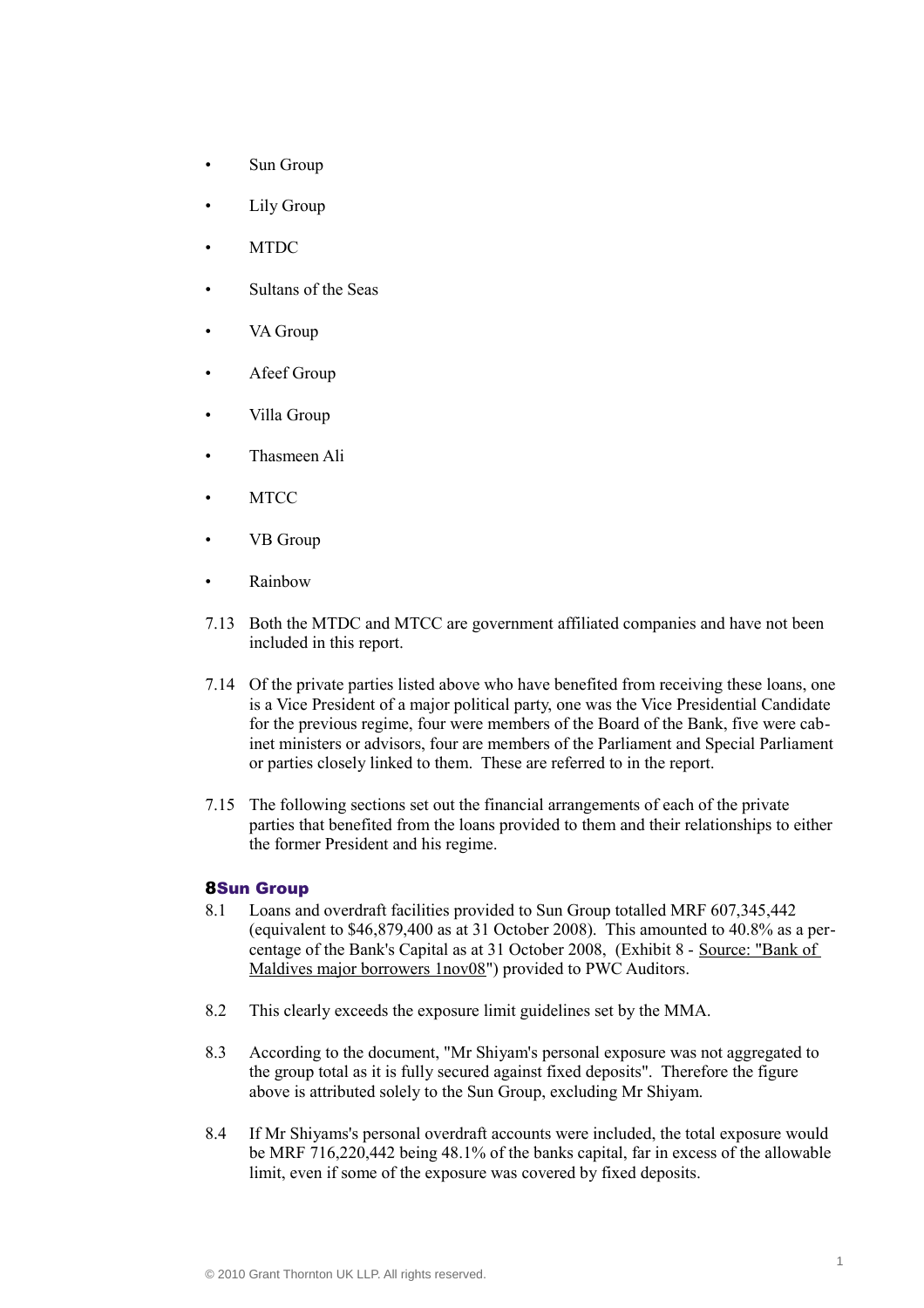- Sun Group
- Lily Group
- MTDC
- Sultans of the Seas
- VA Group
- Afeef Group
- Villa Group
- Thasmeen Ali
- MTCC
- VB Group
- Rainbow

7.13 Both the MTDC and MTCC are government affiliated companies and have not been included in this report.

7.14 Of the private parties listed above who have benefited from receiving these loans, one is a Vice President of a major political party, one was the Vice Presidential Candidate for the previous regime, four were members of the Board of the Bank, five were cabinet ministers or advisors, four are members of the Parliament and Special Parliament or parties closely linked to them. These are referred to in the report.

7.15 The following sections set out the financial arrangements of each of the private parties that benefited from the loans provided to them and their relationships to either the former President and his regime.

## 8 Sun Group

8.1 Loans and overdraft facilities provided to Sun Group totalled MRF 607,345,442 (equivalent to $46,879,400 as at 31 October 2008). This amounted to 40.8% as a percentage of the Bank's Capital as at 31 October 2008, (Exhibit 8 - Source: "Bank of Maldives major borrowers 1nov08") provided to PWC Auditors.

8.2 This clearly exceeds the exposure limit guidelines set by the MMA.

8.3 According to the document, "Mr Shiyam's personal exposure was not aggregated to the group total as it is fully secured against fixed deposits". Therefore the figure above is attributed solely to the Sun Group, excluding Mr Shiyam.

8.4 If Mr Shiyams's personal overdraft accounts were included, the total exposure would be MRF 716,220,442 being 48.1% of the banks capital, far in excess of the allowable limit, even if some of the exposure was covered by fixed deposits.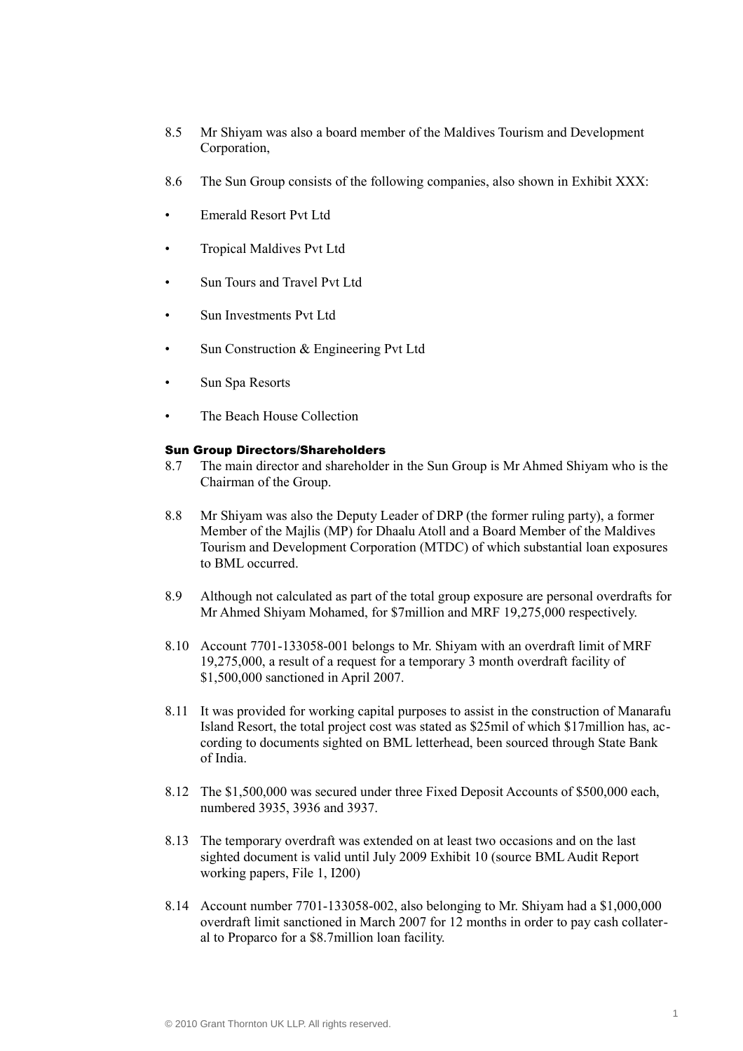8.5 Mr Shiyam was also a board member of the Maldives Tourism and Development Corporation,

8.6 The Sun Group consists of the following companies, also shown in Exhibit XXX:

- Emerald Resort Pvt Ltd
- Tropical Maldives Pvt Ltd
- Sun Tours and Travel Pvt Ltd
- Sun Investments Pvt Ltd
- Sun Construction & Engineering Pvt Ltd
- Sun Spa Resorts
- The Beach House Collection

### Sun Group Directors/Shareholders

8.7 The main director and shareholder in the Sun Group is Mr Ahmed Shiyam who is the Chairman of the Group.

8.8 Mr Shiyam was also the Deputy Leader of DRP (the former ruling party), a former Member of the Majlis (MP) for Dhaalu Atoll and a Board Member of the Maldives Tourism and Development Corporation (MTDC) of which substantial loan exposures to BML occurred.

8.9 Although not calculated as part of the total group exposure are personal overdrafts for Mr Ahmed Shiyam Mohamed, for $7million and MRF 19,275,000 respectively.

8.10 Account 7701-133058-001 belongs to Mr. Shiyam with an overdraft limit of MRF 19,275,000, a result of a request for a temporary 3 month overdraft facility of $1,500,000 sanctioned in April 2007.

8.11 It was provided for working capital purposes to assist in the construction of Manarafu Island Resort, the total project cost was stated as $25mil of which $17million has, according to documents sighted on BML letterhead, been sourced through State Bank of India.

8.12 The $1,500,000 was secured under three Fixed Deposit Accounts of $500,000 each, numbered 3935, 3936 and 3937.

8.13 The temporary overdraft was extended on at least two occasions and on the last sighted document is valid until July 2009 Exhibit 10 (source BML Audit Report working papers, File 1, I200)

8.14 Account number 7701-133058-002, also belonging to Mr. Shiyam had a $1,000,000 overdraft limit sanctioned in March 2007 for 12 months in order to pay cash collateral to Proparco for a $8.7million loan facility.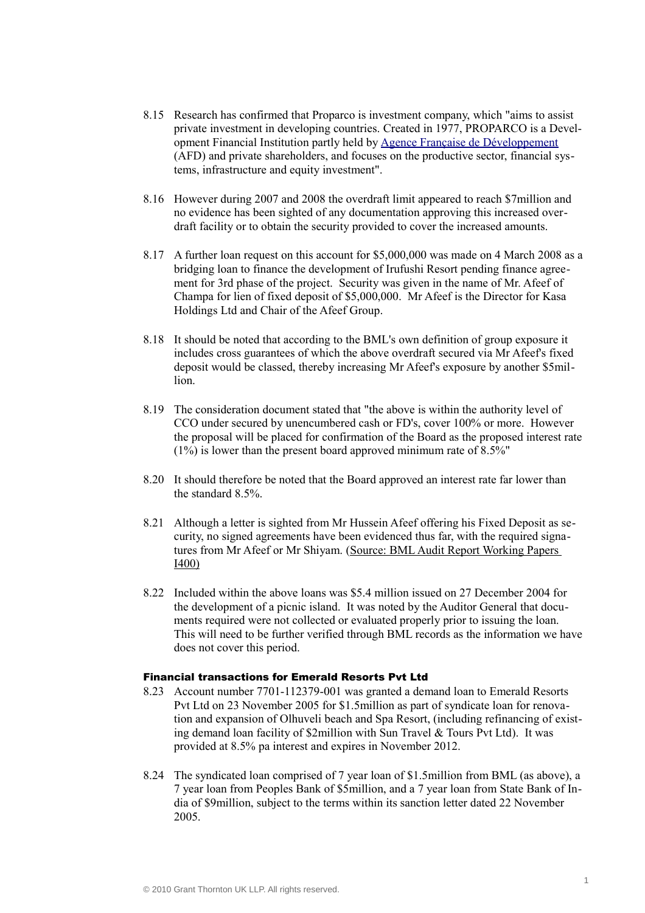8.15 Research has confirmed that Proparco is investment company, which "aims to assist private investment in developing countries. Created in 1977, PROPARCO is a Development Financial Institution partly held by [Agence Française de Développement] (AFD) and private shareholders, and focuses on the productive sector, financial systems, infrastructure and equity investment".

8.16 However during 2007 and 2008 the overdraft limit appeared to reach $7million and no evidence has been sighted of any documentation approving this increased overdraft facility or to obtain the security provided to cover the increased amounts.

8.17 A further loan request on this account for $5,000,000 was made on 4 March 2008 as a bridging loan to finance the development of Irufushi Resort pending finance agreement for 3rd phase of the project. Security was given in the name of Mr. Afeef of Champa for lien of fixed deposit of $5,000,000. Mr Afeef is the Director for Kasa Holdings Ltd and Chair of the Afeef Group.

8.18 It should be noted that according to the BML's own definition of group exposure it includes cross guarantees of which the above overdraft secured via Mr Afeef's fixed deposit would be classed, thereby increasing Mr Afeef's exposure by another $5million.

8.19 The consideration document stated that "the above is within the authority level of CCO under secured by unencumbered cash or FD's, cover 100% or more. However the proposal will be placed for confirmation of the Board as the proposed interest rate (1%) is lower than the present board approved minimum rate of 8.5%"

8.20 It should therefore be noted that the Board approved an interest rate far lower than the standard 8.5%.

8.21 Although a letter is sighted from Mr Hussein Afeef offering his Fixed Deposit as security, no signed agreements have been evidenced thus far, with the required signatures from Mr Afeef or Mr Shiyam. (Source: BML Audit Report Working Papers I400)

8.22 Included within the above loans was $5.4 million issued on 27 December 2004 for the development of a picnic island. It was noted by the Auditor General that documents required were not collected or evaluated properly prior to issuing the loan. This will need to be further verified through BML records as the information we have does not cover this period.

#### Financial transactions for Emerald Resorts Pvt Ltd

8.23 Account number 7701-112379-001 was granted a demand loan to Emerald Resorts Pvt Ltd on 23 November 2005 for $1.5million as part of syndicate loan for renovation and expansion of Olhuveli beach and Spa Resort, (including refinancing of existing demand loan facility of $2million with Sun Travel & Tours Pvt Ltd). It was provided at 8.5% pa interest and expires in November 2012.

8.24 The syndicated loan comprised of 7 year loan of $1.5million from BML (as above), a 7 year loan from Peoples Bank of $5million, and a 7 year loan from State Bank of India of $9million, subject to the terms within its sanction letter dated 22 November 2005.

© 2010 Grant Thornton UK LLP. All rights reserved.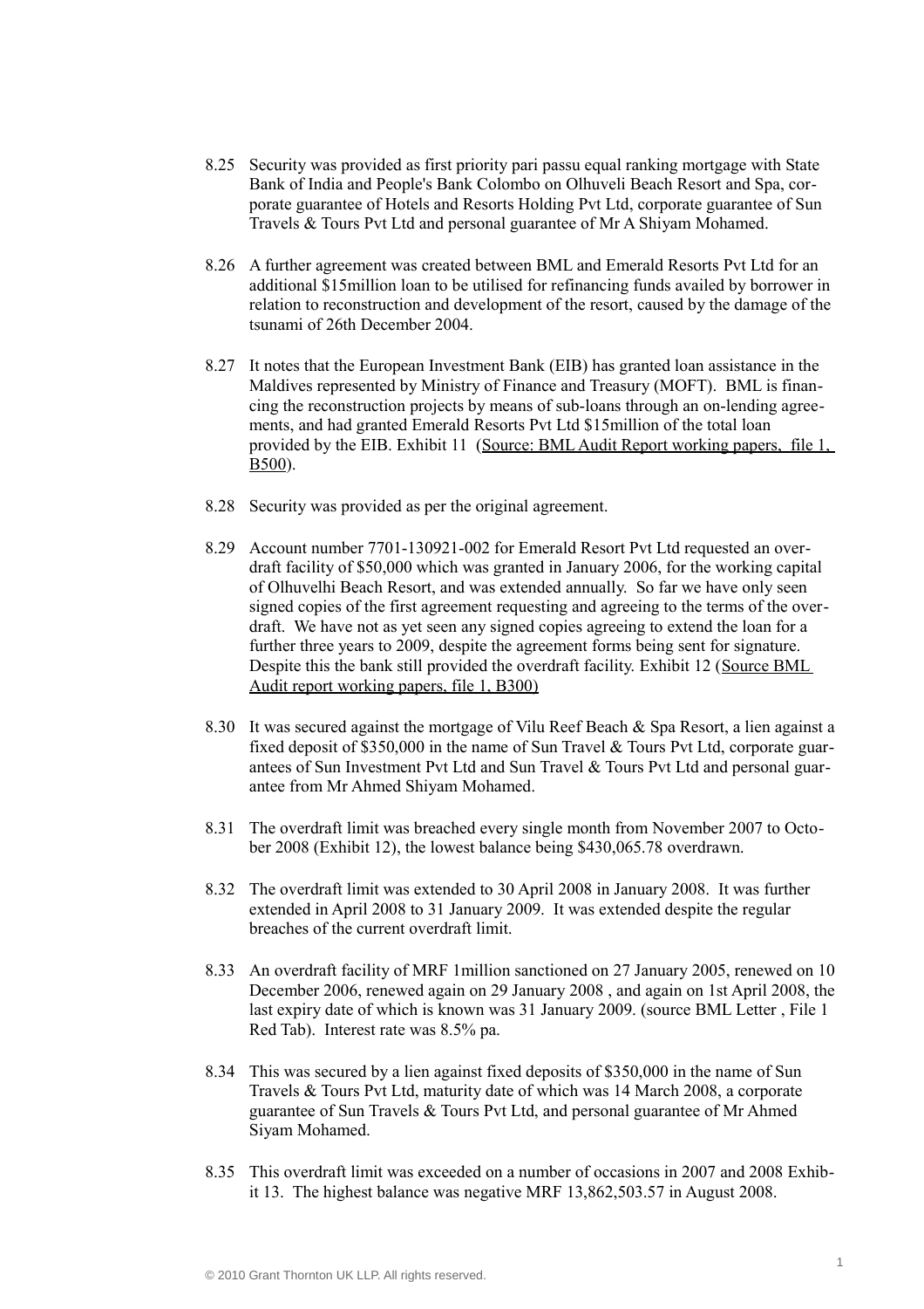8.25 Security was provided as first priority pari passu equal ranking mortgage with State Bank of India and People's Bank Colombo on Olhuveli Beach Resort and Spa, corporate guarantee of Hotels and Resorts Holding Pvt Ltd, corporate guarantee of Sun Travels & Tours Pvt Ltd and personal guarantee of Mr A Shiyam Mohamed.

8.26 A further agreement was created between BML and Emerald Resorts Pvt Ltd for an additional $15million loan to be utilised for refinancing funds availed by borrower in relation to reconstruction and development of the resort, caused by the damage of the tsunami of 26th December 2004.

8.27 It notes that the European Investment Bank (EIB) has granted loan assistance in the Maldives represented by Ministry of Finance and Treasury (MOFT). BML is financing the reconstruction projects by means of sub-loans through an on-lending agreements, and had granted Emerald Resorts Pvt Ltd $15million of the total loan provided by the EIB. Exhibit 11 (Source: BML Audit Report working papers, file 1, B500).

8.28 Security was provided as per the original agreement.

8.29 Account number 7701-130921-002 for Emerald Resort Pvt Ltd requested an overdraft facility of $50,000 which was granted in January 2006, for the working capital of Olhuvelhi Beach Resort, and was extended annually. So far we have only seen signed copies of the first agreement requesting and agreeing to the terms of the overdraft. We have not as yet seen any signed copies agreeing to extend the loan for a further three years to 2009, despite the agreement forms being sent for signature. Despite this the bank still provided the overdraft facility. Exhibit 12 (Source BML Audit report working papers, file 1, B300)

8.30 It was secured against the mortgage of Vilu Reef Beach & Spa Resort, a lien against a fixed deposit of $350,000 in the name of Sun Travel & Tours Pvt Ltd, corporate guarantees of Sun Investment Pvt Ltd and Sun Travel & Tours Pvt Ltd and personal guarantee from Mr Ahmed Shiyam Mohamed.

8.31 The overdraft limit was breached every single month from November 2007 to October 2008 (Exhibit 12), the lowest balance being $430,065.78 overdrawn.

8.32 The overdraft limit was extended to 30 April 2008 in January 2008. It was further extended in April 2008 to 31 January 2009. It was extended despite the regular breaches of the current overdraft limit.

8.33 An overdraft facility of MRF 1million sanctioned on 27 January 2005, renewed on 10 December 2006, renewed again on 29 January 2008 , and again on 1st April 2008, the last expiry date of which is known was 31 January 2009. (source BML Letter , File 1 Red Tab). Interest rate was 8.5% pa.

8.34 This was secured by a lien against fixed deposits of $350,000 in the name of Sun Travels & Tours Pvt Ltd, maturity date of which was 14 March 2008, a corporate guarantee of Sun Travels & Tours Pvt Ltd, and personal guarantee of Mr Ahmed Siyam Mohamed.

8.35 This overdraft limit was exceeded on a number of occasions in 2007 and 2008 Exhibit 13. The highest balance was negative MRF 13,862,503.57 in August 2008.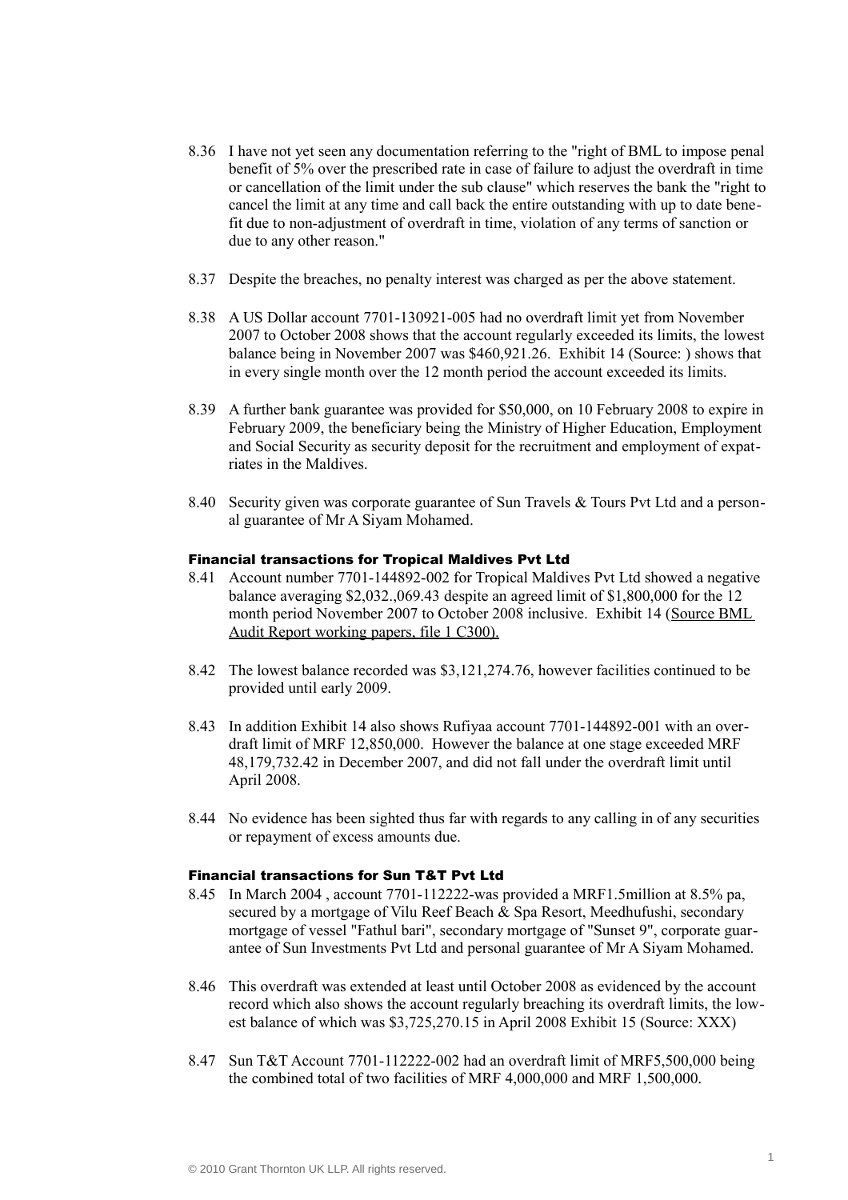8.36 I have not yet seen any documentation referring to the "right of BML to impose penal benefit of 5% over the prescribed rate in case of failure to adjust the overdraft in time or cancellation of the limit under the sub clause" which reserves the bank the "right to cancel the limit at any time and call back the entire outstanding with up to date benefit due to non-adjustment of overdraft in time, violation of any terms of sanction or due to any other reason."

8.37 Despite the breaches, no penalty interest was charged as per the above statement.

8.38 A US Dollar account 7701-130921-005 had no overdraft limit yet from November 2007 to October 2008 shows that the account regularly exceeded its limits, the lowest balance being in November 2007 was $460,921.26. Exhibit 14 (Source: ) shows that in every single month over the 12 month period the account exceeded its limits.

8.39 A further bank guarantee was provided for $50,000, on 10 February 2008 to expire in February 2009, the beneficiary being the Ministry of Higher Education, Employment and Social Security as security deposit for the recruitment and employment of expatriates in the Maldives.

8.40 Security given was corporate guarantee of Sun Travels & Tours Pvt Ltd and a personal guarantee of Mr A Siyam Mohamed.

### Financial transactions for Tropical Maldives Pvt Ltd

8.41 Account number 7701-144892-002 for Tropical Maldives Pvt Ltd showed a negative balance averaging $2,032.,069.43 despite an agreed limit of $1,800,000 for the 12 month period November 2007 to October 2008 inclusive. Exhibit 14 (Source BML Audit Report working papers, file 1 C300).

8.42 The lowest balance recorded was $3,121,274.76, however facilities continued to be provided until early 2009.

8.43 In addition Exhibit 14 also shows Rufiyaa account 7701-144892-001 with an overdraft limit of MRF 12,850,000. However the balance at one stage exceeded MRF 48,179,732.42 in December 2007, and did not fall under the overdraft limit until April 2008.

8.44 No evidence has been sighted thus far with regards to any calling in of any securities or repayment of excess amounts due.

### Financial transactions for Sun T&T Pvt Ltd

8.45 In March 2004 , account 7701-112222-was provided a MRF1.5million at 8.5% pa, secured by a mortgage of Vilu Reef Beach & Spa Resort, Meedhufushi, secondary mortgage of vessel "Fathul bari", secondary mortgage of "Sunset 9", corporate guarantee of Sun Investments Pvt Ltd and personal guarantee of Mr A Siyam Mohamed.

8.46 This overdraft was extended at least until October 2008 as evidenced by the account record which also shows the account regularly breaching its overdraft limits, the lowest balance of which was $3,725,270.15 in April 2008 Exhibit 15 (Source: XXX)

8.47 Sun T&T Account 7701-112222-002 had an overdraft limit of MRF5,500,000 being the combined total of two facilities of MRF 4,000,000 and MRF 1,500,000.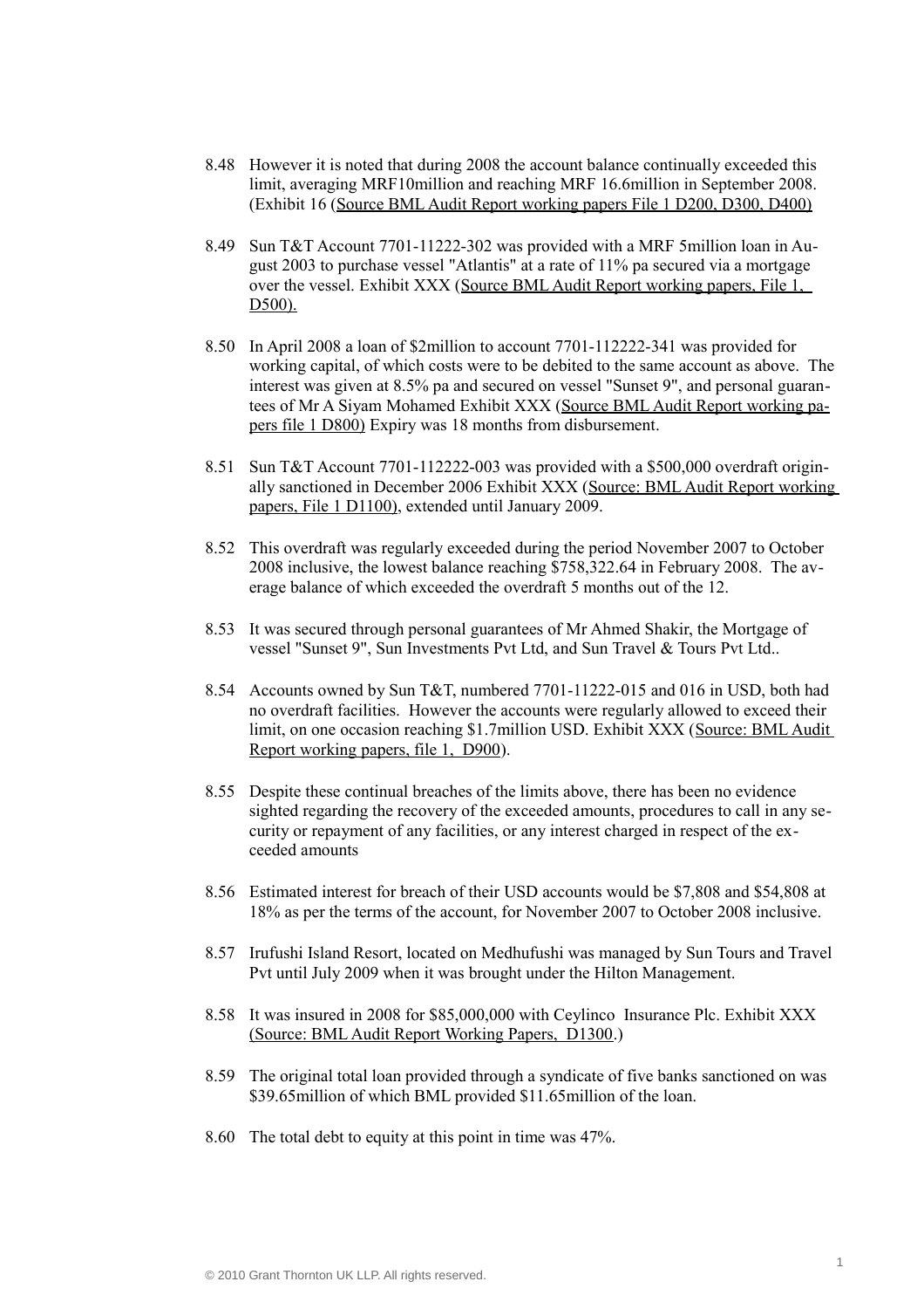8.48 However it is noted that during 2008 the account balance continually exceeded this limit, averaging MRF10million and reaching MRF 16.6million in September 2008. (Exhibit 16 (Source BML Audit Report working papers File 1 D200, D300, D400)

8.49 Sun T&T Account 7701-11222-302 was provided with a MRF 5million loan in August 2003 to purchase vessel "Atlantis" at a rate of 11% pa secured via a mortgage over the vessel. Exhibit XXX (Source BML Audit Report working papers, File 1, D500).

8.50 In April 2008 a loan of $2million to account 7701-112222-341 was provided for working capital, of which costs were to be debited to the same account as above. The interest was given at 8.5% pa and secured on vessel "Sunset 9", and personal guarantees of Mr A Siyam Mohamed Exhibit XXX (Source BML Audit Report working papers file 1 D800) Expiry was 18 months from disbursement.

8.51 Sun T&T Account 7701-112222-003 was provided with a $500,000 overdraft originally sanctioned in December 2006 Exhibit XXX (Source: BML Audit Report working papers, File 1 D1100), extended until January 2009.

8.52 This overdraft was regularly exceeded during the period November 2007 to October 2008 inclusive, the lowest balance reaching $758,322.64 in February 2008. The average balance of which exceeded the overdraft 5 months out of the 12.

8.53 It was secured through personal guarantees of Mr Ahmed Shakir, the Mortgage of vessel "Sunset 9", Sun Investments Pvt Ltd, and Sun Travel & Tours Pvt Ltd..

8.54 Accounts owned by Sun T&T, numbered 7701-11222-015 and 016 in USD, both had no overdraft facilities. However the accounts were regularly allowed to exceed their limit, on one occasion reaching $1.7million USD. Exhibit XXX (Source: BML Audit Report working papers, file 1, D900).

8.55 Despite these continual breaches of the limits above, there has been no evidence sighted regarding the recovery of the exceeded amounts, procedures to call in any security or repayment of any facilities, or any interest charged in respect of the exceeded amounts

8.56 Estimated interest for breach of their USD accounts would be $7,808 and $54,808 at 18% as per the terms of the account, for November 2007 to October 2008 inclusive.

8.57 Irufushi Island Resort, located on Medhufushi was managed by Sun Tours and Travel Pvt until July 2009 when it was brought under the Hilton Management.

8.58 It was insured in 2008 for $85,000,000 with Ceylinco Insurance Plc. Exhibit XXX (Source: BML Audit Report Working Papers, D1300.)

8.59 The original total loan provided through a syndicate of five banks sanctioned on was $39.65million of which BML provided $11.65million of the loan.

8.60 The total debt to equity at this point in time was 47%.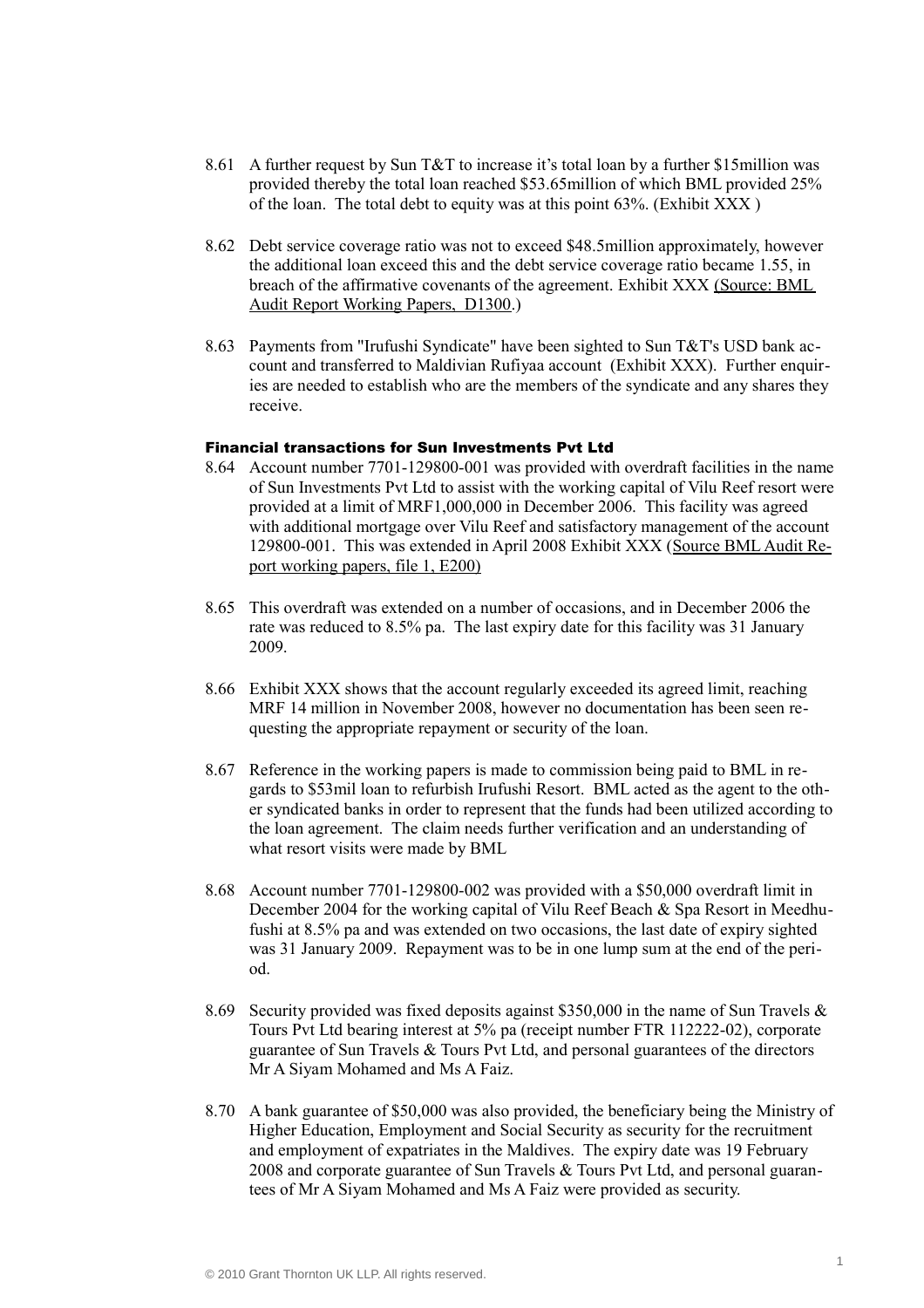8.61 A further request by Sun T&T to increase it's total loan by a further $15million was provided thereby the total loan reached $53.65million of which BML provided 25% of the loan. The total debt to equity was at this point 63%. (Exhibit XXX )

8.62 Debt service coverage ratio was not to exceed $48.5million approximately, however the additional loan exceed this and the debt service coverage ratio became 1.55, in breach of the affirmative covenants of the agreement. Exhibit XXX (Source: BML Audit Report Working Papers, D1300.)

8.63 Payments from "Irufushi Syndicate" have been sighted to Sun T&T's USD bank account and transferred to Maldivian Rufiyaa account (Exhibit XXX). Further enquiries are needed to establish who are the members of the syndicate and any shares they receive.

#### Financial transactions for Sun Investments Pvt Ltd

8.64 Account number 7701-129800-001 was provided with overdraft facilities in the name of Sun Investments Pvt Ltd to assist with the working capital of Vilu Reef resort were provided at a limit of MRF1,000,000 in December 2006. This facility was agreed with additional mortgage over Vilu Reef and satisfactory management of the account 129800-001. This was extended in April 2008 Exhibit XXX (Source BML Audit Report working papers, file 1, E200)

8.65 This overdraft was extended on a number of occasions, and in December 2006 the rate was reduced to 8.5% pa. The last expiry date for this facility was 31 January 2009.

8.66 Exhibit XXX shows that the account regularly exceeded its agreed limit, reaching MRF 14 million in November 2008, however no documentation has been seen requesting the appropriate repayment or security of the loan.

8.67 Reference in the working papers is made to commission being paid to BML in regards to $53mil loan to refurbish Irufushi Resort. BML acted as the agent to the other syndicated banks in order to represent that the funds had been utilized according to the loan agreement. The claim needs further verification and an understanding of what resort visits were made by BML

8.68 Account number 7701-129800-002 was provided with a $50,000 overdraft limit in December 2004 for the working capital of Vilu Reef Beach & Spa Resort in Meedhufushi at 8.5% pa and was extended on two occasions, the last date of expiry sighted was 31 January 2009. Repayment was to be in one lump sum at the end of the period.

8.69 Security provided was fixed deposits against $350,000 in the name of Sun Travels & Tours Pvt Ltd bearing interest at 5% pa (receipt number FTR 112222-02), corporate guarantee of Sun Travels & Tours Pvt Ltd, and personal guarantees of the directors Mr A Siyam Mohamed and Ms A Faiz.

8.70 A bank guarantee of $50,000 was also provided, the beneficiary being the Ministry of Higher Education, Employment and Social Security as security for the recruitment and employment of expatriates in the Maldives. The expiry date was 19 February 2008 and corporate guarantee of Sun Travels & Tours Pvt Ltd, and personal guarantees of Mr A Siyam Mohamed and Ms A Faiz were provided as security.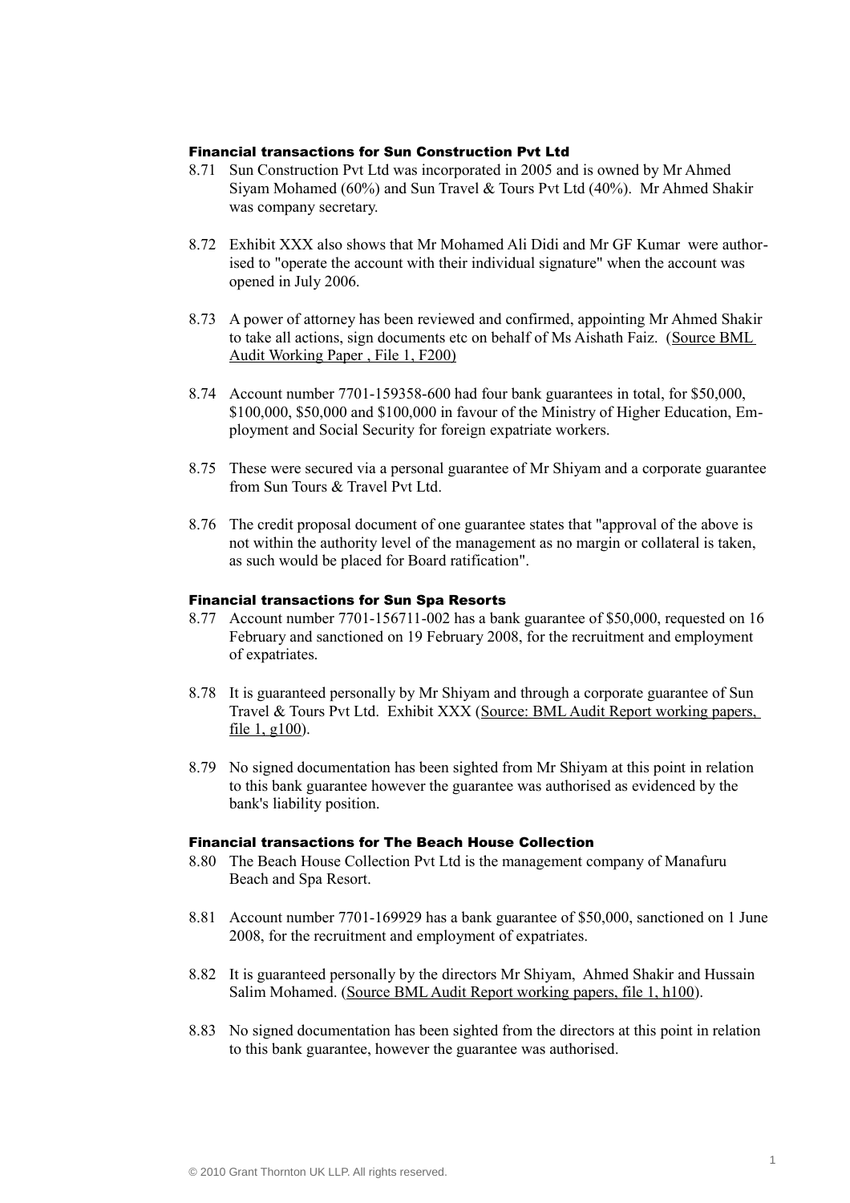### Financial transactions for Sun Construction Pvt Ltd

8.71 Sun Construction Pvt Ltd was incorporated in 2005 and is owned by Mr Ahmed Siyam Mohamed (60%) and Sun Travel & Tours Pvt Ltd (40%). Mr Ahmed Shakir was company secretary.

8.72 Exhibit XXX also shows that Mr Mohamed Ali Didi and Mr GF Kumar were authorised to "operate the account with their individual signature" when the account was opened in July 2006.

8.73 A power of attorney has been reviewed and confirmed, appointing Mr Ahmed Shakir to take all actions, sign documents etc on behalf of Ms Aishath Faiz. (Source BML Audit Working Paper , File 1, F200)

8.74 Account number 7701-159358-600 had four bank guarantees in total, for $50,000, $100,000, $50,000 and $100,000 in favour of the Ministry of Higher Education, Employment and Social Security for foreign expatriate workers.

8.75 These were secured via a personal guarantee of Mr Shiyam and a corporate guarantee from Sun Tours & Travel Pvt Ltd.

8.76 The credit proposal document of one guarantee states that "approval of the above is not within the authority level of the management as no margin or collateral is taken, as such would be placed for Board ratification".

### Financial transactions for Sun Spa Resorts

8.77 Account number 7701-156711-002 has a bank guarantee of $50,000, requested on 16 February and sanctioned on 19 February 2008, for the recruitment and employment of expatriates.

8.78 It is guaranteed personally by Mr Shiyam and through a corporate guarantee of Sun Travel & Tours Pvt Ltd. Exhibit XXX (Source: BML Audit Report working papers, file 1, g100).

8.79 No signed documentation has been sighted from Mr Shiyam at this point in relation to this bank guarantee however the guarantee was authorised as evidenced by the bank's liability position.

### Financial transactions for The Beach House Collection

8.80 The Beach House Collection Pvt Ltd is the management company of Manafuru Beach and Spa Resort.

8.81 Account number 7701-169929 has a bank guarantee of $50,000, sanctioned on 1 June 2008, for the recruitment and employment of expatriates.

8.82 It is guaranteed personally by the directors Mr Shiyam, Ahmed Shakir and Hussain Salim Mohamed. (Source BML Audit Report working papers, file 1, h100).

8.83 No signed documentation has been sighted from the directors at this point in relation to this bank guarantee, however the guarantee was authorised.

© 2010 Grant Thornton UK LLP. All rights reserved.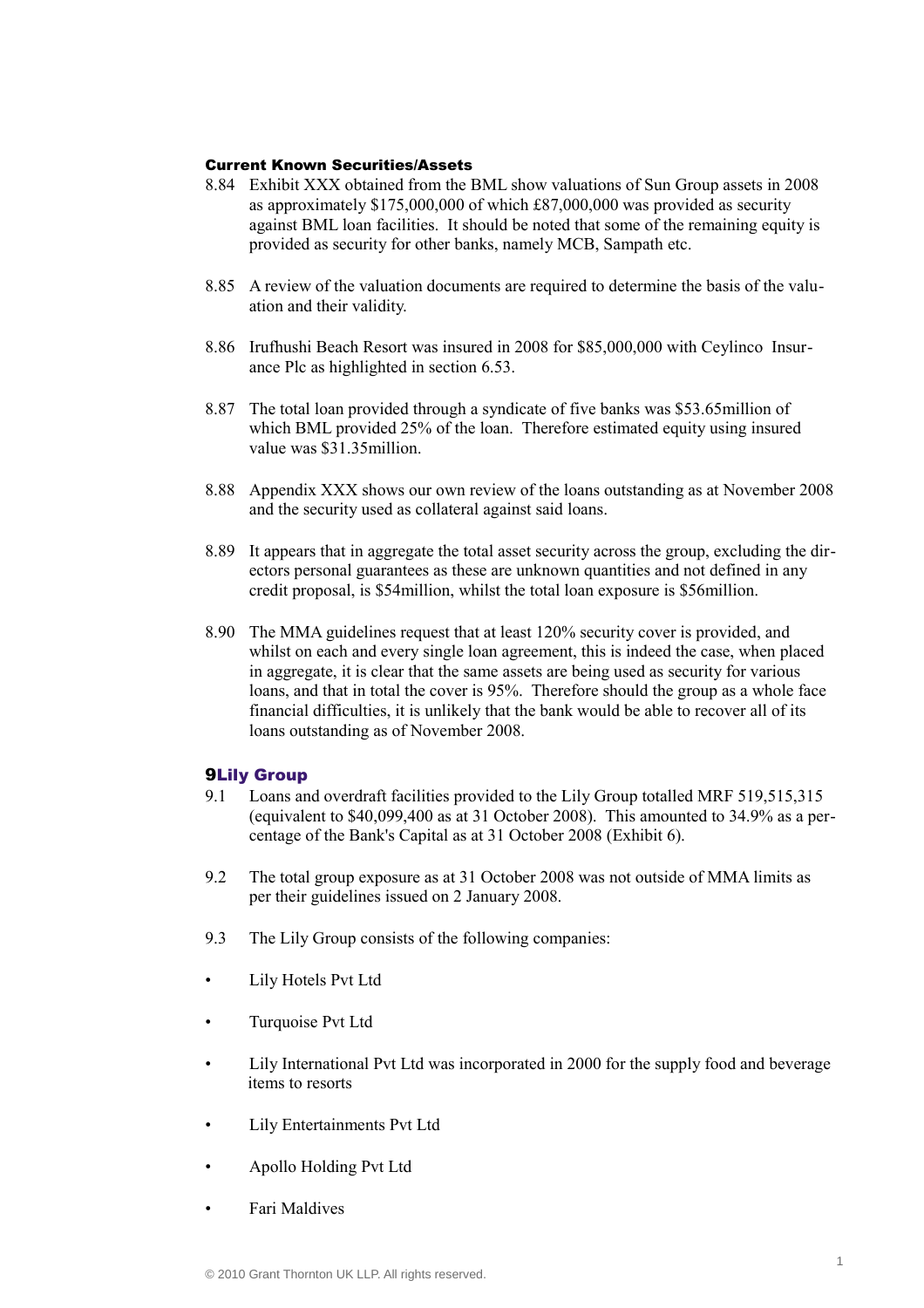#### Current Known Securities/Assets

8.84 Exhibit XXX obtained from the BML show valuations of Sun Group assets in 2008 as approximately $175,000,000 of which £87,000,000 was provided as security against BML loan facilities. It should be noted that some of the remaining equity is provided as security for other banks, namely MCB, Sampath etc.

8.85 A review of the valuation documents are required to determine the basis of the valuation and their validity.

8.86 Irufhushi Beach Resort was insured in 2008 for $85,000,000 with Ceylinco Insurance Plc as highlighted in section 6.53.

8.87 The total loan provided through a syndicate of five banks was $53.65million of which BML provided 25% of the loan. Therefore estimated equity using insured value was $31.35million.

8.88 Appendix XXX shows our own review of the loans outstanding as at November 2008 and the security used as collateral against said loans.

8.89 It appears that in aggregate the total asset security across the group, excluding the directors personal guarantees as these are unknown quantities and not defined in any credit proposal, is $54million, whilst the total loan exposure is $56million.

8.90 The MMA guidelines request that at least 120% security cover is provided, and whilst on each and every single loan agreement, this is indeed the case, when placed in aggregate, it is clear that the same assets are being used as security for various loans, and that in total the cover is 95%. Therefore should the group as a whole face financial difficulties, it is unlikely that the bank would be able to recover all of its loans outstanding as of November 2008.

## 9 Lily Group

9.1 Loans and overdraft facilities provided to the Lily Group totalled MRF 519,515,315 (equivalent to $40,099,400 as at 31 October 2008). This amounted to 34.9% as a percentage of the Bank's Capital as at 31 October 2008 (Exhibit 6).

9.2 The total group exposure as at 31 October 2008 was not outside of MMA limits as per their guidelines issued on 2 January 2008.

9.3 The Lily Group consists of the following companies:

- Lily Hotels Pvt Ltd
- Turquoise Pvt Ltd
- Lily International Pvt Ltd was incorporated in 2000 for the supply food and beverage items to resorts
- Lily Entertainments Pvt Ltd
- Apollo Holding Pvt Ltd
- Fari Maldives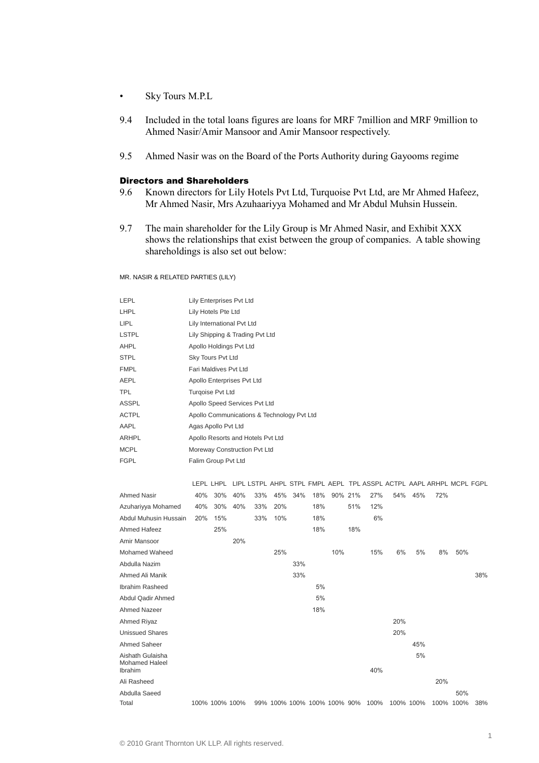- Sky Tours M.P.L

9.4 Included in the total loans figures are loans for MRF 7million and MRF 9million to Ahmed Nasir/Amir Mansoor and Amir Mansoor respectively.

9.5 Ahmed Nasir was on the Board of the Ports Authority during Gayooms regime

### Directors and Shareholders

9.6 Known directors for Lily Hotels Pvt Ltd, Turquoise Pvt Ltd, are Mr Ahmed Hafeez, Mr Ahmed Nasir, Mrs Azuhaariyya Mohamed and Mr Abdul Muhsin Hussein.

9.7 The main shareholder for the Lily Group is Mr Ahmed Nasir, and Exhibit XXX shows the relationships that exist between the group of companies. A table showing shareholdings is also set out below:

MR. NASIR & RELATED PARTIES (LILY)

| | |
|---|---|
| LEPL | Lily Enterprises Pvt Ltd |
| LHPL | Lily Hotels Pte Ltd |
| LIPL | Lily International Pvt Ltd |
| LSTPL | Lily Shipping & Trading Pvt Ltd |
| AHPL | Apollo Holdings Pvt Ltd |
| STPL | Sky Tours Pvt Ltd |
| FMPL | Fari Maldives Pvt Ltd |
| AEPL | Apollo Enterprises Pvt Ltd |
| TPL | Turqoise Pvt Ltd |
| ASSPL | Apollo Speed Services Pvt Ltd |
| ACTPL | Apollo Communications & Technology Pvt Ltd |
| AAPL | Agas Apollo Pvt Ltd |
| ARHPL | Apollo Resorts and Hotels Pvt Ltd |
| MCPL | Moreway Construction Pvt Ltd |
| FGPL | Falim Group Pvt Ltd |

| | LEPL | LHPL | LIPL | LSTPL | AHPL | STPL | FMPL | AEPL | TPL | ASSPL | ACTPL | AAPL | ARHPL | MCPL | FGPL |
|---|---|---|---|---|---|---|---|---|---|---|---|---|---|---|---|
| Ahmed Nasir | 40% | 30% | 40% | 33% | 45% | 34% | 18% | 90% | 21% | 27% | 54% | 45% | 72% | | |
| Azuhariyya Mohamed | 40% | 30% | 40% | 33% | 20% | | 18% | | 51% | 12% | | | | | |
| Abdul Muhusin Hussain | 20% | 15% | | 33% | 10% | | 18% | | | 6% | | | | | |
| Ahmed Hafeez | | 25% | | | | | 18% | | 18% | | | | | | |
| Amir Mansoor | | | 20% | | | | | | | | | | | | |
| Mohamed Waheed | | | | | 25% | | | 10% | | 15% | 6% | 5% | 8% | 50% | |
| Abdulla Nazim | | | | | | 33% | | | | | | | | | |
| Ahmed Ali Manik | | | | | | 33% | | | | | | | | | 38% |
| Ibrahim Rasheed | | | | | | | 5% | | | | | | | | |
| Abdul Qadir Ahmed | | | | | | | 5% | | | | | | | | |
| Ahmed Nazeer | | | | | | | 18% | | | | | | | | |
| Ahmed Riyaz | | | | | | | | | | | 20% | | | | |
| Unissued Shares | | | | | | | | | | | 20% | | | | |
| Ahmed Saheer | | | | | | | | | | | | 45% | | | |
| Aishath Gulaisha | | | | | | | | | | | | 5% | | | |
| Mohamed Haleel Ibrahim | | | | | | | | | | 40% | | | | | |
| Ali Rasheed | | | | | | | | | | | | | 20% | | |
| Abdulla Saeed | | | | | | | | | | | | | | 50% | |
| Total | 100% | 100% | 100% | 99% | 100% | 100% | 100% | 100% | 90% | 100% | 100% | 100% | 100% | 100% | 38% |

© 2010 Grant Thornton UK LLP. All rights reserved.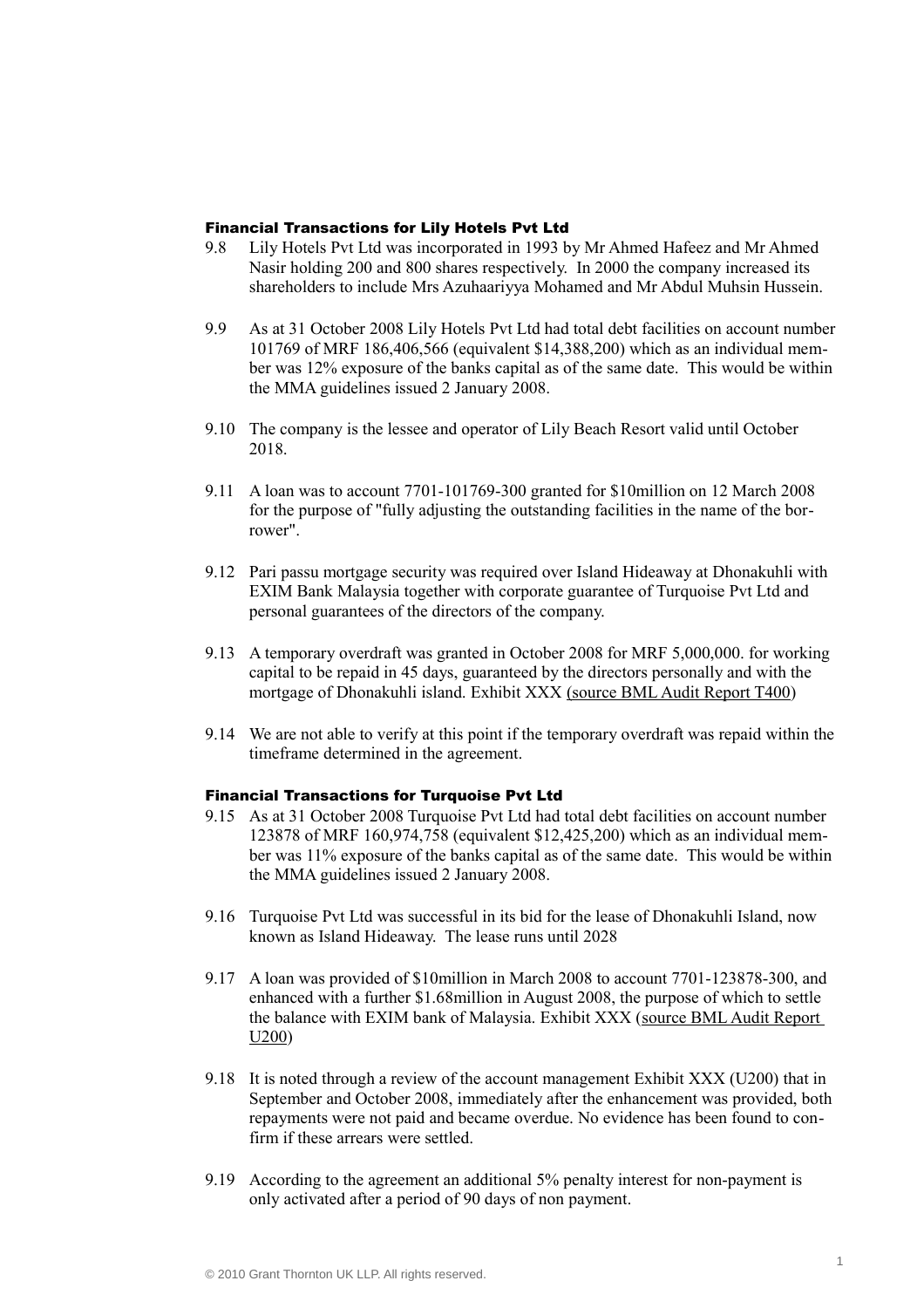### Financial Transactions for Lily Hotels Pvt Ltd

9.8 Lily Hotels Pvt Ltd was incorporated in 1993 by Mr Ahmed Hafeez and Mr Ahmed Nasir holding 200 and 800 shares respectively. In 2000 the company increased its shareholders to include Mrs Azuhaariyya Mohamed and Mr Abdul Muhsin Hussein.

9.9 As at 31 October 2008 Lily Hotels Pvt Ltd had total debt facilities on account number 101769 of MRF 186,406,566 (equivalent $14,388,200) which as an individual member was 12% exposure of the banks capital as of the same date. This would be within the MMA guidelines issued 2 January 2008.

9.10 The company is the lessee and operator of Lily Beach Resort valid until October 2018.

9.11 A loan was to account 7701-101769-300 granted for $10million on 12 March 2008 for the purpose of "fully adjusting the outstanding facilities in the name of the borrower".

9.12 Pari passu mortgage security was required over Island Hideaway at Dhonakuhli with EXIM Bank Malaysia together with corporate guarantee of Turquoise Pvt Ltd and personal guarantees of the directors of the company.

9.13 A temporary overdraft was granted in October 2008 for MRF 5,000,000. for working capital to be repaid in 45 days, guaranteed by the directors personally and with the mortgage of Dhonakuhli island. Exhibit XXX (source BML Audit Report T400)

9.14 We are not able to verify at this point if the temporary overdraft was repaid within the timeframe determined in the agreement.

### Financial Transactions for Turquoise Pvt Ltd

9.15 As at 31 October 2008 Turquoise Pvt Ltd had total debt facilities on account number 123878 of MRF 160,974,758 (equivalent $12,425,200) which as an individual member was 11% exposure of the banks capital as of the same date. This would be within the MMA guidelines issued 2 January 2008.

9.16 Turquoise Pvt Ltd was successful in its bid for the lease of Dhonakuhli Island, now known as Island Hideaway. The lease runs until 2028

9.17 A loan was provided of $10million in March 2008 to account 7701-123878-300, and enhanced with a further $1.68million in August 2008, the purpose of which to settle the balance with EXIM bank of Malaysia. Exhibit XXX (source BML Audit Report U200)

9.18 It is noted through a review of the account management Exhibit XXX (U200) that in September and October 2008, immediately after the enhancement was provided, both repayments were not paid and became overdue. No evidence has been found to confirm if these arrears were settled.

9.19 According to the agreement an additional 5% penalty interest for non-payment is only activated after a period of 90 days of non payment.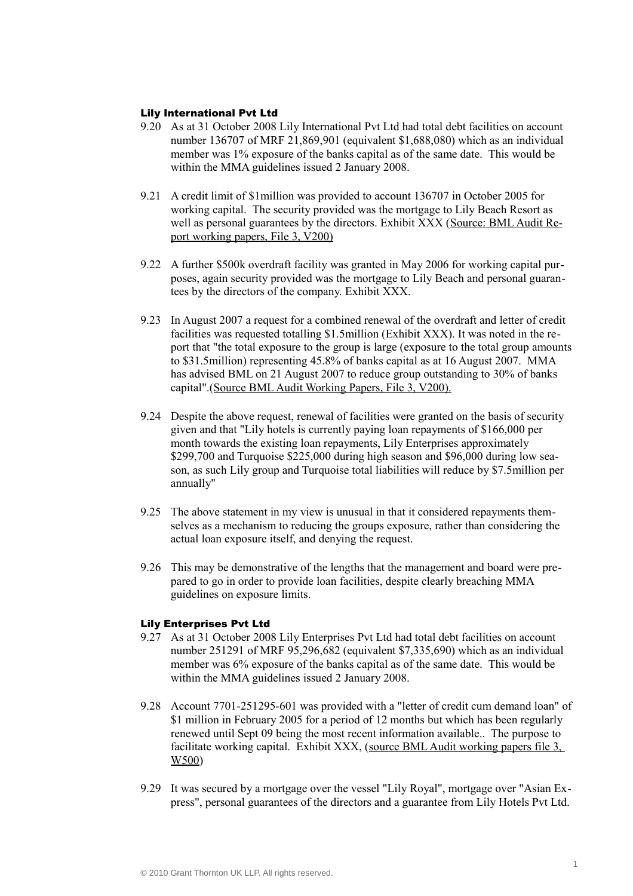### Lily International Pvt Ltd

9.20 As at 31 October 2008 Lily International Pvt Ltd had total debt facilities on account number 136707 of MRF 21,869,901 (equivalent $1,688,080) which as an individual member was 1% exposure of the banks capital as of the same date. This would be within the MMA guidelines issued 2 January 2008.

9.21 A credit limit of $1million was provided to account 136707 in October 2005 for working capital. The security provided was the mortgage to Lily Beach Resort as well as personal guarantees by the directors. Exhibit XXX (Source: BML Audit Report working papers, File 3, V200)

9.22 A further $500k overdraft facility was granted in May 2006 for working capital purposes, again security provided was the mortgage to Lily Beach and personal guarantees by the directors of the company. Exhibit XXX.

9.23 In August 2007 a request for a combined renewal of the overdraft and letter of credit facilities was requested totalling $1.5million (Exhibit XXX). It was noted in the report that "the total exposure to the group is large (exposure to the total group amounts to $31.5million) representing 45.8% of banks capital as at 16 August 2007. MMA has advised BML on 21 August 2007 to reduce group outstanding to 30% of banks capital".(Source BML Audit Working Papers, File 3, V200).

9.24 Despite the above request, renewal of facilities were granted on the basis of security given and that "Lily hotels is currently paying loan repayments of $166,000 per month towards the existing loan repayments, Lily Enterprises approximately $299,700 and Turquoise $225,000 during high season and $96,000 during low season, as such Lily group and Turquoise total liabilities will reduce by $7.5million per annually"

9.25 The above statement in my view is unusual in that it considered repayments themselves as a mechanism to reducing the groups exposure, rather than considering the actual loan exposure itself, and denying the request.

9.26 This may be demonstrative of the lengths that the management and board were prepared to go in order to provide loan facilities, despite clearly breaching MMA guidelines on exposure limits.

### Lily Enterprises Pvt Ltd

9.27 As at 31 October 2008 Lily Enterprises Pvt Ltd had total debt facilities on account number 251291 of MRF 95,296,682 (equivalent $7,335,690) which as an individual member was 6% exposure of the banks capital as of the same date. This would be within the MMA guidelines issued 2 January 2008.

9.28 Account 7701-251295-601 was provided with a "letter of credit cum demand loan" of $1 million in February 2005 for a period of 12 months but which has been regularly renewed until Sept 09 being the most recent information available.. The purpose to facilitate working capital. Exhibit XXX, (source BML Audit working papers file 3, W500)

9.29 It was secured by a mortgage over the vessel "Lily Royal", mortgage over "Asian Express", personal guarantees of the directors and a guarantee from Lily Hotels Pvt Ltd.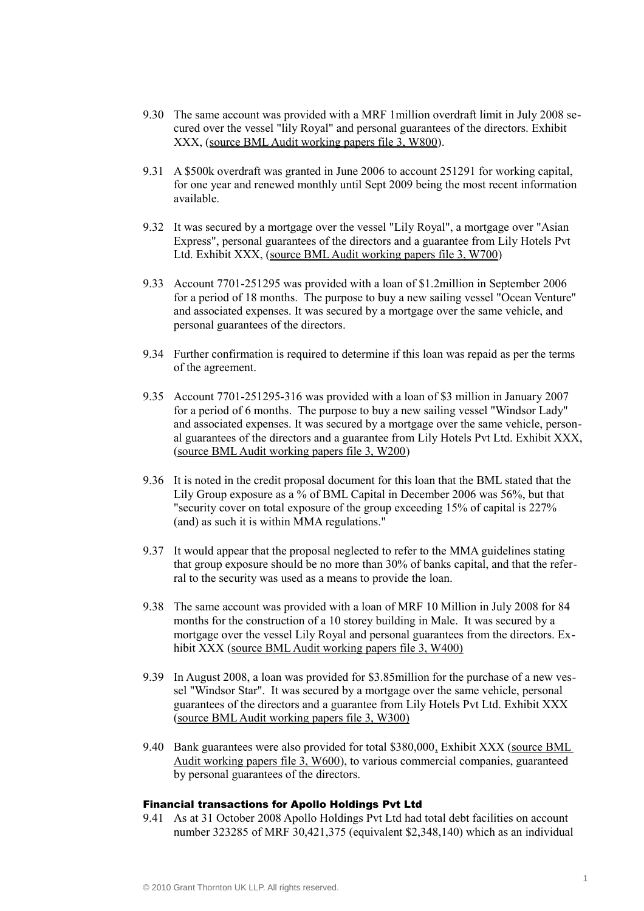9.30 The same account was provided with a MRF 1million overdraft limit in July 2008 secured over the vessel "lily Royal" and personal guarantees of the directors. Exhibit XXX, (source BML Audit working papers file 3, W800).

9.31 A $500k overdraft was granted in June 2006 to account 251291 for working capital, for one year and renewed monthly until Sept 2009 being the most recent information available.

9.32 It was secured by a mortgage over the vessel "Lily Royal", a mortgage over "Asian Express", personal guarantees of the directors and a guarantee from Lily Hotels Pvt Ltd. Exhibit XXX, (source BML Audit working papers file 3, W700)

9.33 Account 7701-251295 was provided with a loan of $1.2million in September 2006 for a period of 18 months. The purpose to buy a new sailing vessel "Ocean Venture" and associated expenses. It was secured by a mortgage over the same vehicle, and personal guarantees of the directors.

9.34 Further confirmation is required to determine if this loan was repaid as per the terms of the agreement.

9.35 Account 7701-251295-316 was provided with a loan of $3 million in January 2007 for a period of 6 months. The purpose to buy a new sailing vessel "Windsor Lady" and associated expenses. It was secured by a mortgage over the same vehicle, personal guarantees of the directors and a guarantee from Lily Hotels Pvt Ltd. Exhibit XXX, (source BML Audit working papers file 3, W200)

9.36 It is noted in the credit proposal document for this loan that the BML stated that the Lily Group exposure as a % of BML Capital in December 2006 was 56%, but that "security cover on total exposure of the group exceeding 15% of capital is 227% (and) as such it is within MMA regulations."

9.37 It would appear that the proposal neglected to refer to the MMA guidelines stating that group exposure should be no more than 30% of banks capital, and that the referral to the security was used as a means to provide the loan.

9.38 The same account was provided with a loan of MRF 10 Million in July 2008 for 84 months for the construction of a 10 storey building in Male. It was secured by a mortgage over the vessel Lily Royal and personal guarantees from the directors. Exhibit XXX (source BML Audit working papers file 3, W400)

9.39 In August 2008, a loan was provided for $3.85million for the purchase of a new vessel "Windsor Star". It was secured by a mortgage over the same vehicle, personal guarantees of the directors and a guarantee from Lily Hotels Pvt Ltd. Exhibit XXX (source BML Audit working papers file 3, W300)

9.40 Bank guarantees were also provided for total $380,000, Exhibit XXX (source BML Audit working papers file 3, W600), to various commercial companies, guaranteed by personal guarantees of the directors.

### Financial transactions for Apollo Holdings Pvt Ltd

9.41 As at 31 October 2008 Apollo Holdings Pvt Ltd had total debt facilities on account number 323285 of MRF 30,421,375 (equivalent $2,348,140) which as an individual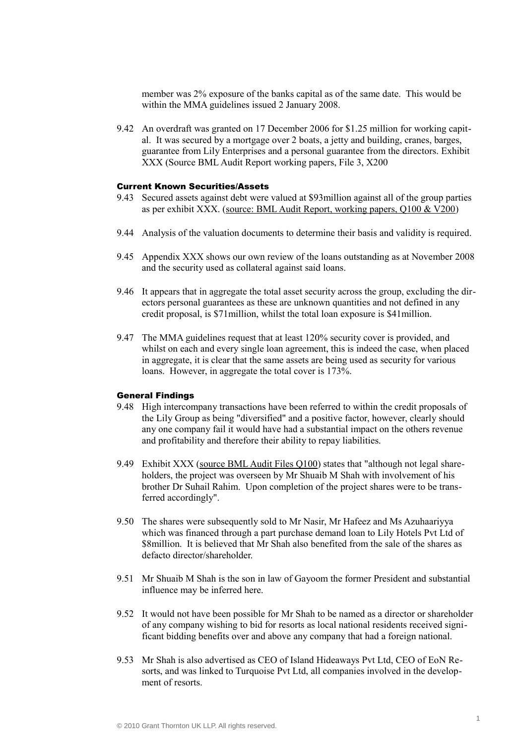member was 2% exposure of the banks capital as of the same date. This would be within the MMA guidelines issued 2 January 2008.

9.42 An overdraft was granted on 17 December 2006 for $1.25 million for working capital. It was secured by a mortgage over 2 boats, a jetty and building, cranes, barges, guarantee from Lily Enterprises and a personal guarantee from the directors. Exhibit XXX (Source BML Audit Report working papers, File 3, X200

### Current Known Securities/Assets

9.43 Secured assets against debt were valued at $93million against all of the group parties as per exhibit XXX. (source: BML Audit Report, working papers, Q100 & V200)

9.44 Analysis of the valuation documents to determine their basis and validity is required.

9.45 Appendix XXX shows our own review of the loans outstanding as at November 2008 and the security used as collateral against said loans.

9.46 It appears that in aggregate the total asset security across the group, excluding the directors personal guarantees as these are unknown quantities and not defined in any credit proposal, is $71million, whilst the total loan exposure is $41million.

9.47 The MMA guidelines request that at least 120% security cover is provided, and whilst on each and every single loan agreement, this is indeed the case, when placed in aggregate, it is clear that the same assets are being used as security for various loans. However, in aggregate the total cover is 173%.

### General Findings

9.48 High intercompany transactions have been referred to within the credit proposals of the Lily Group as being "diversified" and a positive factor, however, clearly should any one company fail it would have had a substantial impact on the others revenue and profitability and therefore their ability to repay liabilities.

9.49 Exhibit XXX (source BML Audit Files Q100) states that "although not legal shareholders, the project was overseen by Mr Shuaib M Shah with involvement of his brother Dr Suhail Rahim. Upon completion of the project shares were to be transferred accordingly".

9.50 The shares were subsequently sold to Mr Nasir, Mr Hafeez and Ms Azuhaariyya which was financed through a part purchase demand loan to Lily Hotels Pvt Ltd of $8million. It is believed that Mr Shah also benefited from the sale of the shares as defacto director/shareholder.

9.51 Mr Shuaib M Shah is the son in law of Gayoom the former President and substantial influence may be inferred here.

9.52 It would not have been possible for Mr Shah to be named as a director or shareholder of any company wishing to bid for resorts as local national residents received significant bidding benefits over and above any company that had a foreign national.

9.53 Mr Shah is also advertised as CEO of Island Hideaways Pvt Ltd, CEO of EoN Resorts, and was linked to Turquoise Pvt Ltd, all companies involved in the development of resorts.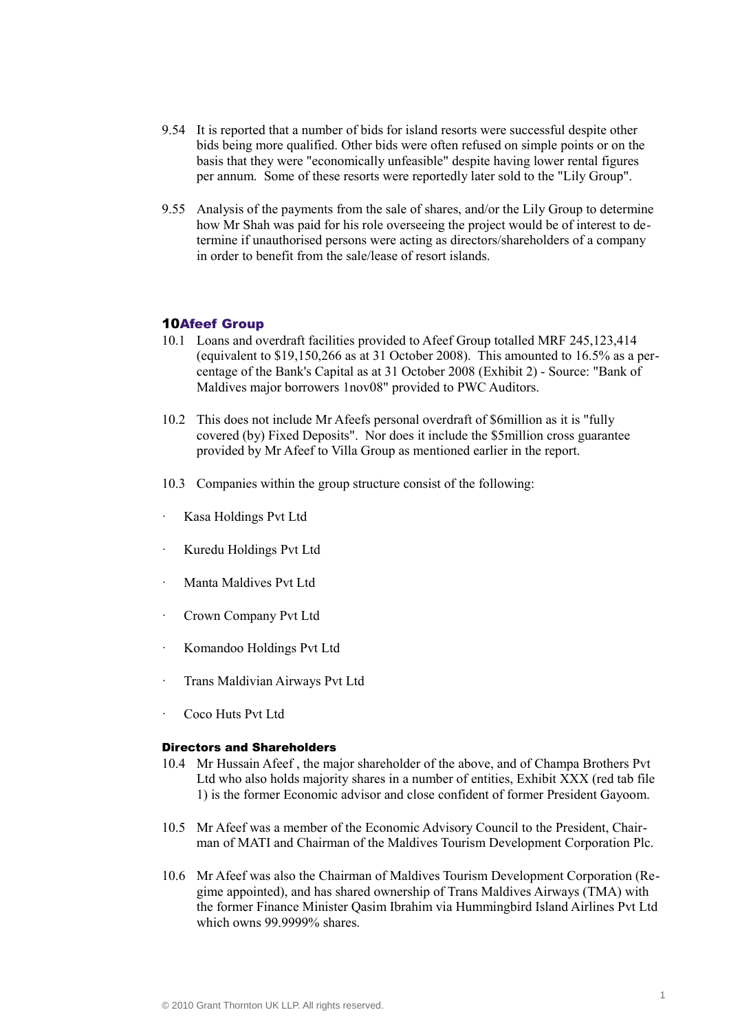9.54 It is reported that a number of bids for island resorts were successful despite other bids being more qualified. Other bids were often refused on simple points or on the basis that they were "economically unfeasible" despite having lower rental figures per annum. Some of these resorts were reportedly later sold to the "Lily Group".

9.55 Analysis of the payments from the sale of shares, and/or the Lily Group to determine how Mr Shah was paid for his role overseeing the project would be of interest to determine if unauthorised persons were acting as directors/shareholders of a company in order to benefit from the sale/lease of resort islands.

## 10 Afeef Group

10.1 Loans and overdraft facilities provided to Afeef Group totalled MRF 245,123,414 (equivalent to $19,150,266 as at 31 October 2008). This amounted to 16.5% as a percentage of the Bank's Capital as at 31 October 2008 (Exhibit 2) - Source: "Bank of Maldives major borrowers 1nov08" provided to PWC Auditors.

10.2 This does not include Mr Afeefs personal overdraft of $6million as it is "fully covered (by) Fixed Deposits". Nor does it include the $5million cross guarantee provided by Mr Afeef to Villa Group as mentioned earlier in the report.

10.3 Companies within the group structure consist of the following:

- Kasa Holdings Pvt Ltd
- Kuredu Holdings Pvt Ltd
- Manta Maldives Pvt Ltd
- Crown Company Pvt Ltd
- Komandoo Holdings Pvt Ltd
- Trans Maldivian Airways Pvt Ltd
- Coco Huts Pvt Ltd

### Directors and Shareholders

10.4 Mr Hussain Afeef , the major shareholder of the above, and of Champa Brothers Pvt Ltd who also holds majority shares in a number of entities, Exhibit XXX (red tab file 1) is the former Economic advisor and close confident of former President Gayoom.

10.5 Mr Afeef was a member of the Economic Advisory Council to the President, Chairman of MATI and Chairman of the Maldives Tourism Development Corporation Plc.

10.6 Mr Afeef was also the Chairman of Maldives Tourism Development Corporation (Regime appointed), and has shared ownership of Trans Maldives Airways (TMA) with the former Finance Minister Qasim Ibrahim via Hummingbird Island Airlines Pvt Ltd which owns 99.9999% shares.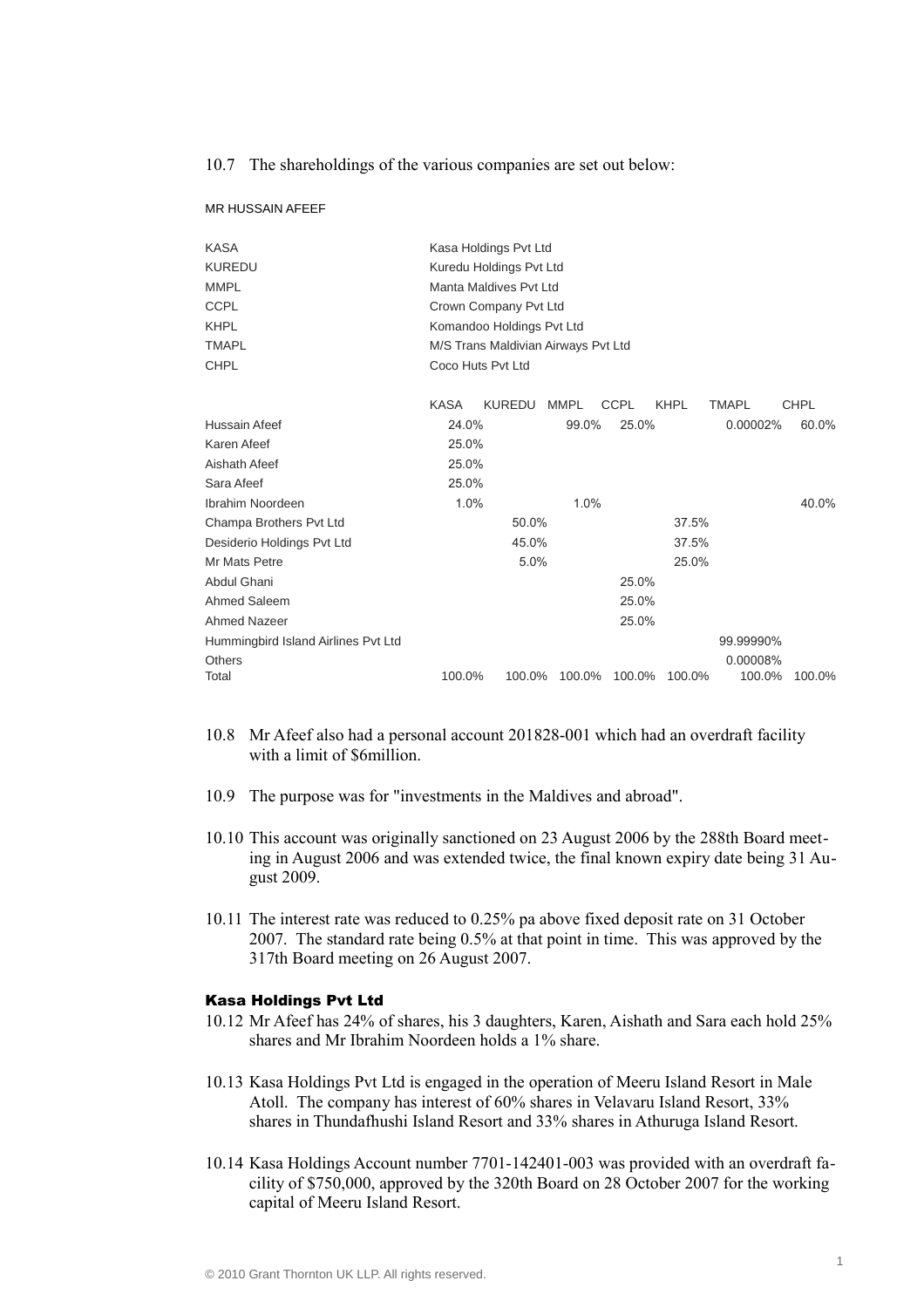10.7 The shareholdings of the various companies are set out below:

MR HUSSAIN AFEEF

| | |
|---|---|
| KASA | Kasa Holdings Pvt Ltd |
| KUREDU | Kuredu Holdings Pvt Ltd |
| MMPL | Manta Maldives Pvt Ltd |
| CCPL | Crown Company Pvt Ltd |
| KHPL | Komandoo Holdings Pvt Ltd |
| TMAPL | M/S Trans Maldivian Airways Pvt Ltd |
| CHPL | Coco Huts Pvt Ltd |

| | KASA | KUREDU | MMPL | CCPL | KHPL | TMAPL | CHPL |
|---|---|---|---|---|---|---|---|
| Hussain Afeef | 24.0% | | 99.0% | 25.0% | | 0.00002% | 60.0% |
| Karen Afeef | 25.0% | | | | | | |
| Aishath Afeef | 25.0% | | | | | | |
| Sara Afeef | 25.0% | | | | | | |
| Ibrahim Noordeen | 1.0% | | 1.0% | | | | 40.0% |
| Champa Brothers Pvt Ltd | | 50.0% | | | 37.5% | | |
| Desiderio Holdings Pvt Ltd | | 45.0% | | | 37.5% | | |
| Mr Mats Petre | | 5.0% | | | 25.0% | | |
| Abdul Ghani | | | | 25.0% | | | |
| Ahmed Saleem | | | | 25.0% | | | |
| Ahmed Nazeer | | | | 25.0% | | | |
| Hummingbird Island Airlines Pvt Ltd | | | | | | 99.99990% | |
| Others | | | | | | 0.00008% | |
| Total | 100.0% | 100.0% | 100.0% | 100.0% | 100.0% | 100.0% | 100.0% |

10.8 Mr Afeef also had a personal account 201828-001 which had an overdraft facility with a limit of $6million.

10.9 The purpose was for "investments in the Maldives and abroad".

10.10 This account was originally sanctioned on 23 August 2006 by the 288th Board meeting in August 2006 and was extended twice, the final known expiry date being 31 August 2009.

10.11 The interest rate was reduced to 0.25% pa above fixed deposit rate on 31 October 2007. The standard rate being 0.5% at that point in time. This was approved by the 317th Board meeting on 26 August 2007.

### Kasa Holdings Pvt Ltd

10.12 Mr Afeef has 24% of shares, his 3 daughters, Karen, Aishath and Sara each hold 25% shares and Mr Ibrahim Noordeen holds a 1% share.

10.13 Kasa Holdings Pvt Ltd is engaged in the operation of Meeru Island Resort in Male Atoll. The company has interest of 60% shares in Velavaru Island Resort, 33% shares in Thundafhushi Island Resort and 33% shares in Athuruga Island Resort.

10.14 Kasa Holdings Account number 7701-142401-003 was provided with an overdraft facility of $750,000, approved by the 320th Board on 28 October 2007 for the working capital of Meeru Island Resort.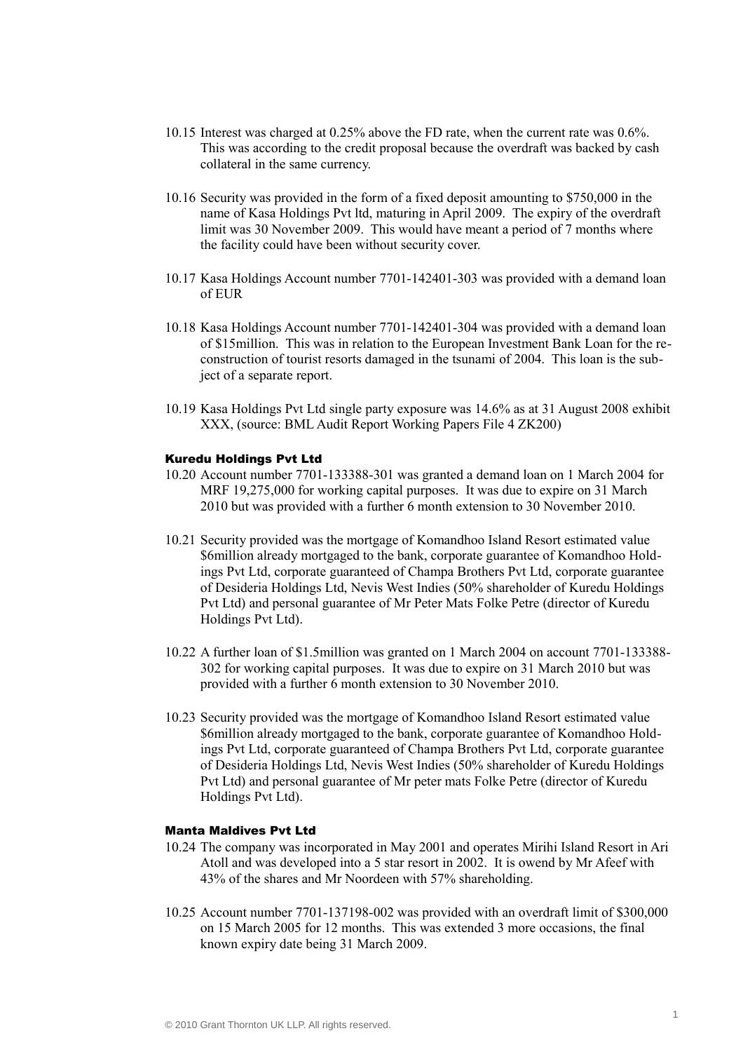10.15 Interest was charged at 0.25% above the FD rate, when the current rate was 0.6%. This was according to the credit proposal because the overdraft was backed by cash collateral in the same currency.

10.16 Security was provided in the form of a fixed deposit amounting to \$750,000 in the name of Kasa Holdings Pvt ltd, maturing in April 2009. The expiry of the overdraft limit was 30 November 2009. This would have meant a period of 7 months where the facility could have been without security cover.

10.17 Kasa Holdings Account number 7701-142401-303 was provided with a demand loan of EUR

10.18 Kasa Holdings Account number 7701-142401-304 was provided with a demand loan of \$15million. This was in relation to the European Investment Bank Loan for the re-construction of tourist resorts damaged in the tsunami of 2004. This loan is the subject of a separate report.

10.19 Kasa Holdings Pvt Ltd single party exposure was 14.6% as at 31 August 2008 exhibit XXX, (source: BML Audit Report Working Papers File 4 ZK200)

#### Kuredu Holdings Pvt Ltd

10.20 Account number 7701-133388-301 was granted a demand loan on 1 March 2004 for MRF 19,275,000 for working capital purposes. It was due to expire on 31 March 2010 but was provided with a further 6 month extension to 30 November 2010.

10.21 Security provided was the mortgage of Komandhoo Island Resort estimated value \$6million already mortgaged to the bank, corporate guarantee of Komandhoo Holdings Pvt Ltd, corporate guaranteed of Champa Brothers Pvt Ltd, corporate guarantee of Desideria Holdings Ltd, Nevis West Indies (50% shareholder of Kuredu Holdings Pvt Ltd) and personal guarantee of Mr Peter Mats Folke Petre (director of Kuredu Holdings Pvt Ltd).

10.22 A further loan of \$1.5million was granted on 1 March 2004 on account 7701-133388-302 for working capital purposes. It was due to expire on 31 March 2010 but was provided with a further 6 month extension to 30 November 2010.

10.23 Security provided was the mortgage of Komandhoo Island Resort estimated value \$6million already mortgaged to the bank, corporate guarantee of Komandhoo Holdings Pvt Ltd, corporate guaranteed of Champa Brothers Pvt Ltd, corporate guarantee of Desideria Holdings Ltd, Nevis West Indies (50% shareholder of Kuredu Holdings Pvt Ltd) and personal guarantee of Mr peter mats Folke Petre (director of Kuredu Holdings Pvt Ltd).

#### Manta Maldives Pvt Ltd

10.24 The company was incorporated in May 2001 and operates Mirihi Island Resort in Ari Atoll and was developed into a 5 star resort in 2002. It is owend by Mr Afeef with 43% of the shares and Mr Noordeen with 57% shareholding.

10.25 Account number 7701-137198-002 was provided with an overdraft limit of \$300,000 on 15 March 2005 for 12 months. This was extended 3 more occasions, the final known expiry date being 31 March 2009.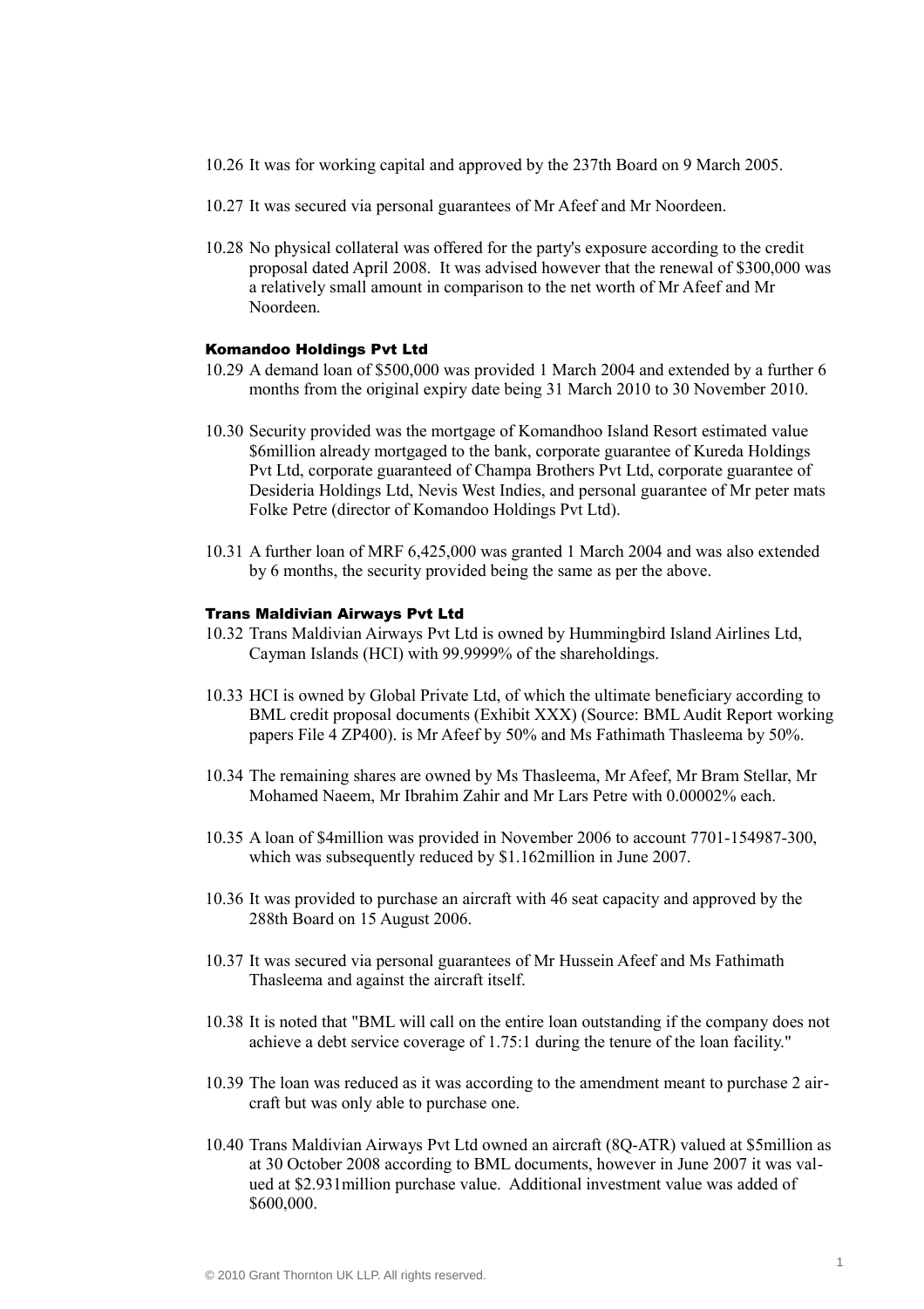10.26 It was for working capital and approved by the 237th Board on 9 March 2005.

10.27 It was secured via personal guarantees of Mr Afeef and Mr Noordeen.

10.28 No physical collateral was offered for the party's exposure according to the credit proposal dated April 2008. It was advised however that the renewal of $300,000 was a relatively small amount in comparison to the net worth of Mr Afeef and Mr Noordeen.

### Komandoo Holdings Pvt Ltd

10.29 A demand loan of $500,000 was provided 1 March 2004 and extended by a further 6 months from the original expiry date being 31 March 2010 to 30 November 2010.

10.30 Security provided was the mortgage of Komandhoo Island Resort estimated value $6million already mortgaged to the bank, corporate guarantee of Kureda Holdings Pvt Ltd, corporate guaranteed of Champa Brothers Pvt Ltd, corporate guarantee of Desideria Holdings Ltd, Nevis West Indies, and personal guarantee of Mr peter mats Folke Petre (director of Komandoo Holdings Pvt Ltd).

10.31 A further loan of MRF 6,425,000 was granted 1 March 2004 and was also extended by 6 months, the security provided being the same as per the above.

### Trans Maldivian Airways Pvt Ltd

10.32 Trans Maldivian Airways Pvt Ltd is owned by Hummingbird Island Airlines Ltd, Cayman Islands (HCI) with 99.9999% of the shareholdings.

10.33 HCI is owned by Global Private Ltd, of which the ultimate beneficiary according to BML credit proposal documents (Exhibit XXX) (Source: BML Audit Report working papers File 4 ZP400). is Mr Afeef by 50% and Ms Fathimath Thasleema by 50%.

10.34 The remaining shares are owned by Ms Thasleema, Mr Afeef, Mr Bram Stellar, Mr Mohamed Naeem, Mr Ibrahim Zahir and Mr Lars Petre with 0.00002% each.

10.35 A loan of $4million was provided in November 2006 to account 7701-154987-300, which was subsequently reduced by $1.162million in June 2007.

10.36 It was provided to purchase an aircraft with 46 seat capacity and approved by the 288th Board on 15 August 2006.

10.37 It was secured via personal guarantees of Mr Hussein Afeef and Ms Fathimath Thasleema and against the aircraft itself.

10.38 It is noted that "BML will call on the entire loan outstanding if the company does not achieve a debt service coverage of 1.75:1 during the tenure of the loan facility."

10.39 The loan was reduced as it was according to the amendment meant to purchase 2 aircraft but was only able to purchase one.

10.40 Trans Maldivian Airways Pvt Ltd owned an aircraft (8Q-ATR) valued at $5million as at 30 October 2008 according to BML documents, however in June 2007 it was valued at $2.931million purchase value. Additional investment value was added of $600,000.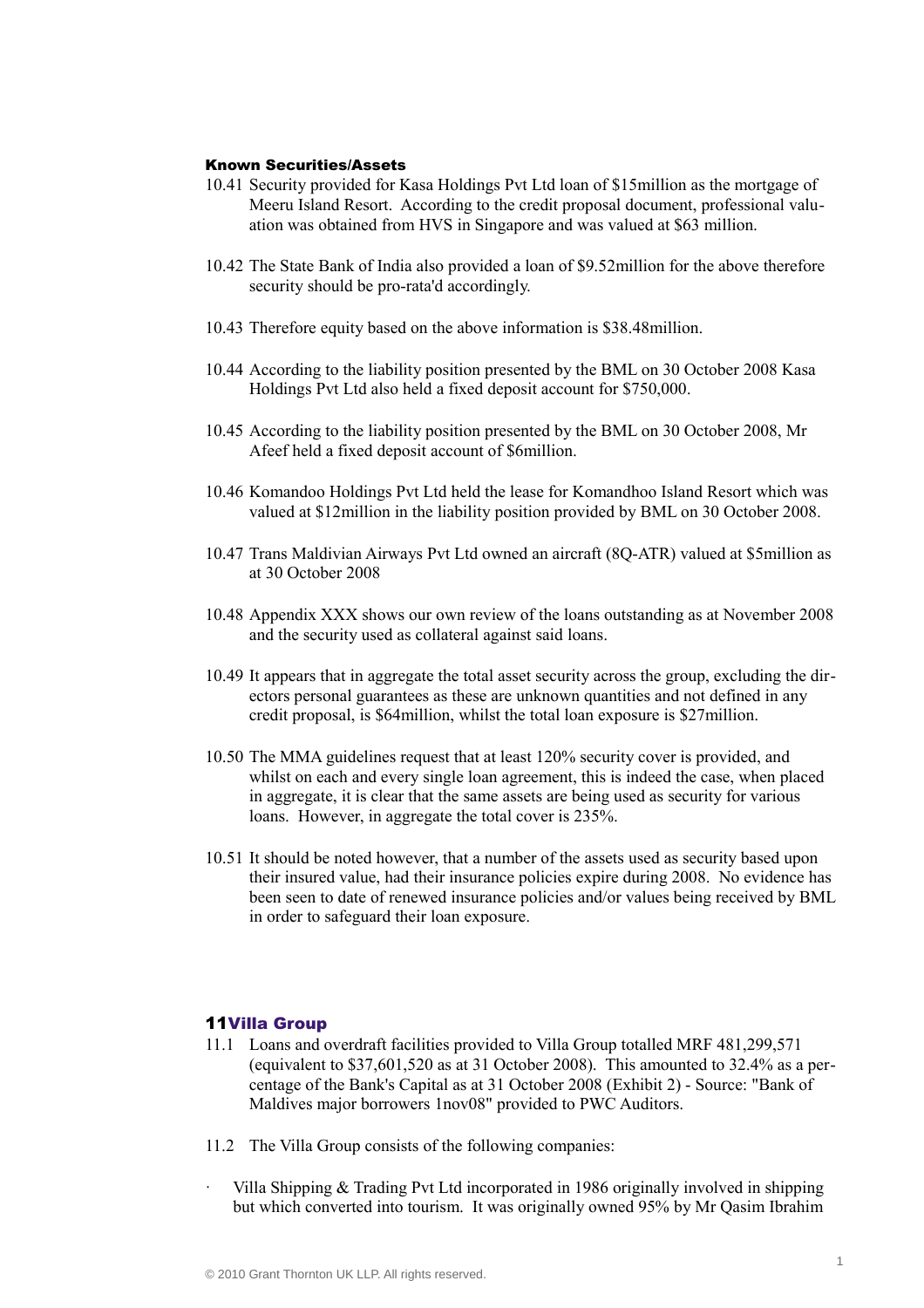#### Known Securities/Assets

10.41 Security provided for Kasa Holdings Pvt Ltd loan of $15million as the mortgage of Meeru Island Resort. According to the credit proposal document, professional valuation was obtained from HVS in Singapore and was valued at $63 million.

10.42 The State Bank of India also provided a loan of $9.52million for the above therefore security should be pro-rata'd accordingly.

10.43 Therefore equity based on the above information is $38.48million.

10.44 According to the liability position presented by the BML on 30 October 2008 Kasa Holdings Pvt Ltd also held a fixed deposit account for $750,000.

10.45 According to the liability position presented by the BML on 30 October 2008, Mr Afeef held a fixed deposit account of $6million.

10.46 Komandoo Holdings Pvt Ltd held the lease for Komandhoo Island Resort which was valued at $12million in the liability position provided by BML on 30 October 2008.

10.47 Trans Maldivian Airways Pvt Ltd owned an aircraft (8Q-ATR) valued at $5million as at 30 October 2008

10.48 Appendix XXX shows our own review of the loans outstanding as at November 2008 and the security used as collateral against said loans.

10.49 It appears that in aggregate the total asset security across the group, excluding the directors personal guarantees as these are unknown quantities and not defined in any credit proposal, is $64million, whilst the total loan exposure is $27million.

10.50 The MMA guidelines request that at least 120% security cover is provided, and whilst on each and every single loan agreement, this is indeed the case, when placed in aggregate, it is clear that the same assets are being used as security for various loans. However, in aggregate the total cover is 235%.

10.51 It should be noted however, that a number of the assets used as security based upon their insured value, had their insurance policies expire during 2008. No evidence has been seen to date of renewed insurance policies and/or values being received by BML in order to safeguard their loan exposure.

## 11 Villa Group

11.1 Loans and overdraft facilities provided to Villa Group totalled MRF 481,299,571 (equivalent to $37,601,520 as at 31 October 2008). This amounted to 32.4% as a percentage of the Bank's Capital as at 31 October 2008 (Exhibit 2) - Source: "Bank of Maldives major borrowers 1nov08" provided to PWC Auditors.

11.2 The Villa Group consists of the following companies:

- Villa Shipping & Trading Pvt Ltd incorporated in 1986 originally involved in shipping but which converted into tourism. It was originally owned 95% by Mr Qasim Ibrahim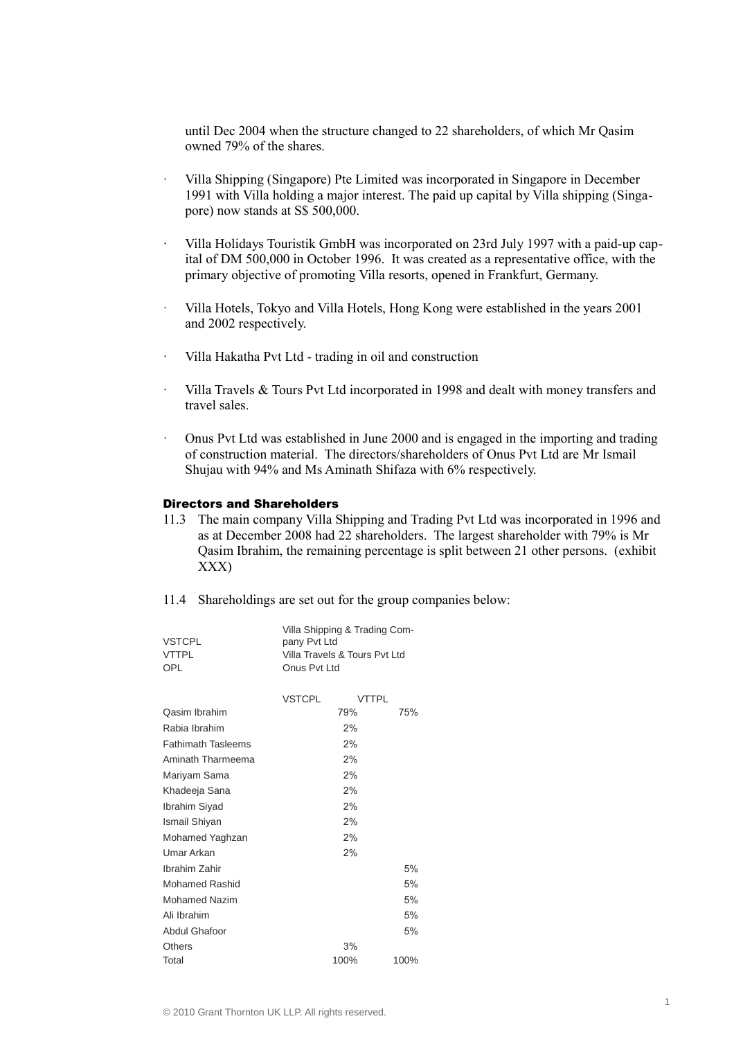until Dec 2004 when the structure changed to 22 shareholders, of which Mr Qasim owned 79% of the shares.

- Villa Shipping (Singapore) Pte Limited was incorporated in Singapore in December 1991 with Villa holding a major interest. The paid up capital by Villa shipping (Singapore) now stands at S$ 500,000.
- Villa Holidays Touristik GmbH was incorporated on 23rd July 1997 with a paid-up capital of DM 500,000 in October 1996. It was created as a representative office, with the primary objective of promoting Villa resorts, opened in Frankfurt, Germany.
- Villa Hotels, Tokyo and Villa Hotels, Hong Kong were established in the years 2001 and 2002 respectively.
- Villa Hakatha Pvt Ltd - trading in oil and construction
- Villa Travels & Tours Pvt Ltd incorporated in 1998 and dealt with money transfers and travel sales.
- Onus Pvt Ltd was established in June 2000 and is engaged in the importing and trading of construction material. The directors/shareholders of Onus Pvt Ltd are Mr Ismail Shujau with 94% and Ms Aminath Shifaza with 6% respectively.

### Directors and Shareholders

11.3 The main company Villa Shipping and Trading Pvt Ltd was incorporated in 1996 and as at December 2008 had 22 shareholders. The largest shareholder with 79% is Mr Qasim Ibrahim, the remaining percentage is split between 21 other persons. (exhibit XXX)

11.4 Shareholdings are set out for the group companies below:

| | |
|---|---|
| VSTCPL | Villa Shipping & Trading Company Pvt Ltd |
| VTTPL | Villa Travels & Tours Pvt Ltd |
| OPL | Onus Pvt Ltd |

| | VSTCPL | VTTPL |
|---|---|---|
| Qasim Ibrahim | 79% | 75% |
| Rabia Ibrahim | 2% | |
| Fathimath Tasleems | 2% | |
| Aminath Tharmeema | 2% | |
| Mariyam Sama | 2% | |
| Khadeeja Sana | 2% | |
| Ibrahim Siyad | 2% | |
| Ismail Shiyan | 2% | |
| Mohamed Yaghzan | 2% | |
| Umar Arkan | 2% | |
| Ibrahim Zahir | | 5% |
| Mohamed Rashid | | 5% |
| Mohamed Nazim | | 5% |
| Ali Ibrahim | | 5% |
| Abdul Ghafoor | | 5% |
| Others | 3% | |
| Total | 100% | 100% |

© 2010 Grant Thornton UK LLP. All rights reserved.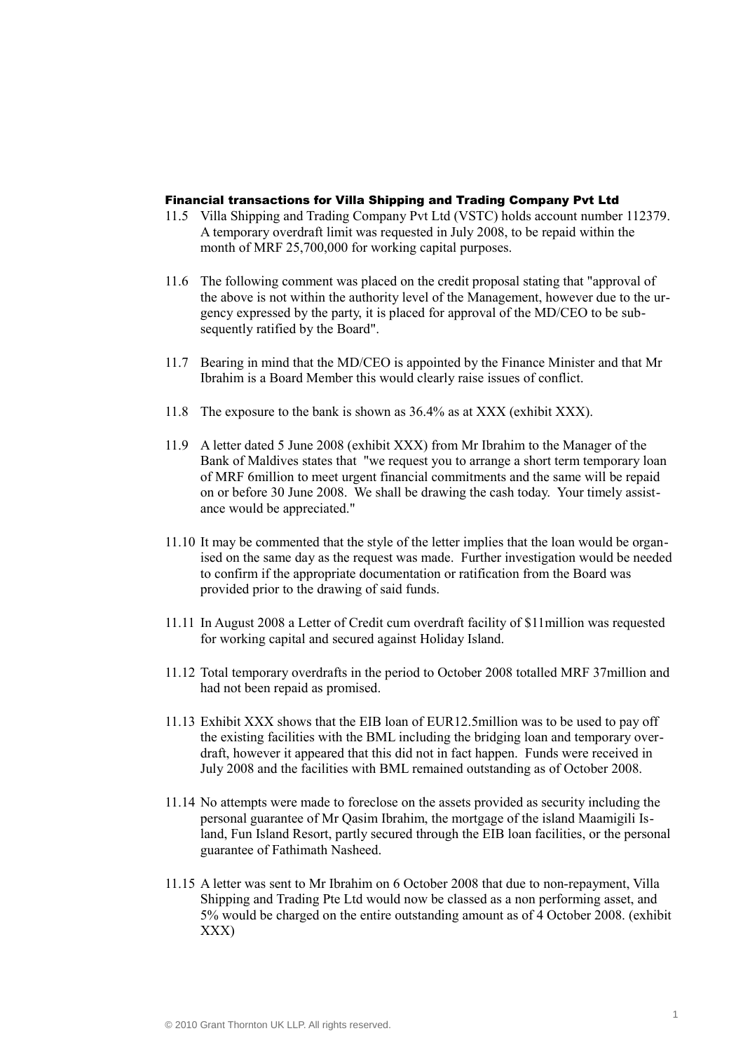### Financial transactions for Villa Shipping and Trading Company Pvt Ltd

11.5 Villa Shipping and Trading Company Pvt Ltd (VSTC) holds account number 112379. A temporary overdraft limit was requested in July 2008, to be repaid within the month of MRF 25,700,000 for working capital purposes.

11.6 The following comment was placed on the credit proposal stating that "approval of the above is not within the authority level of the Management, however due to the urgency expressed by the party, it is placed for approval of the MD/CEO to be subsequently ratified by the Board".

11.7 Bearing in mind that the MD/CEO is appointed by the Finance Minister and that Mr Ibrahim is a Board Member this would clearly raise issues of conflict.

11.8 The exposure to the bank is shown as 36.4% as at XXX (exhibit XXX).

11.9 A letter dated 5 June 2008 (exhibit XXX) from Mr Ibrahim to the Manager of the Bank of Maldives states that "we request you to arrange a short term temporary loan of MRF 6million to meet urgent financial commitments and the same will be repaid on or before 30 June 2008. We shall be drawing the cash today. Your timely assistance would be appreciated."

11.10 It may be commented that the style of the letter implies that the loan would be organised on the same day as the request was made. Further investigation would be needed to confirm if the appropriate documentation or ratification from the Board was provided prior to the drawing of said funds.

11.11 In August 2008 a Letter of Credit cum overdraft facility of $11million was requested for working capital and secured against Holiday Island.

11.12 Total temporary overdrafts in the period to October 2008 totalled MRF 37million and had not been repaid as promised.

11.13 Exhibit XXX shows that the EIB loan of EUR12.5million was to be used to pay off the existing facilities with the BML including the bridging loan and temporary overdraft, however it appeared that this did not in fact happen. Funds were received in July 2008 and the facilities with BML remained outstanding as of October 2008.

11.14 No attempts were made to foreclose on the assets provided as security including the personal guarantee of Mr Qasim Ibrahim, the mortgage of the island Maamigili Island, Fun Island Resort, partly secured through the EIB loan facilities, or the personal guarantee of Fathimath Nasheed.

11.15 A letter was sent to Mr Ibrahim on 6 October 2008 that due to non-repayment, Villa Shipping and Trading Pte Ltd would now be classed as a non performing asset, and 5% would be charged on the entire outstanding amount as of 4 October 2008. (exhibit XXX)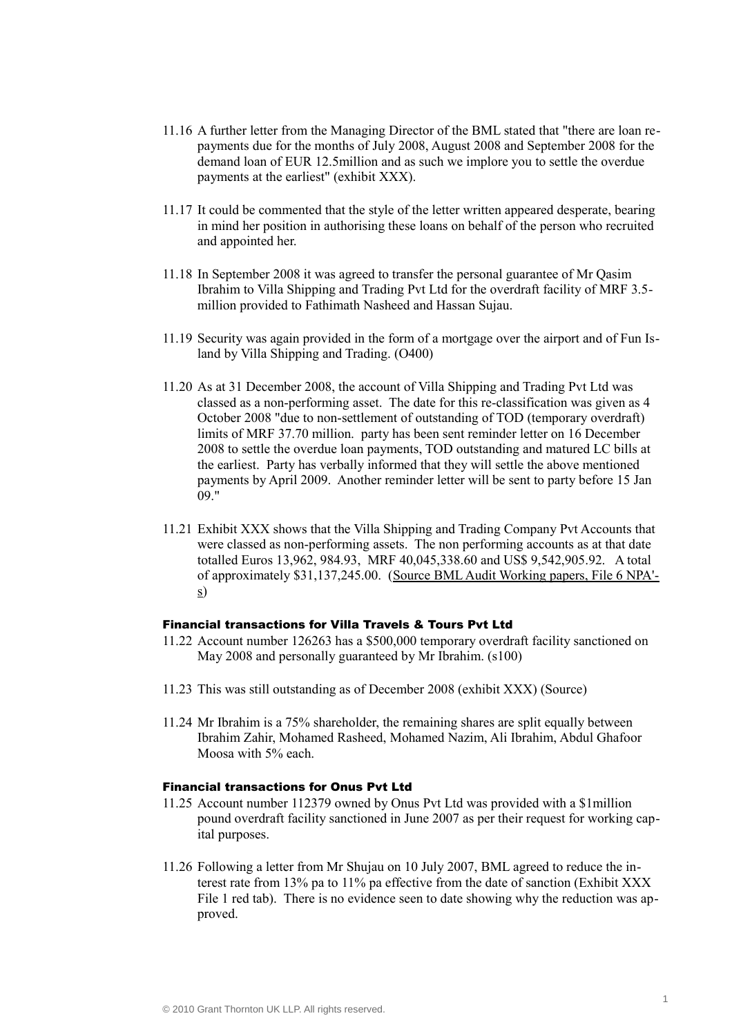11.16 A further letter from the Managing Director of the BML stated that "there are loan repayments due for the months of July 2008, August 2008 and September 2008 for the demand loan of EUR 12.5million and as such we implore you to settle the overdue payments at the earliest" (exhibit XXX).

11.17 It could be commented that the style of the letter written appeared desperate, bearing in mind her position in authorising these loans on behalf of the person who recruited and appointed her.

11.18 In September 2008 it was agreed to transfer the personal guarantee of Mr Qasim Ibrahim to Villa Shipping and Trading Pvt Ltd for the overdraft facility of MRF 3.5-million provided to Fathimath Nasheed and Hassan Sujau.

11.19 Security was again provided in the form of a mortgage over the airport and of Fun Island by Villa Shipping and Trading. (O400)

11.20 As at 31 December 2008, the account of Villa Shipping and Trading Pvt Ltd was classed as a non-performing asset. The date for this re-classification was given as 4 October 2008 "due to non-settlement of outstanding of TOD (temporary overdraft) limits of MRF 37.70 million. party has been sent reminder letter on 16 December 2008 to settle the overdue loan payments, TOD outstanding and matured LC bills at the earliest. Party has verbally informed that they will settle the above mentioned payments by April 2009. Another reminder letter will be sent to party before 15 Jan 09."

11.21 Exhibit XXX shows that the Villa Shipping and Trading Company Pvt Accounts that were classed as non-performing assets. The non performing accounts as at that date totalled Euros 13,962, 984.93, MRF 40,045,338.60 and US$ 9,542,905.92. A total of approximately $31,137,245.00. (Source BML Audit Working papers, File 6 NPA'-s)

#### Financial transactions for Villa Travels & Tours Pvt Ltd

11.22 Account number 126263 has a $500,000 temporary overdraft facility sanctioned on May 2008 and personally guaranteed by Mr Ibrahim. (s100)

11.23 This was still outstanding as of December 2008 (exhibit XXX) (Source)

11.24 Mr Ibrahim is a 75% shareholder, the remaining shares are split equally between Ibrahim Zahir, Mohamed Rasheed, Mohamed Nazim, Ali Ibrahim, Abdul Ghafoor Moosa with 5% each.

#### Financial transactions for Onus Pvt Ltd

11.25 Account number 112379 owned by Onus Pvt Ltd was provided with a $1million pound overdraft facility sanctioned in June 2007 as per their request for working capital purposes.

11.26 Following a letter from Mr Shujau on 10 July 2007, BML agreed to reduce the interest rate from 13% pa to 11% pa effective from the date of sanction (Exhibit XXX File 1 red tab). There is no evidence seen to date showing why the reduction was approved.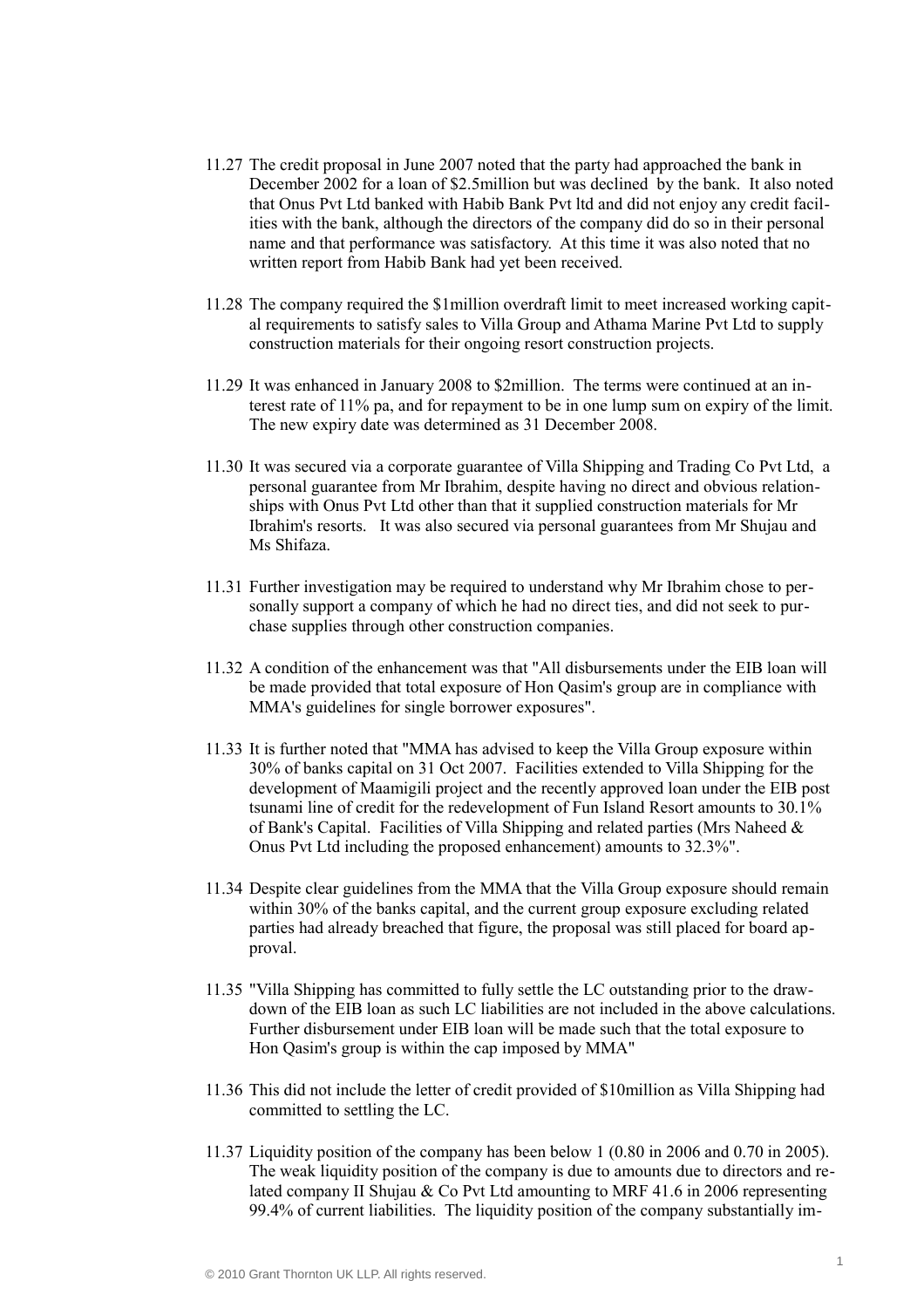11.27 The credit proposal in June 2007 noted that the party had approached the bank in December 2002 for a loan of $2.5million but was declined by the bank. It also noted that Onus Pvt Ltd banked with Habib Bank Pvt ltd and did not enjoy any credit facilities with the bank, although the directors of the company did do so in their personal name and that performance was satisfactory. At this time it was also noted that no written report from Habib Bank had yet been received.

11.28 The company required the $1million overdraft limit to meet increased working capital requirements to satisfy sales to Villa Group and Athama Marine Pvt Ltd to supply construction materials for their ongoing resort construction projects.

11.29 It was enhanced in January 2008 to $2million. The terms were continued at an interest rate of 11% pa, and for repayment to be in one lump sum on expiry of the limit. The new expiry date was determined as 31 December 2008.

11.30 It was secured via a corporate guarantee of Villa Shipping and Trading Co Pvt Ltd, a personal guarantee from Mr Ibrahim, despite having no direct and obvious relationships with Onus Pvt Ltd other than that it supplied construction materials for Mr Ibrahim's resorts. It was also secured via personal guarantees from Mr Shujau and Ms Shifaza.

11.31 Further investigation may be required to understand why Mr Ibrahim chose to personally support a company of which he had no direct ties, and did not seek to purchase supplies through other construction companies.

11.32 A condition of the enhancement was that "All disbursements under the EIB loan will be made provided that total exposure of Hon Qasim's group are in compliance with MMA's guidelines for single borrower exposures".

11.33 It is further noted that "MMA has advised to keep the Villa Group exposure within 30% of banks capital on 31 Oct 2007. Facilities extended to Villa Shipping for the development of Maamigili project and the recently approved loan under the EIB post tsunami line of credit for the redevelopment of Fun Island Resort amounts to 30.1% of Bank's Capital. Facilities of Villa Shipping and related parties (Mrs Naheed & Onus Pvt Ltd including the proposed enhancement) amounts to 32.3%".

11.34 Despite clear guidelines from the MMA that the Villa Group exposure should remain within 30% of the banks capital, and the current group exposure excluding related parties had already breached that figure, the proposal was still placed for board approval.

11.35 "Villa Shipping has committed to fully settle the LC outstanding prior to the drawdown of the EIB loan as such LC liabilities are not included in the above calculations. Further disbursement under EIB loan will be made such that the total exposure to Hon Qasim's group is within the cap imposed by MMA"

11.36 This did not include the letter of credit provided of $10million as Villa Shipping had committed to settling the LC.

11.37 Liquidity position of the company has been below 1 (0.80 in 2006 and 0.70 in 2005). The weak liquidity position of the company is due to amounts due to directors and related company II Shujau & Co Pvt Ltd amounting to MRF 41.6 in 2006 representing 99.4% of current liabilities. The liquidity position of the company substantially im-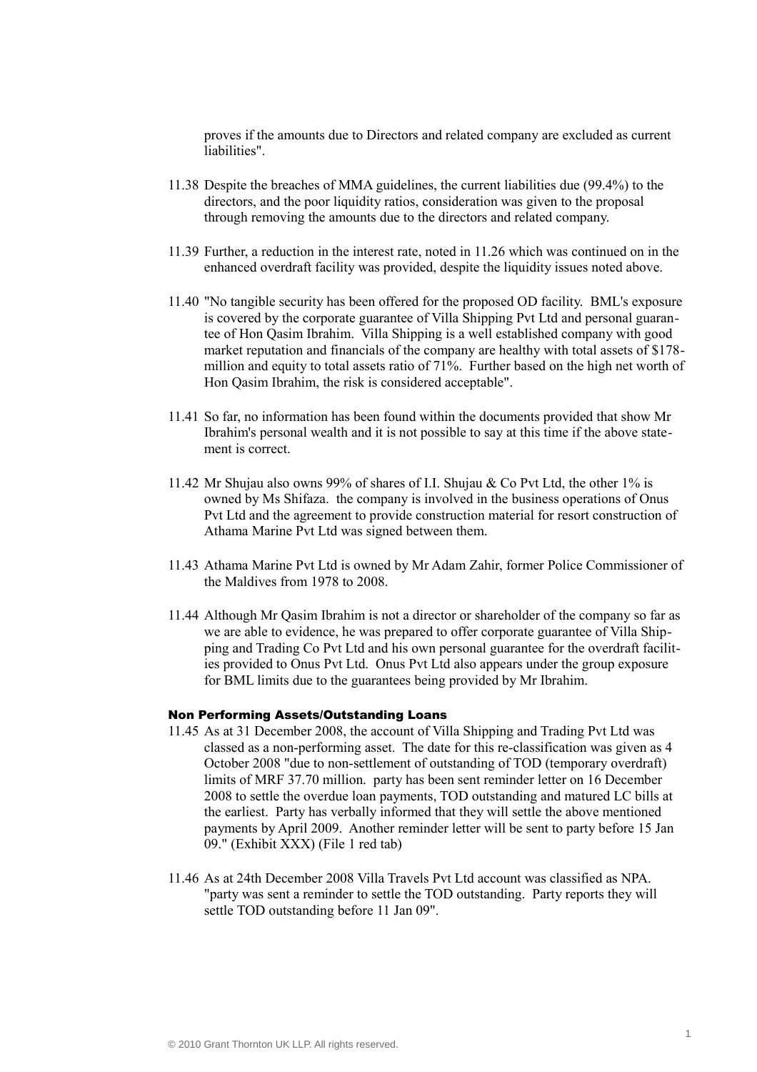proves if the amounts due to Directors and related company are excluded as current liabilities".

11.38 Despite the breaches of MMA guidelines, the current liabilities due (99.4%) to the directors, and the poor liquidity ratios, consideration was given to the proposal through removing the amounts due to the directors and related company.

11.39 Further, a reduction in the interest rate, noted in 11.26 which was continued on in the enhanced overdraft facility was provided, despite the liquidity issues noted above.

11.40 "No tangible security has been offered for the proposed OD facility. BML's exposure is covered by the corporate guarantee of Villa Shipping Pvt Ltd and personal guarantee of Hon Qasim Ibrahim. Villa Shipping is a well established company with good market reputation and financials of the company are healthy with total assets of $178-million and equity to total assets ratio of 71%. Further based on the high net worth of Hon Qasim Ibrahim, the risk is considered acceptable".

11.41 So far, no information has been found within the documents provided that show Mr Ibrahim's personal wealth and it is not possible to say at this time if the above statement is correct.

11.42 Mr Shujau also owns 99% of shares of I.I. Shujau & Co Pvt Ltd, the other 1% is owned by Ms Shifaza. the company is involved in the business operations of Onus Pvt Ltd and the agreement to provide construction material for resort construction of Athama Marine Pvt Ltd was signed between them.

11.43 Athama Marine Pvt Ltd is owned by Mr Adam Zahir, former Police Commissioner of the Maldives from 1978 to 2008.

11.44 Although Mr Qasim Ibrahim is not a director or shareholder of the company so far as we are able to evidence, he was prepared to offer corporate guarantee of Villa Shipping and Trading Co Pvt Ltd and his own personal guarantee for the overdraft facilities provided to Onus Pvt Ltd. Onus Pvt Ltd also appears under the group exposure for BML limits due to the guarantees being provided by Mr Ibrahim.

#### Non Performing Assets/Outstanding Loans

11.45 As at 31 December 2008, the account of Villa Shipping and Trading Pvt Ltd was classed as a non-performing asset. The date for this re-classification was given as 4 October 2008 "due to non-settlement of outstanding of TOD (temporary overdraft) limits of MRF 37.70 million. party has been sent reminder letter on 16 December 2008 to settle the overdue loan payments, TOD outstanding and matured LC bills at the earliest. Party has verbally informed that they will settle the above mentioned payments by April 2009. Another reminder letter will be sent to party before 15 Jan 09." (Exhibit XXX) (File 1 red tab)

11.46 As at 24th December 2008 Villa Travels Pvt Ltd account was classified as NPA. "party was sent a reminder to settle the TOD outstanding. Party reports they will settle TOD outstanding before 11 Jan 09".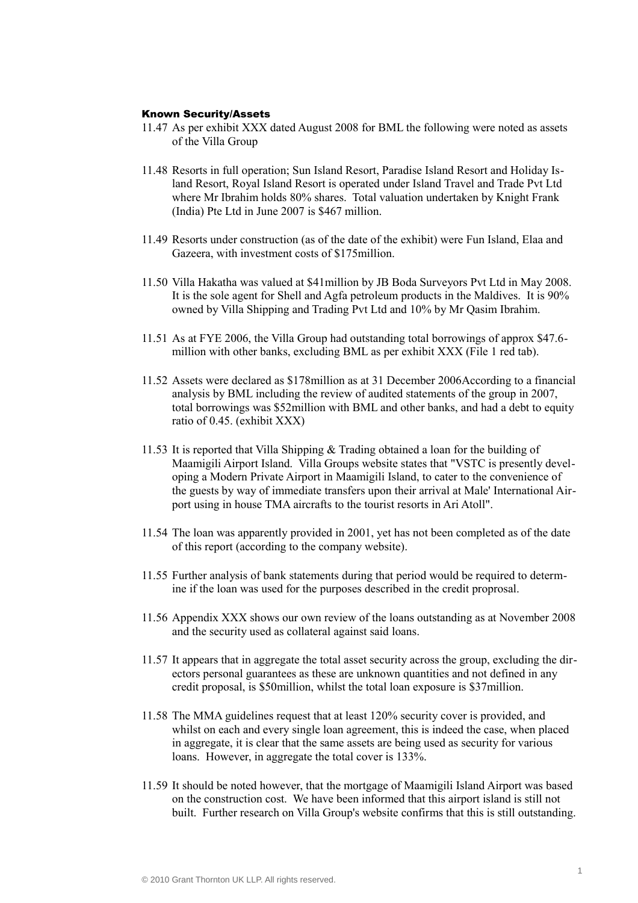### Known Security/Assets

11.47 As per exhibit XXX dated August 2008 for BML the following were noted as assets of the Villa Group

11.48 Resorts in full operation; Sun Island Resort, Paradise Island Resort and Holiday Island Resort, Royal Island Resort is operated under Island Travel and Trade Pvt Ltd where Mr Ibrahim holds 80% shares. Total valuation undertaken by Knight Frank (India) Pte Ltd in June 2007 is $467 million.

11.49 Resorts under construction (as of the date of the exhibit) were Fun Island, Elaa and Gazeera, with investment costs of $175million.

11.50 Villa Hakatha was valued at $41million by JB Boda Surveyors Pvt Ltd in May 2008. It is the sole agent for Shell and Agfa petroleum products in the Maldives. It is 90% owned by Villa Shipping and Trading Pvt Ltd and 10% by Mr Qasim Ibrahim.

11.51 As at FYE 2006, the Villa Group had outstanding total borrowings of approx $47.6-million with other banks, excluding BML as per exhibit XXX (File 1 red tab).

11.52 Assets were declared as $178million as at 31 December 2006According to a financial analysis by BML including the review of audited statements of the group in 2007, total borrowings was $52million with BML and other banks, and had a debt to equity ratio of 0.45. (exhibit XXX)

11.53 It is reported that Villa Shipping & Trading obtained a loan for the building of Maamigili Airport Island. Villa Groups website states that "VSTC is presently developing a Modern Private Airport in Maamigili Island, to cater to the convenience of the guests by way of immediate transfers upon their arrival at Male' International Airport using in house TMA aircrafts to the tourist resorts in Ari Atoll".

11.54 The loan was apparently provided in 2001, yet has not been completed as of the date of this report (according to the company website).

11.55 Further analysis of bank statements during that period would be required to determine if the loan was used for the purposes described in the credit proprosal.

11.56 Appendix XXX shows our own review of the loans outstanding as at November 2008 and the security used as collateral against said loans.

11.57 It appears that in aggregate the total asset security across the group, excluding the directors personal guarantees as these are unknown quantities and not defined in any credit proposal, is $50million, whilst the total loan exposure is $37million.

11.58 The MMA guidelines request that at least 120% security cover is provided, and whilst on each and every single loan agreement, this is indeed the case, when placed in aggregate, it is clear that the same assets are being used as security for various loans. However, in aggregate the total cover is 133%.

11.59 It should be noted however, that the mortgage of Maamigili Island Airport was based on the construction cost. We have been informed that this airport island is still not built. Further research on Villa Group's website confirms that this is still outstanding.

© 2010 Grant Thornton UK LLP. All rights reserved.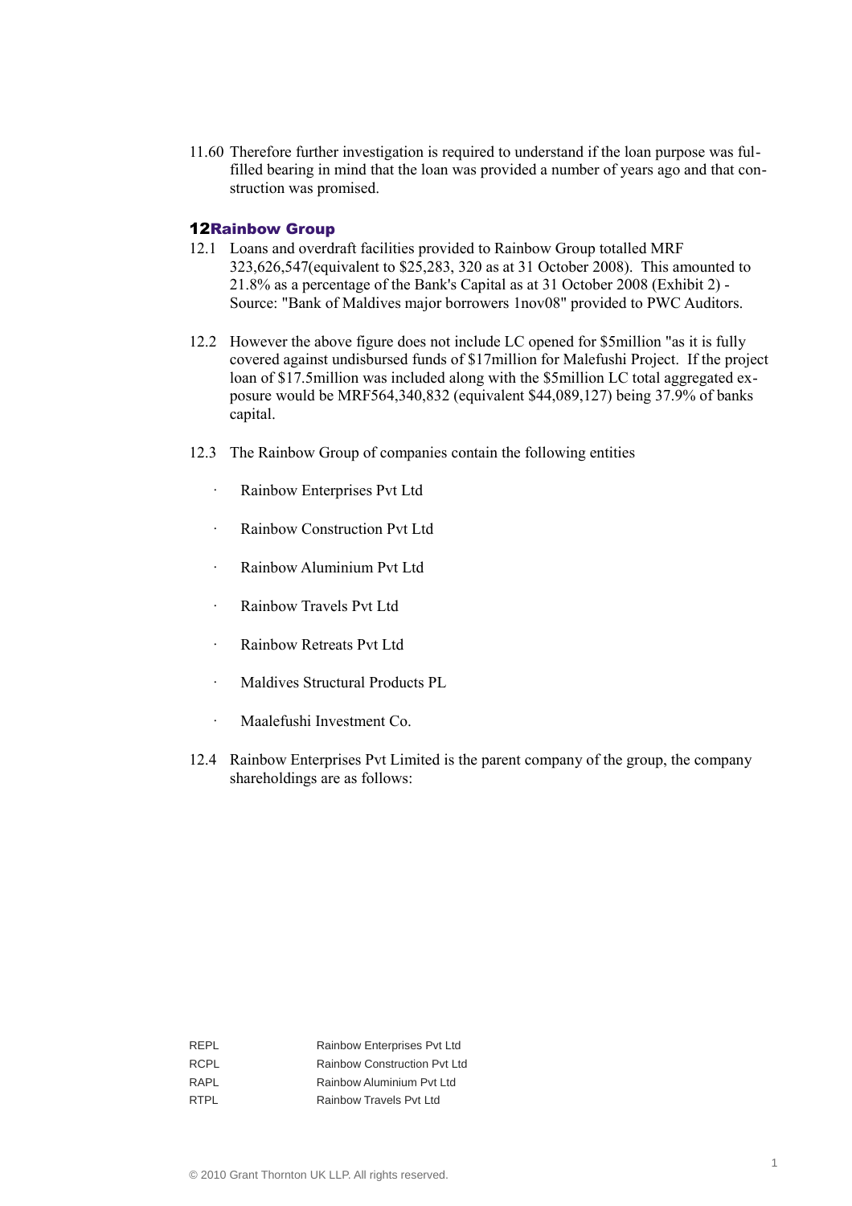11.60 Therefore further investigation is required to understand if the loan purpose was fulfilled bearing in mind that the loan was provided a number of years ago and that construction was promised.

## 12 Rainbow Group

12.1 Loans and overdraft facilities provided to Rainbow Group totalled MRF 323,626,547(equivalent to $25,283, 320 as at 31 October 2008). This amounted to 21.8% as a percentage of the Bank's Capital as at 31 October 2008 (Exhibit 2) - Source: "Bank of Maldives major borrowers 1nov08" provided to PWC Auditors.

12.2 However the above figure does not include LC opened for $5million "as it is fully covered against undisbursed funds of $17million for Malefushi Project. If the project loan of $17.5million was included along with the $5million LC total aggregated exposure would be MRF564,340,832 (equivalent $44,089,127) being 37.9% of banks capital.

12.3 The Rainbow Group of companies contain the following entities

- Rainbow Enterprises Pvt Ltd
- Rainbow Construction Pvt Ltd
- Rainbow Aluminium Pvt Ltd
- Rainbow Travels Pvt Ltd
- Rainbow Retreats Pvt Ltd
- Maldives Structural Products PL
- Maalefushi Investment Co.

12.4 Rainbow Enterprises Pvt Limited is the parent company of the group, the company shareholdings are as follows:

| | |
|---|---|
| REPL | Rainbow Enterprises Pvt Ltd |
| RCPL | Rainbow Construction Pvt Ltd |
| RAPL | Rainbow Aluminium Pvt Ltd |
| RTPL | Rainbow Travels Pvt Ltd |

© 2010 Grant Thornton UK LLP. All rights reserved.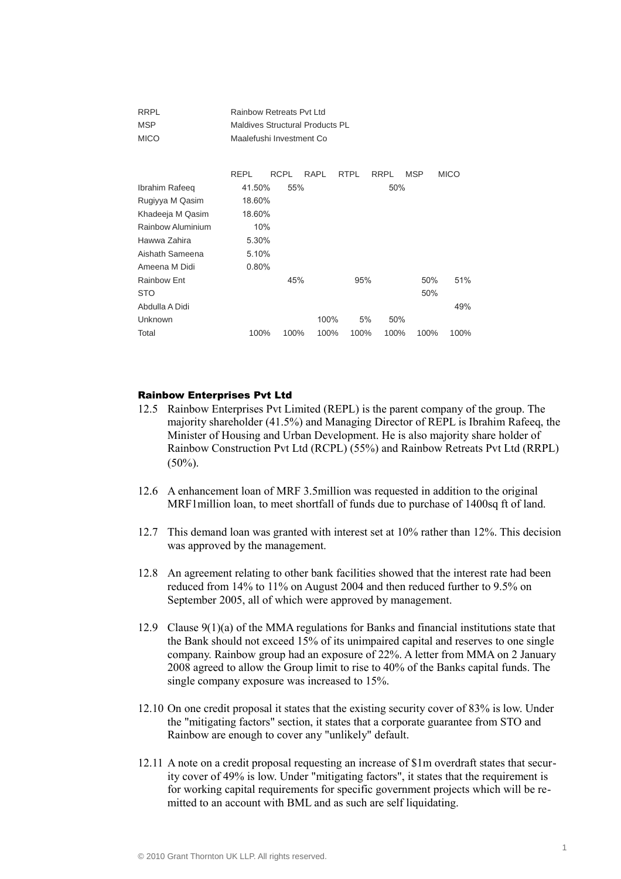| | |
|---|---|
| RRPL | Rainbow Retreats Pvt Ltd |
| MSP | Maldives Structural Products PL |
| MICO | Maalefushi Investment Co |

| | REPL | RCPL | RAPL | RTPL | RRPL | MSP | MICO |
|---|---|---|---|---|---|---|---|
| Ibrahim Rafeeq | 41.50% | 55% | | | 50% | | |
| Rugiyya M Qasim | 18.60% | | | | | | |
| Khadeeja M Qasim | 18.60% | | | | | | |
| Rainbow Aluminium | 10% | | | | | | |
| Hawwa Zahira | 5.30% | | | | | | |
| Aishath Sameena | 5.10% | | | | | | |
| Ameena M Didi | 0.80% | | | | | | |
| Rainbow Ent | | 45% | | 95% | | 50% | 51% |
| STO | | | | | | 50% | |
| Abdulla A Didi | | | | | | | 49% |
| Unknown | | | 100% | 5% | 50% | | |
| Total | 100% | 100% | 100% | 100% | 100% | 100% | 100% |

### Rainbow Enterprises Pvt Ltd

12.5 Rainbow Enterprises Pvt Limited (REPL) is the parent company of the group. The majority shareholder (41.5%) and Managing Director of REPL is Ibrahim Rafeeq, the Minister of Housing and Urban Development. He is also majority share holder of Rainbow Construction Pvt Ltd (RCPL) (55%) and Rainbow Retreats Pvt Ltd (RRPL) (50%).

12.6 A enhancement loan of MRF 3.5million was requested in addition to the original MRF1million loan, to meet shortfall of funds due to purchase of 1400sq ft of land.

12.7 This demand loan was granted with interest set at 10% rather than 12%. This decision was approved by the management.

12.8 An agreement relating to other bank facilities showed that the interest rate had been reduced from 14% to 11% on August 2004 and then reduced further to 9.5% on September 2005, all of which were approved by management.

12.9 Clause 9(1)(a) of the MMA regulations for Banks and financial institutions state that the Bank should not exceed 15% of its unimpaired capital and reserves to one single company. Rainbow group had an exposure of 22%. A letter from MMA on 2 January 2008 agreed to allow the Group limit to rise to 40% of the Banks capital funds. The single company exposure was increased to 15%.

12.10 On one credit proposal it states that the existing security cover of 83% is low. Under the "mitigating factors" section, it states that a corporate guarantee from STO and Rainbow are enough to cover any "unlikely" default.

12.11 A note on a credit proposal requesting an increase of $1m overdraft states that security cover of 49% is low. Under "mitigating factors", it states that the requirement is for working capital requirements for specific government projects which will be remitted to an account with BML and as such are self liquidating.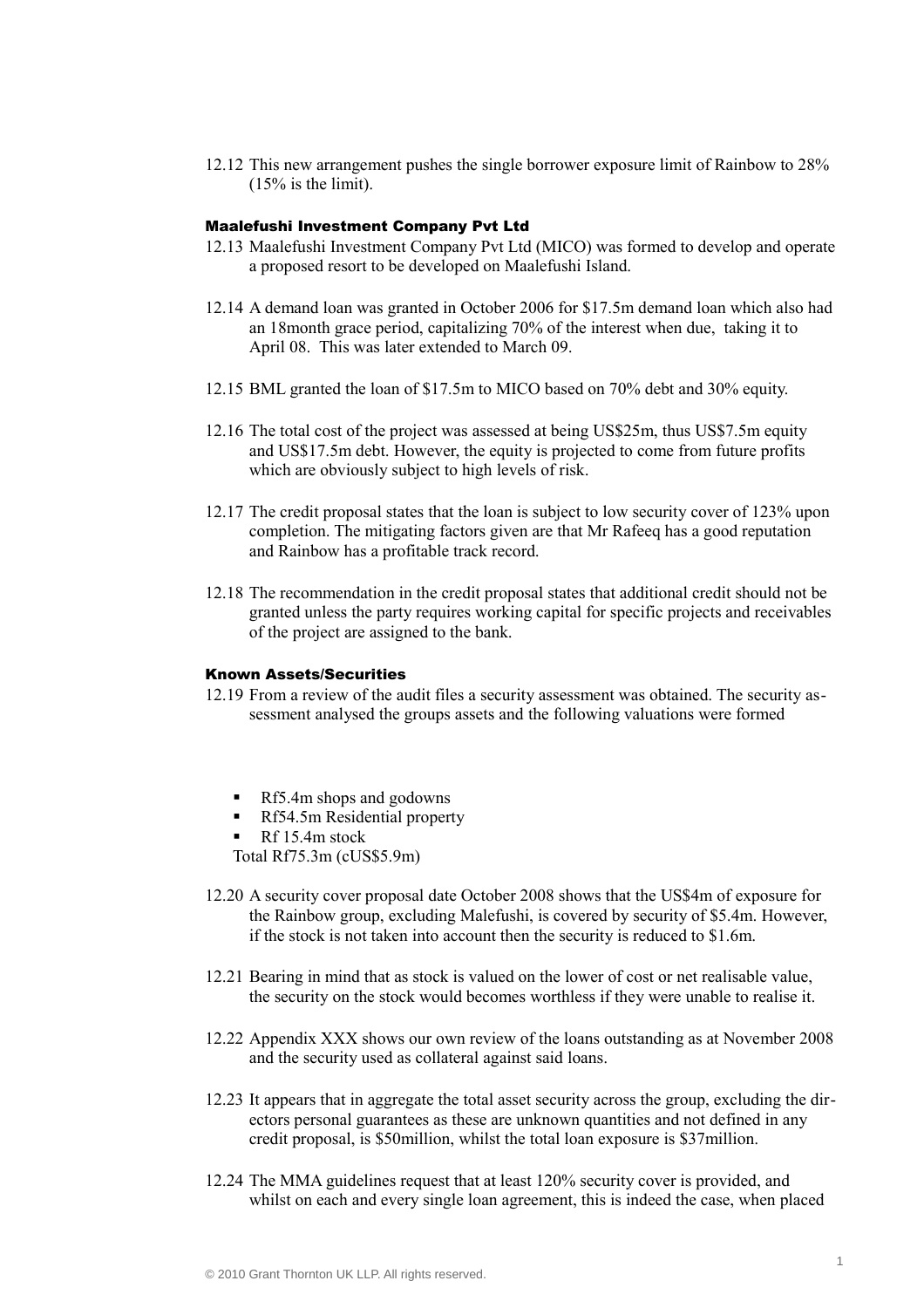12.12 This new arrangement pushes the single borrower exposure limit of Rainbow to 28% (15% is the limit).

### Maalefushi Investment Company Pvt Ltd

12.13 Maalefushi Investment Company Pvt Ltd (MICO) was formed to develop and operate a proposed resort to be developed on Maalefushi Island.

12.14 A demand loan was granted in October 2006 for $17.5m demand loan which also had an 18month grace period, capitalizing 70% of the interest when due, taking it to April 08. This was later extended to March 09.

12.15 BML granted the loan of $17.5m to MICO based on 70% debt and 30% equity.

12.16 The total cost of the project was assessed at being US$25m, thus US$7.5m equity and US$17.5m debt. However, the equity is projected to come from future profits which are obviously subject to high levels of risk.

12.17 The credit proposal states that the loan is subject to low security cover of 123% upon completion. The mitigating factors given are that Mr Rafeeq has a good reputation and Rainbow has a profitable track record.

12.18 The recommendation in the credit proposal states that additional credit should not be granted unless the party requires working capital for specific projects and receivables of the project are assigned to the bank.

### Known Assets/Securities

12.19 From a review of the audit files a security assessment was obtained. The security assessment analysed the groups assets and the following valuations were formed

- Rf5.4m shops and godowns
- Rf54.5m Residential property
- Rf 15.4m stock

Total Rf75.3m (cUS$5.9m)

12.20 A security cover proposal date October 2008 shows that the US$4m of exposure for the Rainbow group, excluding Malefushi, is covered by security of $5.4m. However, if the stock is not taken into account then the security is reduced to $1.6m.

12.21 Bearing in mind that as stock is valued on the lower of cost or net realisable value, the security on the stock would becomes worthless if they were unable to realise it.

12.22 Appendix XXX shows our own review of the loans outstanding as at November 2008 and the security used as collateral against said loans.

12.23 It appears that in aggregate the total asset security across the group, excluding the directors personal guarantees as these are unknown quantities and not defined in any credit proposal, is $50million, whilst the total loan exposure is $37million.

12.24 The MMA guidelines request that at least 120% security cover is provided, and whilst on each and every single loan agreement, this is indeed the case, when placed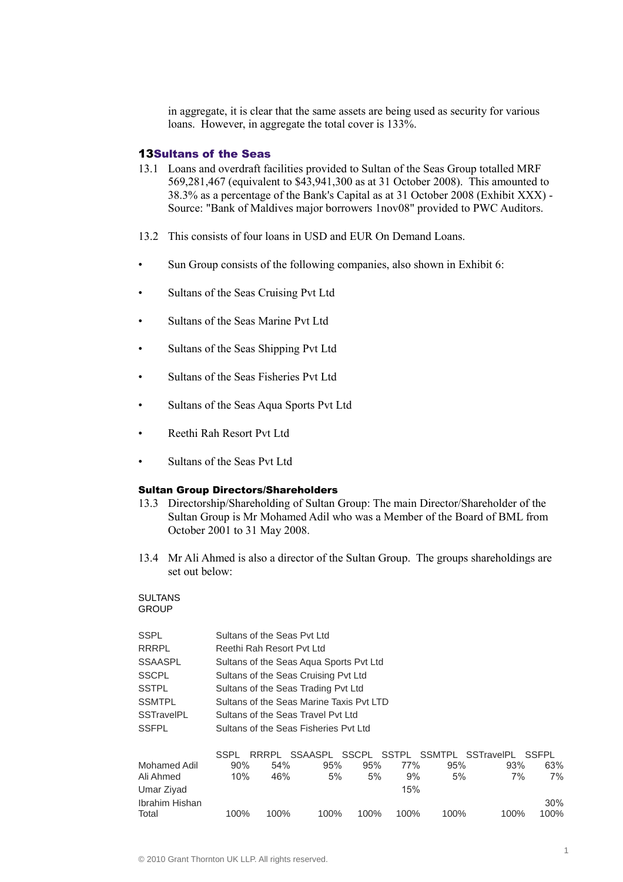in aggregate, it is clear that the same assets are being used as security for various loans. However, in aggregate the total cover is 133%.

## 13 Sultans of the Seas

13.1 Loans and overdraft facilities provided to Sultan of the Seas Group totalled MRF 569,281,467 (equivalent to $43,941,300 as at 31 October 2008). This amounted to 38.3% as a percentage of the Bank's Capital as at 31 October 2008 (Exhibit XXX) - Source: "Bank of Maldives major borrowers 1nov08" provided to PWC Auditors.

13.2 This consists of four loans in USD and EUR On Demand Loans.

- Sun Group consists of the following companies, also shown in Exhibit 6:
- Sultans of the Seas Cruising Pvt Ltd
- Sultans of the Seas Marine Pvt Ltd
- Sultans of the Seas Shipping Pvt Ltd
- Sultans of the Seas Fisheries Pvt Ltd
- Sultans of the Seas Aqua Sports Pvt Ltd
- Reethi Rah Resort Pvt Ltd
- Sultans of the Seas Pvt Ltd

### Sultan Group Directors/Shareholders

13.3 Directorship/Shareholding of Sultan Group: The main Director/Shareholder of the Sultan Group is Mr Mohamed Adil who was a Member of the Board of BML from October 2001 to 31 May 2008.

13.4 Mr Ali Ahmed is also a director of the Sultan Group. The groups shareholdings are set out below:

SULTANS GROUP

| | |
|---|---|
| SSPL | Sultans of the Seas Pvt Ltd |
| RRRPL | Reethi Rah Resort Pvt Ltd |
| SSAASPL | Sultans of the Seas Aqua Sports Pvt Ltd |
| SSCPL | Sultans of the Seas Cruising Pvt Ltd |
| SSTPL | Sultans of the Seas Trading Pvt Ltd |
| SSMTPL | Sultans of the Seas Marine Taxis Pvt LTD |
| SSTravelPL | Sultans of the Seas Travel Pvt Ltd |
| SSFPL | Sultans of the Seas Fisheries Pvt Ltd |

| | SSPL | RRRPL | SSAASPL | SSCPL | SSTPL | SSMTPL | SSTravelPL | SSFPL |
|---|---|---|---|---|---|---|---|---|
| Mohamed Adil | 90% | 54% | 95% | 95% | 77% | 95% | 93% | 63% |
| Ali Ahmed | 10% | 46% | 5% | 5% | 9% | 5% | 7% | 7% |
| Umar Ziyad | | | | | 15% | | | |
| Ibrahim Hishan | | | | | | | | 30% |
| Total | 100% | 100% | 100% | 100% | 100% | 100% | 100% | 100% |

© 2010 Grant Thornton UK LLP. All rights reserved.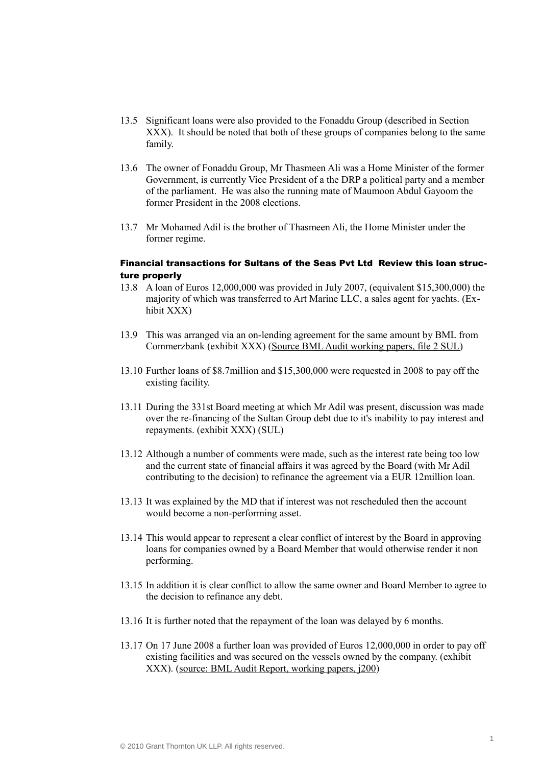13.5 Significant loans were also provided to the Fonaddu Group (described in Section XXX). It should be noted that both of these groups of companies belong to the same family.

13.6 The owner of Fonaddu Group, Mr Thasmeen Ali was a Home Minister of the former Government, is currently Vice President of a the DRP a political party and a member of the parliament. He was also the running mate of Maumoon Abdul Gayoom the former President in the 2008 elections.

13.7 Mr Mohamed Adil is the brother of Thasmeen Ali, the Home Minister under the former regime.

### Financial transactions for Sultans of the Seas Pvt Ltd Review this loan structure properly

13.8 A loan of Euros 12,000,000 was provided in July 2007, (equivalent $15,300,000) the majority of which was transferred to Art Marine LLC, a sales agent for yachts. (Exhibit XXX)

13.9 This was arranged via an on-lending agreement for the same amount by BML from Commerzbank (exhibit XXX) (Source BML Audit working papers, file 2 SUL)

13.10 Further loans of $8.7million and $15,300,000 were requested in 2008 to pay off the existing facility.

13.11 During the 331st Board meeting at which Mr Adil was present, discussion was made over the re-financing of the Sultan Group debt due to it's inability to pay interest and repayments. (exhibit XXX) (SUL)

13.12 Although a number of comments were made, such as the interest rate being too low and the current state of financial affairs it was agreed by the Board (with Mr Adil contributing to the decision) to refinance the agreement via a EUR 12million loan.

13.13 It was explained by the MD that if interest was not rescheduled then the account would become a non-performing asset.

13.14 This would appear to represent a clear conflict of interest by the Board in approving loans for companies owned by a Board Member that would otherwise render it non performing.

13.15 In addition it is clear conflict to allow the same owner and Board Member to agree to the decision to refinance any debt.

13.16 It is further noted that the repayment of the loan was delayed by 6 months.

13.17 On 17 June 2008 a further loan was provided of Euros 12,000,000 in order to pay off existing facilities and was secured on the vessels owned by the company. (exhibit XXX). (source: BML Audit Report, working papers, j200)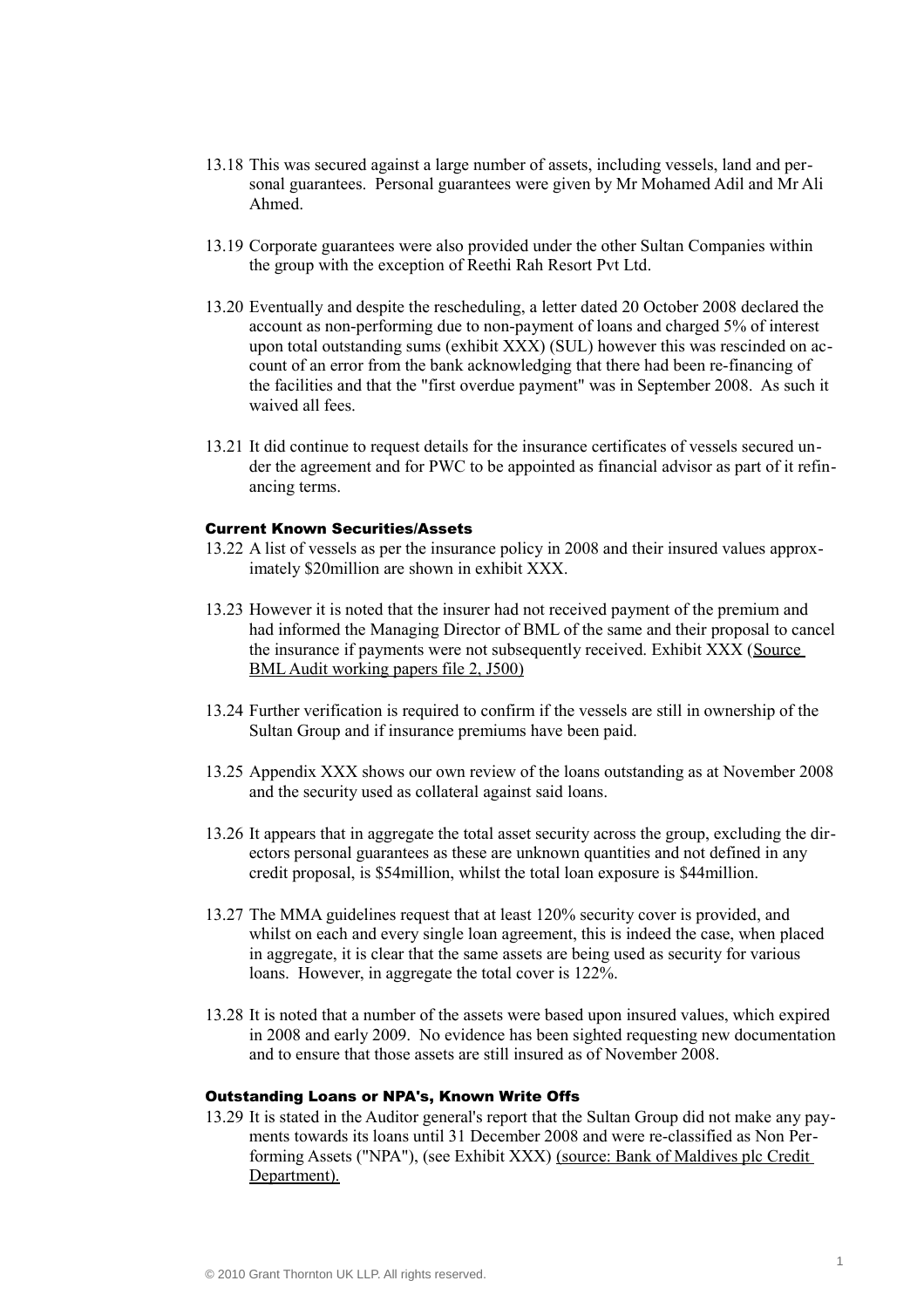13.18 This was secured against a large number of assets, including vessels, land and personal guarantees. Personal guarantees were given by Mr Mohamed Adil and Mr Ali Ahmed.

13.19 Corporate guarantees were also provided under the other Sultan Companies within the group with the exception of Reethi Rah Resort Pvt Ltd.

13.20 Eventually and despite the rescheduling, a letter dated 20 October 2008 declared the account as non-performing due to non-payment of loans and charged 5% of interest upon total outstanding sums (exhibit XXX) (SUL) however this was rescinded on account of an error from the bank acknowledging that there had been re-financing of the facilities and that the "first overdue payment" was in September 2008. As such it waived all fees.

13.21 It did continue to request details for the insurance certificates of vessels secured under the agreement and for PWC to be appointed as financial advisor as part of it refinancing terms.

### Current Known Securities/Assets

13.22 A list of vessels as per the insurance policy in 2008 and their insured values approximately \$20million are shown in exhibit XXX.

13.23 However it is noted that the insurer had not received payment of the premium and had informed the Managing Director of BML of the same and their proposal to cancel the insurance if payments were not subsequently received. Exhibit XXX (Source BML Audit working papers file 2, J500)

13.24 Further verification is required to confirm if the vessels are still in ownership of the Sultan Group and if insurance premiums have been paid.

13.25 Appendix XXX shows our own review of the loans outstanding as at November 2008 and the security used as collateral against said loans.

13.26 It appears that in aggregate the total asset security across the group, excluding the directors personal guarantees as these are unknown quantities and not defined in any credit proposal, is \$54million, whilst the total loan exposure is \$44million.

13.27 The MMA guidelines request that at least 120% security cover is provided, and whilst on each and every single loan agreement, this is indeed the case, when placed in aggregate, it is clear that the same assets are being used as security for various loans. However, in aggregate the total cover is 122%.

13.28 It is noted that a number of the assets were based upon insured values, which expired in 2008 and early 2009. No evidence has been sighted requesting new documentation and to ensure that those assets are still insured as of November 2008.

### Outstanding Loans or NPA's, Known Write Offs

13.29 It is stated in the Auditor general's report that the Sultan Group did not make any payments towards its loans until 31 December 2008 and were re-classified as Non Performing Assets ("NPA"), (see Exhibit XXX) (source: Bank of Maldives plc Credit Department).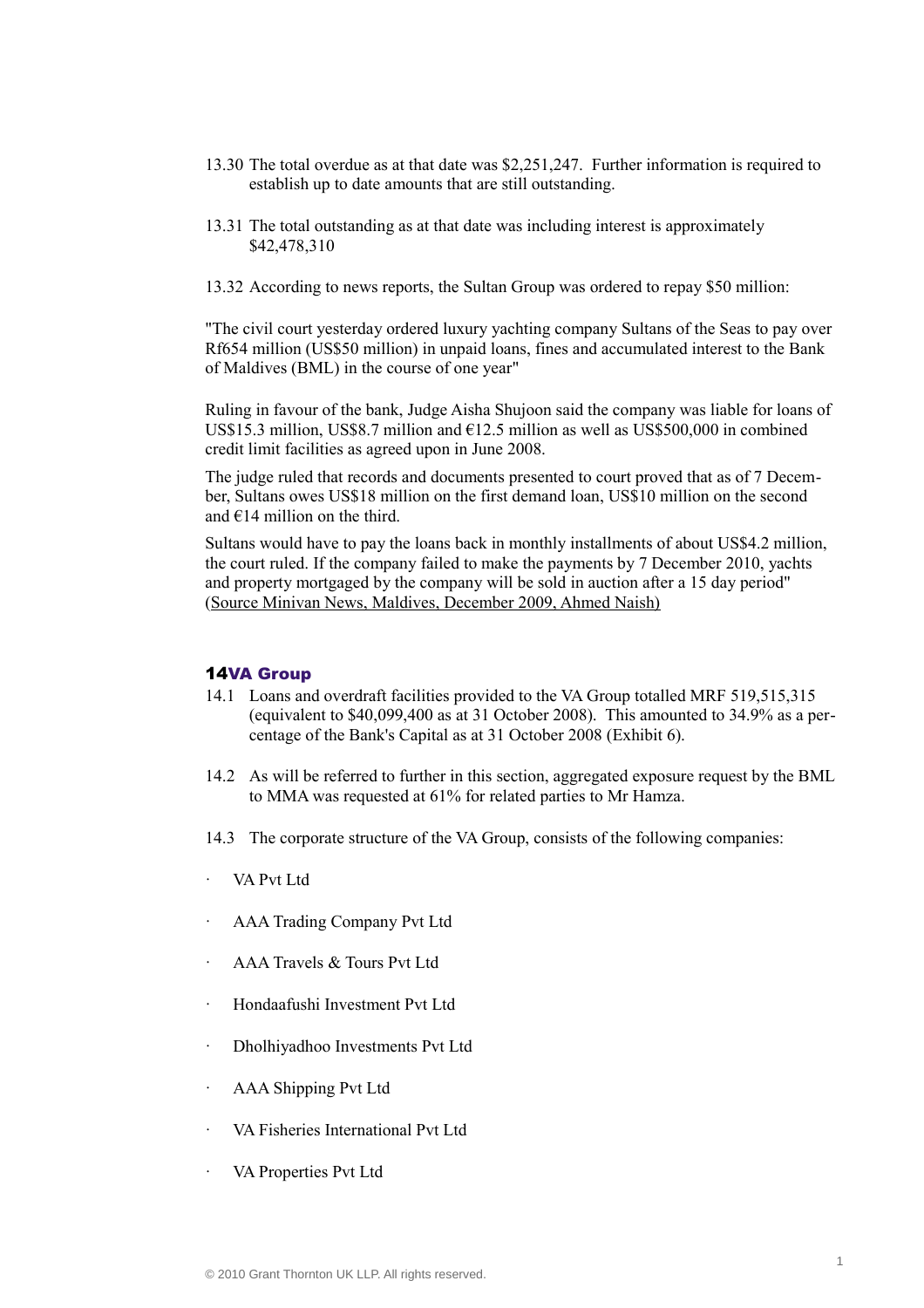13.30 The total overdue as at that date was $2,251,247. Further information is required to establish up to date amounts that are still outstanding.

13.31 The total outstanding as at that date was including interest is approximately $42,478,310

13.32 According to news reports, the Sultan Group was ordered to repay $50 million:

"The civil court yesterday ordered luxury yachting company Sultans of the Seas to pay over Rf654 million (US$50 million) in unpaid loans, fines and accumulated interest to the Bank of Maldives (BML) in the course of one year"

Ruling in favour of the bank, Judge Aisha Shujoon said the company was liable for loans of US$15.3 million, US$8.7 million and €12.5 million as well as US$500,000 in combined credit limit facilities as agreed upon in June 2008.

The judge ruled that records and documents presented to court proved that as of 7 December, Sultans owes US$18 million on the first demand loan, US$10 million on the second and €14 million on the third.

Sultans would have to pay the loans back in monthly installments of about US$4.2 million, the court ruled. If the company failed to make the payments by 7 December 2010, yachts and property mortgaged by the company will be sold in auction after a 15 day period" (Source Minivan News, Maldives, December 2009, Ahmed Naish)

## 14 VA Group

14.1 Loans and overdraft facilities provided to the VA Group totalled MRF 519,515,315 (equivalent to $40,099,400 as at 31 October 2008). This amounted to 34.9% as a percentage of the Bank's Capital as at 31 October 2008 (Exhibit 6).

14.2 As will be referred to further in this section, aggregated exposure request by the BML to MMA was requested at 61% for related parties to Mr Hamza.

14.3 The corporate structure of the VA Group, consists of the following companies:

- VA Pvt Ltd
- AAA Trading Company Pvt Ltd
- AAA Travels & Tours Pvt Ltd
- Hondaafushi Investment Pvt Ltd
- Dholhiyadhoo Investments Pvt Ltd
- AAA Shipping Pvt Ltd
- VA Fisheries International Pvt Ltd
- VA Properties Pvt Ltd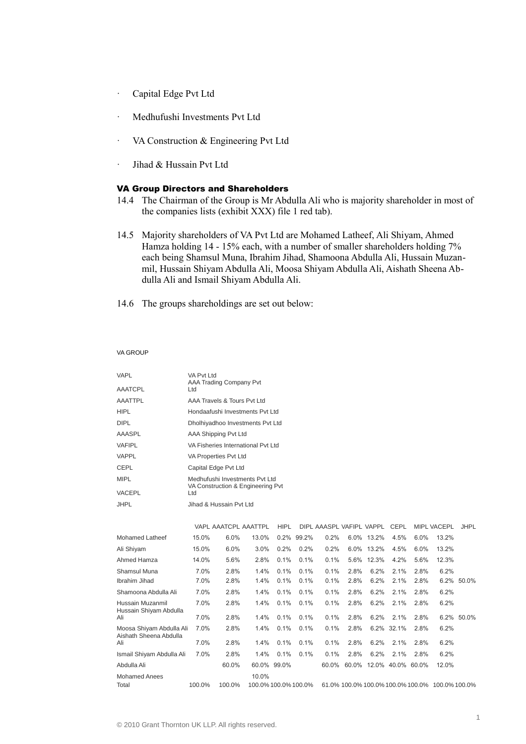- Capital Edge Pvt Ltd
- Medhufushi Investments Pvt Ltd
- VA Construction & Engineering Pvt Ltd
- Jihad & Hussain Pvt Ltd

### VA Group Directors and Shareholders

14.4 The Chairman of the Group is Mr Abdulla Ali who is majority shareholder in most of the companies lists (exhibit XXX) file 1 red tab).

14.5 Majority shareholders of VA Pvt Ltd are Mohamed Latheef, Ali Shiyam, Ahmed Hamza holding 14 - 15% each, with a number of smaller shareholders holding 7% each being Shamsul Muna, Ibrahim Jihad, Shamoona Abdulla Ali, Hussain Muzanmil, Hussain Shiyam Abdulla Ali, Moosa Shiyam Abdulla Ali, Aishath Sheena Abdulla Ali and Ismail Shiyam Abdulla Ali.

14.6 The groups shareholdings are set out below:

VA GROUP

| Abbreviation | Company |
|---|---|
| VAPL | VA Pvt Ltd |
| AAATCPL | AAA Trading Company Pvt Ltd |
| AAATTPL | AAA Travels & Tours Pvt Ltd |
| HIPL | Hondaafushi Investments Pvt Ltd |
| DIPL | Dholhiyadhoo Investments Pvt Ltd |
| AAASPL | AAA Shipping Pvt Ltd |
| VAFIPL | VA Fisheries International Pvt Ltd |
| VAPPL | VA Properties Pvt Ltd |
| CEPL | Capital Edge Pvt Ltd |
| MIPL | Medhufushi Investments Pvt Ltd |
| VACEPL | VA Construction & Engineering Pvt Ltd |
| JHPL | Jihad & Hussain Pvt Ltd |

| | VAPL | AAATCPL | AAATTPL | HIPL | DIPL | AAASPL | VAFIPL | VAPPL | CEPL | MIPL | VACEPL | JHPL |
|---|---|---|---|---|---|---|---|---|---|---|---|---|
| Mohamed Latheef | 15.0% | 6.0% | 13.0% | 0.2% | 99.2% | 0.2% | 6.0% | 13.2% | 4.5% | 6.0% | 13.2% | |
| Ali Shiyam | 15.0% | 6.0% | 3.0% | 0.2% | 0.2% | 0.2% | 6.0% | 13.2% | 4.5% | 6.0% | 13.2% | |
| Ahmed Hamza | 14.0% | 5.6% | 2.8% | 0.1% | 0.1% | 0.1% | 5.6% | 12.3% | 4.2% | 5.6% | 12.3% | |
| Shamsul Muna | 7.0% | 2.8% | 1.4% | 0.1% | 0.1% | 0.1% | 2.8% | 6.2% | 2.1% | 2.8% | 6.2% | |
| Ibrahim Jihad | 7.0% | 2.8% | 1.4% | 0.1% | 0.1% | 0.1% | 2.8% | 6.2% | 2.1% | 2.8% | 6.2% | 50.0% |
| Shamoona Abdulla Ali | 7.0% | 2.8% | 1.4% | 0.1% | 0.1% | 0.1% | 2.8% | 6.2% | 2.1% | 2.8% | 6.2% | |
| Hussain Muzanmil | 7.0% | 2.8% | 1.4% | 0.1% | 0.1% | 0.1% | 2.8% | 6.2% | 2.1% | 2.8% | 6.2% | |
| Hussain Shiyam Abdulla Ali | 7.0% | 2.8% | 1.4% | 0.1% | 0.1% | 0.1% | 2.8% | 6.2% | 2.1% | 2.8% | 6.2% | 50.0% |
| Moosa Shiyam Abdulla Ali | 7.0% | 2.8% | 1.4% | 0.1% | 0.1% | 0.1% | 2.8% | 6.2% | 32.1% | 2.8% | 6.2% | |
| Aishath Sheena Abdulla Ali | 7.0% | 2.8% | 1.4% | 0.1% | 0.1% | 0.1% | 2.8% | 6.2% | 2.1% | 2.8% | 6.2% | |
| Ismail Shiyam Abdulla Ali | 7.0% | 2.8% | 1.4% | 0.1% | 0.1% | 0.1% | 2.8% | 6.2% | 2.1% | 2.8% | 6.2% | |
| Abdulla Ali | | 60.0% | 60.0% | 99.0% | | 60.0% | 60.0% | 12.0% | 40.0% | 60.0% | 12.0% | |
| Mohamed Anees | | | 10.0% | | | | | | | | | |
| Total | 100.0% | 100.0% | 100.0% | 100.0% | 100.0% | 61.0% | 100.0% | 100.0% | 100.0% | 100.0% | 100.0% | 100.0% |

© 2010 Grant Thornton UK LLP. All rights reserved.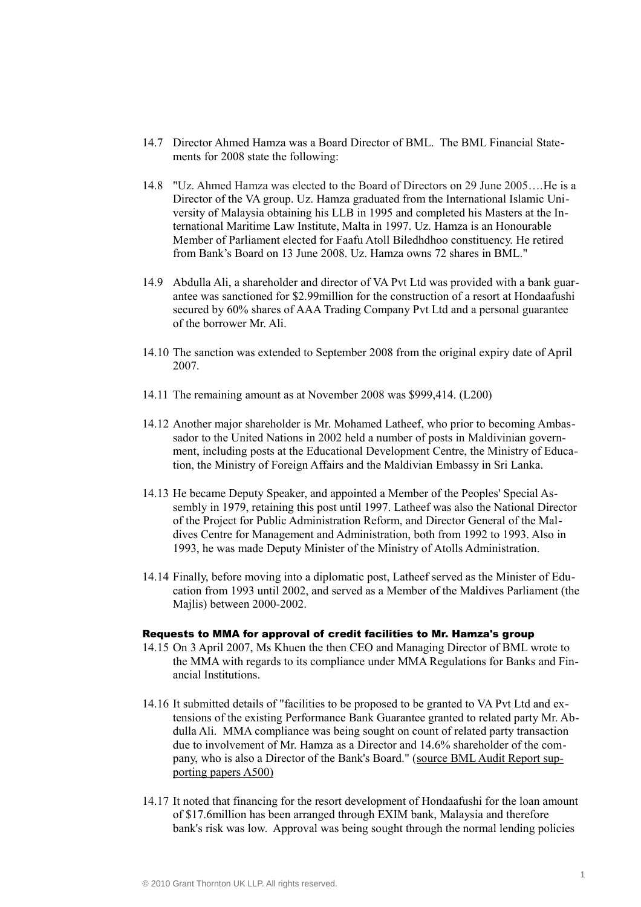14.7 Director Ahmed Hamza was a Board Director of BML. The BML Financial Statements for 2008 state the following:

14.8 "Uz. Ahmed Hamza was elected to the Board of Directors on 29 June 2005….He is a Director of the VA group. Uz. Hamza graduated from the International Islamic University of Malaysia obtaining his LLB in 1995 and completed his Masters at the International Maritime Law Institute, Malta in 1997. Uz. Hamza is an Honourable Member of Parliament elected for Faafu Atoll Biledhdhoo constituency. He retired from Bank's Board on 13 June 2008. Uz. Hamza owns 72 shares in BML."

14.9 Abdulla Ali, a shareholder and director of VA Pvt Ltd was provided with a bank guarantee was sanctioned for $2.99million for the construction of a resort at Hondaafushi secured by 60% shares of AAA Trading Company Pvt Ltd and a personal guarantee of the borrower Mr. Ali.

14.10 The sanction was extended to September 2008 from the original expiry date of April 2007.

14.11 The remaining amount as at November 2008 was $999,414. (L200)

14.12 Another major shareholder is Mr. Mohamed Latheef, who prior to becoming Ambassador to the United Nations in 2002 held a number of posts in Maldivinian government, including posts at the Educational Development Centre, the Ministry of Education, the Ministry of Foreign Affairs and the Maldivian Embassy in Sri Lanka.

14.13 He became Deputy Speaker, and appointed a Member of the Peoples' Special Assembly in 1979, retaining this post until 1997. Latheef was also the National Director of the Project for Public Administration Reform, and Director General of the Maldives Centre for Management and Administration, both from 1992 to 1993. Also in 1993, he was made Deputy Minister of the Ministry of Atolls Administration.

14.14 Finally, before moving into a diplomatic post, Latheef served as the Minister of Education from 1993 until 2002, and served as a Member of the Maldives Parliament (the Majlis) between 2000-2002.

### Requests to MMA for approval of credit facilities to Mr. Hamza's group

14.15 On 3 April 2007, Ms Khuen the then CEO and Managing Director of BML wrote to the MMA with regards to its compliance under MMA Regulations for Banks and Financial Institutions.

14.16 It submitted details of "facilities to be proposed to be granted to VA Pvt Ltd and extensions of the existing Performance Bank Guarantee granted to related party Mr. Abdulla Ali. MMA compliance was being sought on count of related party transaction due to involvement of Mr. Hamza as a Director and 14.6% shareholder of the company, who is also a Director of the Bank's Board." (source BML Audit Report supporting papers A500)

14.17 It noted that financing for the resort development of Hondaafushi for the loan amount of $17.6million has been arranged through EXIM bank, Malaysia and therefore bank's risk was low. Approval was being sought through the normal lending policies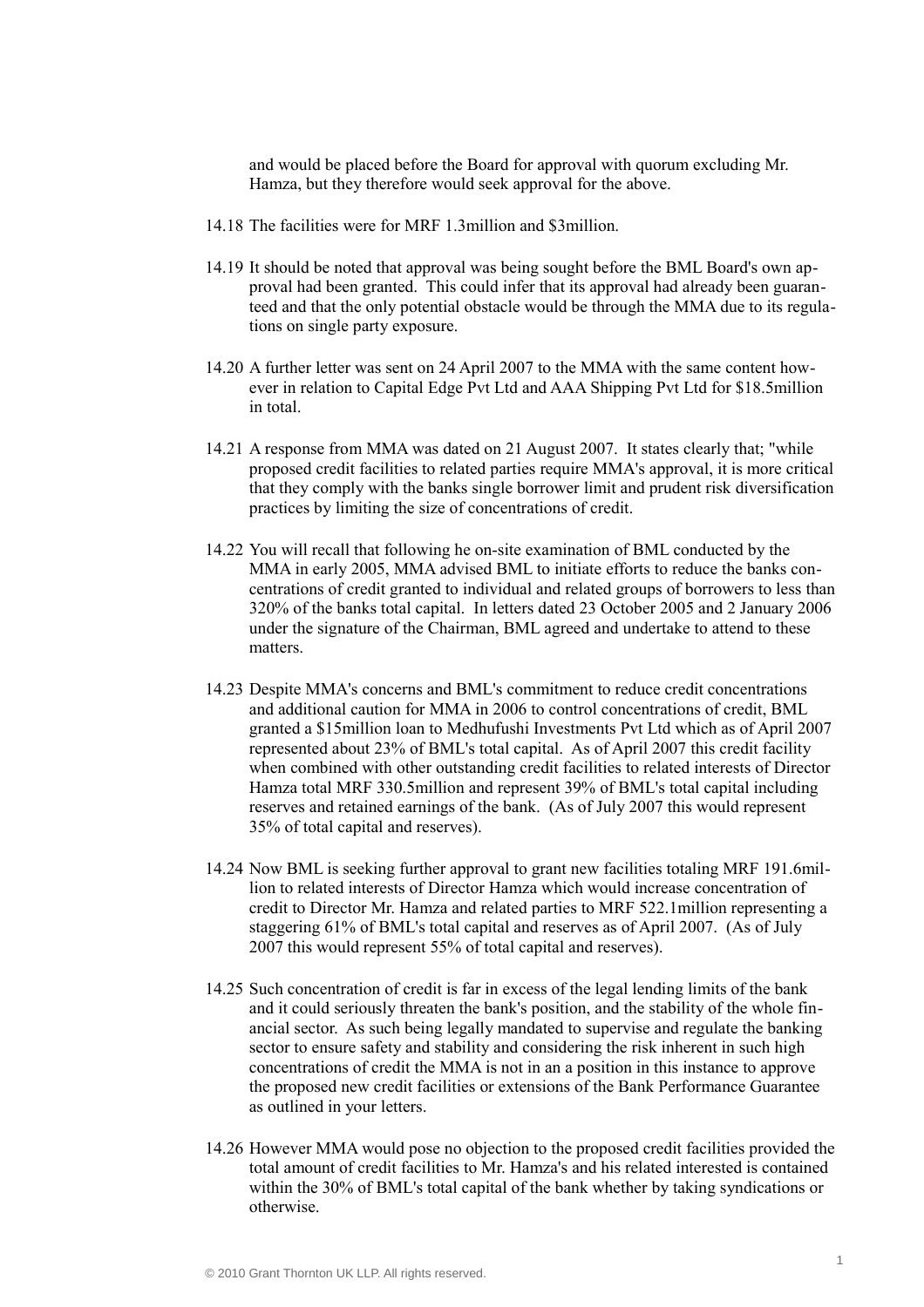and would be placed before the Board for approval with quorum excluding Mr. Hamza, but they therefore would seek approval for the above.

14.18 The facilities were for MRF 1.3million and $3million.

14.19 It should be noted that approval was being sought before the BML Board's own approval had been granted. This could infer that its approval had already been guaranteed and that the only potential obstacle would be through the MMA due to its regulations on single party exposure.

14.20 A further letter was sent on 24 April 2007 to the MMA with the same content however in relation to Capital Edge Pvt Ltd and AAA Shipping Pvt Ltd for $18.5million in total.

14.21 A response from MMA was dated on 21 August 2007. It states clearly that; "while proposed credit facilities to related parties require MMA's approval, it is more critical that they comply with the banks single borrower limit and prudent risk diversification practices by limiting the size of concentrations of credit.

14.22 You will recall that following he on-site examination of BML conducted by the MMA in early 2005, MMA advised BML to initiate efforts to reduce the banks concentrations of credit granted to individual and related groups of borrowers to less than 320% of the banks total capital. In letters dated 23 October 2005 and 2 January 2006 under the signature of the Chairman, BML agreed and undertake to attend to these matters.

14.23 Despite MMA's concerns and BML's commitment to reduce credit concentrations and additional caution for MMA in 2006 to control concentrations of credit, BML granted a $15million loan to Medhufushi Investments Pvt Ltd which as of April 2007 represented about 23% of BML's total capital. As of April 2007 this credit facility when combined with other outstanding credit facilities to related interests of Director Hamza total MRF 330.5million and represent 39% of BML's total capital including reserves and retained earnings of the bank. (As of July 2007 this would represent 35% of total capital and reserves).

14.24 Now BML is seeking further approval to grant new facilities totaling MRF 191.6million to related interests of Director Hamza which would increase concentration of credit to Director Mr. Hamza and related parties to MRF 522.1million representing a staggering 61% of BML's total capital and reserves as of April 2007. (As of July 2007 this would represent 55% of total capital and reserves).

14.25 Such concentration of credit is far in excess of the legal lending limits of the bank and it could seriously threaten the bank's position, and the stability of the whole financial sector. As such being legally mandated to supervise and regulate the banking sector to ensure safety and stability and considering the risk inherent in such high concentrations of credit the MMA is not in an a position in this instance to approve the proposed new credit facilities or extensions of the Bank Performance Guarantee as outlined in your letters.

14.26 However MMA would pose no objection to the proposed credit facilities provided the total amount of credit facilities to Mr. Hamza's and his related interested is contained within the 30% of BML's total capital of the bank whether by taking syndications or otherwise.

© 2010 Grant Thornton UK LLP. All rights reserved.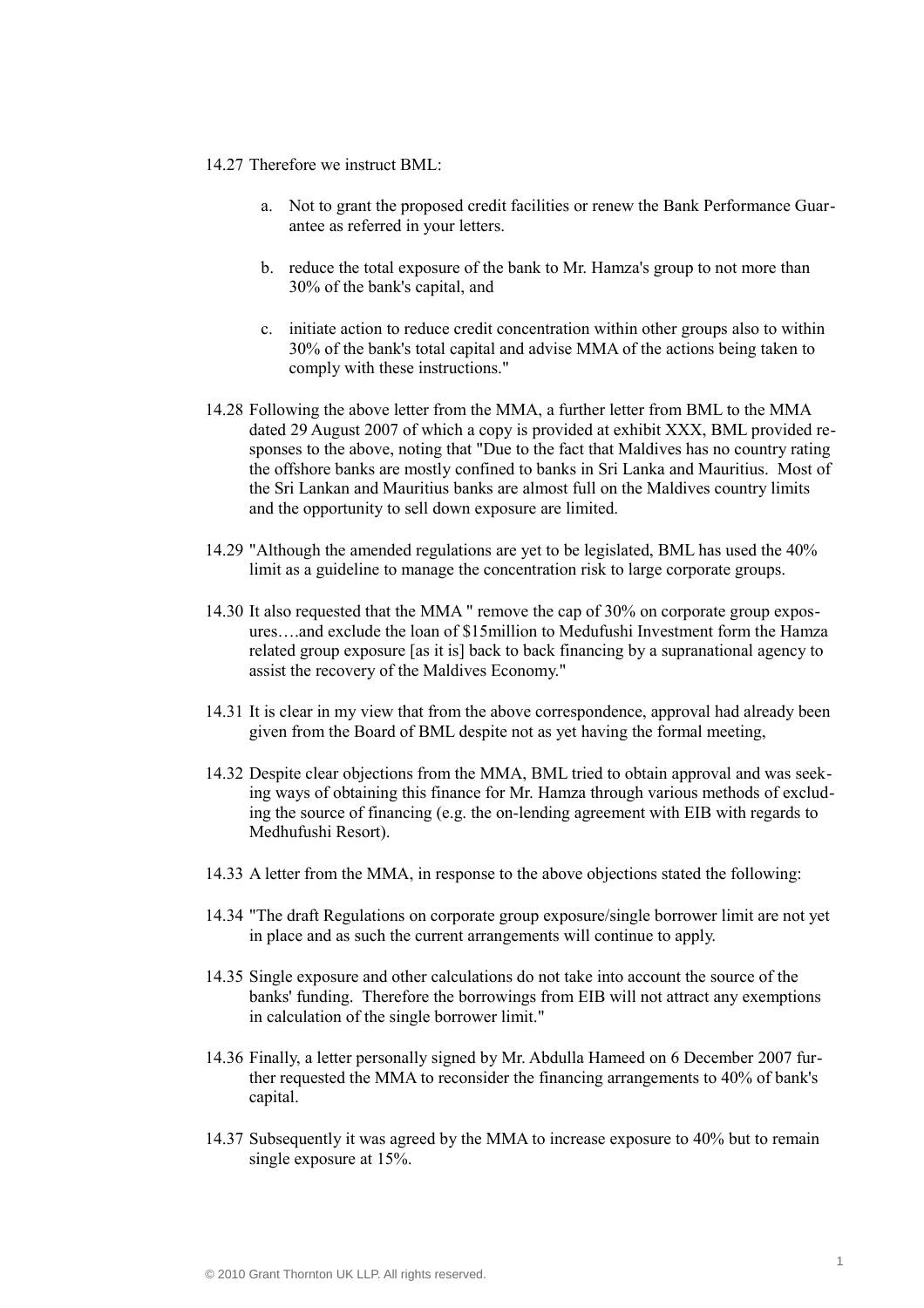14.27 Therefore we instruct BML:

a. Not to grant the proposed credit facilities or renew the Bank Performance Guarantee as referred in your letters.

b. reduce the total exposure of the bank to Mr. Hamza's group to not more than 30% of the bank's capital, and

c. initiate action to reduce credit concentration within other groups also to within 30% of the bank's total capital and advise MMA of the actions being taken to comply with these instructions."

14.28 Following the above letter from the MMA, a further letter from BML to the MMA dated 29 August 2007 of which a copy is provided at exhibit XXX, BML provided responses to the above, noting that "Due to the fact that Maldives has no country rating the offshore banks are mostly confined to banks in Sri Lanka and Mauritius. Most of the Sri Lankan and Mauritius banks are almost full on the Maldives country limits and the opportunity to sell down exposure are limited.

14.29 "Although the amended regulations are yet to be legislated, BML has used the 40% limit as a guideline to manage the concentration risk to large corporate groups.

14.30 It also requested that the MMA " remove the cap of 30% on corporate group exposures….and exclude the loan of $15million to Medufushi Investment form the Hamza related group exposure [as it is] back to back financing by a supranational agency to assist the recovery of the Maldives Economy."

14.31 It is clear in my view that from the above correspondence, approval had already been given from the Board of BML despite not as yet having the formal meeting,

14.32 Despite clear objections from the MMA, BML tried to obtain approval and was seeking ways of obtaining this finance for Mr. Hamza through various methods of excluding the source of financing (e.g. the on-lending agreement with EIB with regards to Medhufushi Resort).

14.33 A letter from the MMA, in response to the above objections stated the following:

14.34 "The draft Regulations on corporate group exposure/single borrower limit are not yet in place and as such the current arrangements will continue to apply.

14.35 Single exposure and other calculations do not take into account the source of the banks' funding. Therefore the borrowings from EIB will not attract any exemptions in calculation of the single borrower limit."

14.36 Finally, a letter personally signed by Mr. Abdulla Hameed on 6 December 2007 further requested the MMA to reconsider the financing arrangements to 40% of bank's capital.

14.37 Subsequently it was agreed by the MMA to increase exposure to 40% but to remain single exposure at 15%.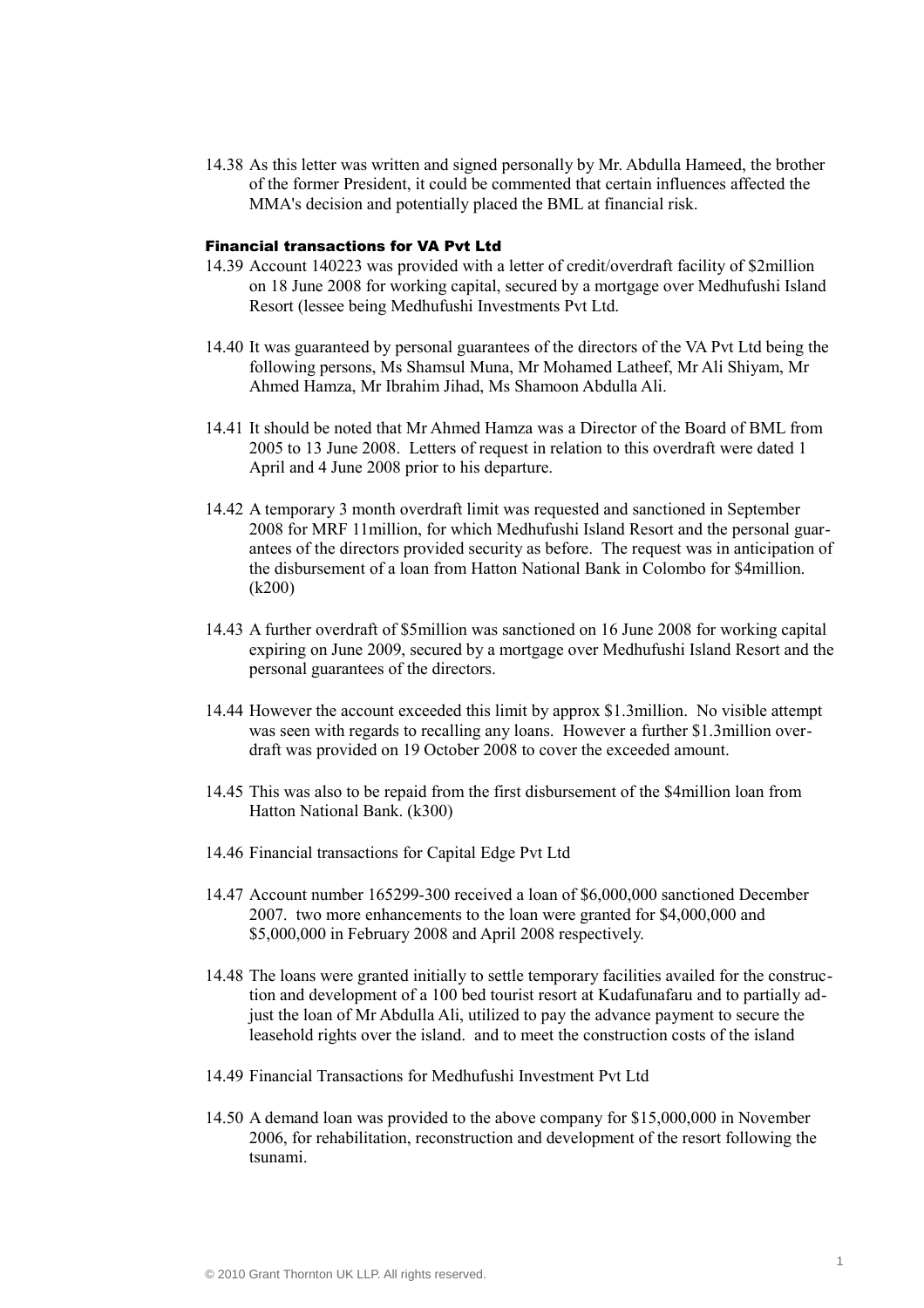14.38 As this letter was written and signed personally by Mr. Abdulla Hameed, the brother of the former President, it could be commented that certain influences affected the MMA's decision and potentially placed the BML at financial risk.

### Financial transactions for VA Pvt Ltd

14.39 Account 140223 was provided with a letter of credit/overdraft facility of \$2million on 18 June 2008 for working capital, secured by a mortgage over Medhufushi Island Resort (lessee being Medhufushi Investments Pvt Ltd.

14.40 It was guaranteed by personal guarantees of the directors of the VA Pvt Ltd being the following persons, Ms Shamsul Muna, Mr Mohamed Latheef, Mr Ali Shiyam, Mr Ahmed Hamza, Mr Ibrahim Jihad, Ms Shamoon Abdulla Ali.

14.41 It should be noted that Mr Ahmed Hamza was a Director of the Board of BML from 2005 to 13 June 2008. Letters of request in relation to this overdraft were dated 1 April and 4 June 2008 prior to his departure.

14.42 A temporary 3 month overdraft limit was requested and sanctioned in September 2008 for MRF 11million, for which Medhufushi Island Resort and the personal guarantees of the directors provided security as before. The request was in anticipation of the disbursement of a loan from Hatton National Bank in Colombo for \$4million. (k200)

14.43 A further overdraft of \$5million was sanctioned on 16 June 2008 for working capital expiring on June 2009, secured by a mortgage over Medhufushi Island Resort and the personal guarantees of the directors.

14.44 However the account exceeded this limit by approx \$1.3million. No visible attempt was seen with regards to recalling any loans. However a further \$1.3million overdraft was provided on 19 October 2008 to cover the exceeded amount.

14.45 This was also to be repaid from the first disbursement of the \$4million loan from Hatton National Bank. (k300)

14.46 Financial transactions for Capital Edge Pvt Ltd

14.47 Account number 165299-300 received a loan of \$6,000,000 sanctioned December 2007. two more enhancements to the loan were granted for \$4,000,000 and \$5,000,000 in February 2008 and April 2008 respectively.

14.48 The loans were granted initially to settle temporary facilities availed for the construction and development of a 100 bed tourist resort at Kudafunafaru and to partially adjust the loan of Mr Abdulla Ali, utilized to pay the advance payment to secure the leasehold rights over the island. and to meet the construction costs of the island

14.49 Financial Transactions for Medhufushi Investment Pvt Ltd

14.50 A demand loan was provided to the above company for \$15,000,000 in November 2006, for rehabilitation, reconstruction and development of the resort following the tsunami.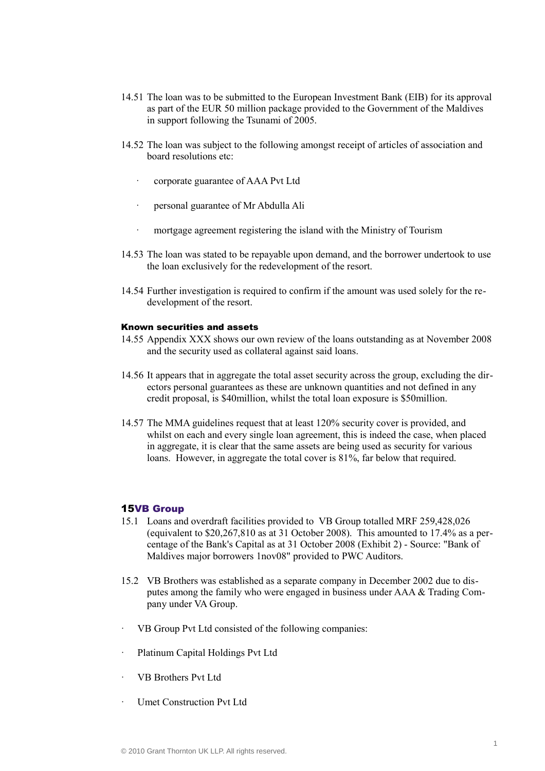14.51 The loan was to be submitted to the European Investment Bank (EIB) for its approval as part of the EUR 50 million package provided to the Government of the Maldives in support following the Tsunami of 2005.

14.52 The loan was subject to the following amongst receipt of articles of association and board resolutions etc:

- corporate guarantee of AAA Pvt Ltd
- personal guarantee of Mr Abdulla Ali
- mortgage agreement registering the island with the Ministry of Tourism

14.53 The loan was stated to be repayable upon demand, and the borrower undertook to use the loan exclusively for the redevelopment of the resort.

14.54 Further investigation is required to confirm if the amount was used solely for the redevelopment of the resort.

### Known securities and assets

14.55 Appendix XXX shows our own review of the loans outstanding as at November 2008 and the security used as collateral against said loans.

14.56 It appears that in aggregate the total asset security across the group, excluding the directors personal guarantees as these are unknown quantities and not defined in any credit proposal, is $40million, whilst the total loan exposure is $50million.

14.57 The MMA guidelines request that at least 120% security cover is provided, and whilst on each and every single loan agreement, this is indeed the case, when placed in aggregate, it is clear that the same assets are being used as security for various loans. However, in aggregate the total cover is 81%, far below that required.

## 15 VB Group

15.1 Loans and overdraft facilities provided to VB Group totalled MRF 259,428,026 (equivalent to $20,267,810 as at 31 October 2008). This amounted to 17.4% as a percentage of the Bank's Capital as at 31 October 2008 (Exhibit 2) - Source: "Bank of Maldives major borrowers 1nov08" provided to PWC Auditors.

15.2 VB Brothers was established as a separate company in December 2002 due to disputes among the family who were engaged in business under AAA & Trading Company under VA Group.

- VB Group Pvt Ltd consisted of the following companies:
- Platinum Capital Holdings Pvt Ltd
- VB Brothers Pvt Ltd
- Umet Construction Pvt Ltd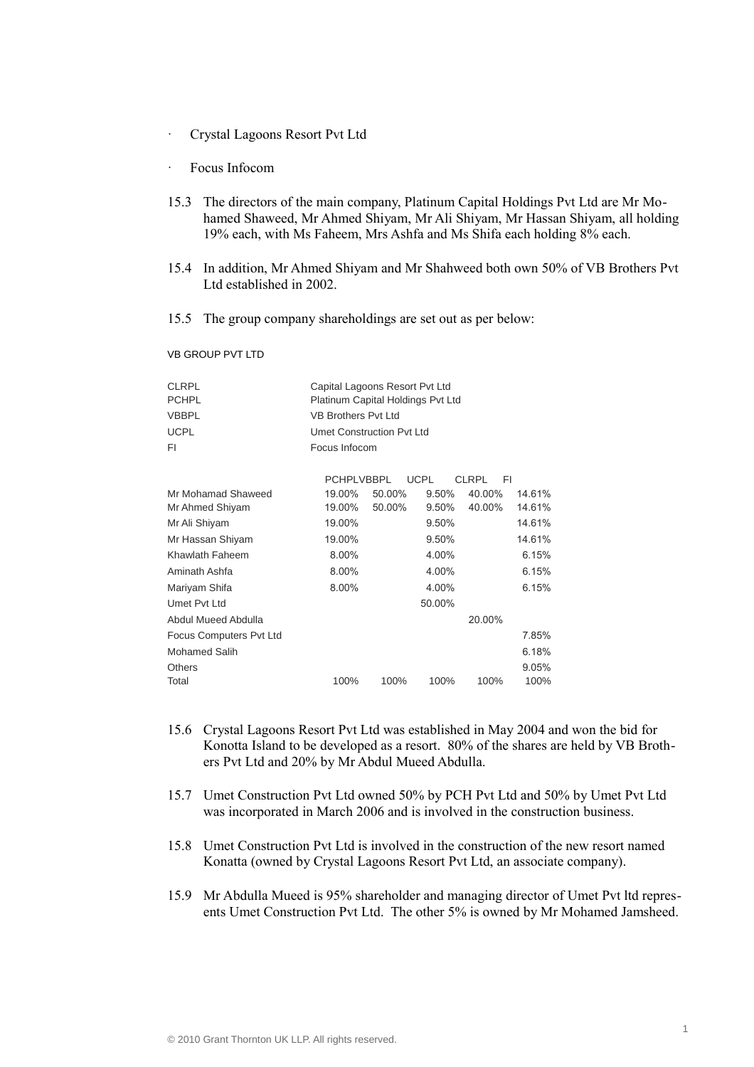- Crystal Lagoons Resort Pvt Ltd
- Focus Infocom

15.3 The directors of the main company, Platinum Capital Holdings Pvt Ltd are Mr Mohamed Shaweed, Mr Ahmed Shiyam, Mr Ali Shiyam, Mr Hassan Shiyam, all holding 19% each, with Ms Faheem, Mrs Ashfa and Ms Shifa each holding 8% each.

15.4 In addition, Mr Ahmed Shiyam and Mr Shahweed both own 50% of VB Brothers Pvt Ltd established in 2002.

15.5 The group company shareholdings are set out as per below:

VB GROUP PVT LTD

| | |
|---|---|
| CLRPL | Capital Lagoons Resort Pvt Ltd |
| PCHPL | Platinum Capital Holdings Pvt Ltd |
| VBBPL | VB Brothers Pvt Ltd |
| UCPL | Umet Construction Pvt Ltd |
| FI | Focus Infocom |

| | PCHPL | VBBPL | UCPL | CLRPL | FI |
|---|---|---|---|---|---|
| Mr Mohamad Shaweed | 19.00% | 50.00% | 9.50% | 40.00% | 14.61% |
| Mr Ahmed Shiyam | 19.00% | 50.00% | 9.50% | 40.00% | 14.61% |
| Mr Ali Shiyam | 19.00% | | 9.50% | | 14.61% |
| Mr Hassan Shiyam | 19.00% | | 9.50% | | 14.61% |
| Khawlath Faheem | 8.00% | | 4.00% | | 6.15% |
| Aminath Ashfa | 8.00% | | 4.00% | | 6.15% |
| Mariyam Shifa | 8.00% | | 4.00% | | 6.15% |
| Umet Pvt Ltd | | | 50.00% | | |
| Abdul Mueed Abdulla | | | | 20.00% | |
| Focus Computers Pvt Ltd | | | | | 7.85% |
| Mohamed Salih | | | | | 6.18% |
| Others | | | | | 9.05% |
| Total | 100% | 100% | 100% | 100% | 100% |

15.6 Crystal Lagoons Resort Pvt Ltd was established in May 2004 and won the bid for Konotta Island to be developed as a resort. 80% of the shares are held by VB Brothers Pvt Ltd and 20% by Mr Abdul Mueed Abdulla.

15.7 Umet Construction Pvt Ltd owned 50% by PCH Pvt Ltd and 50% by Umet Pvt Ltd was incorporated in March 2006 and is involved in the construction business.

15.8 Umet Construction Pvt Ltd is involved in the construction of the new resort named Konatta (owned by Crystal Lagoons Resort Pvt Ltd, an associate company).

15.9 Mr Abdulla Mueed is 95% shareholder and managing director of Umet Pvt ltd represents Umet Construction Pvt Ltd. The other 5% is owned by Mr Mohamed Jamsheed.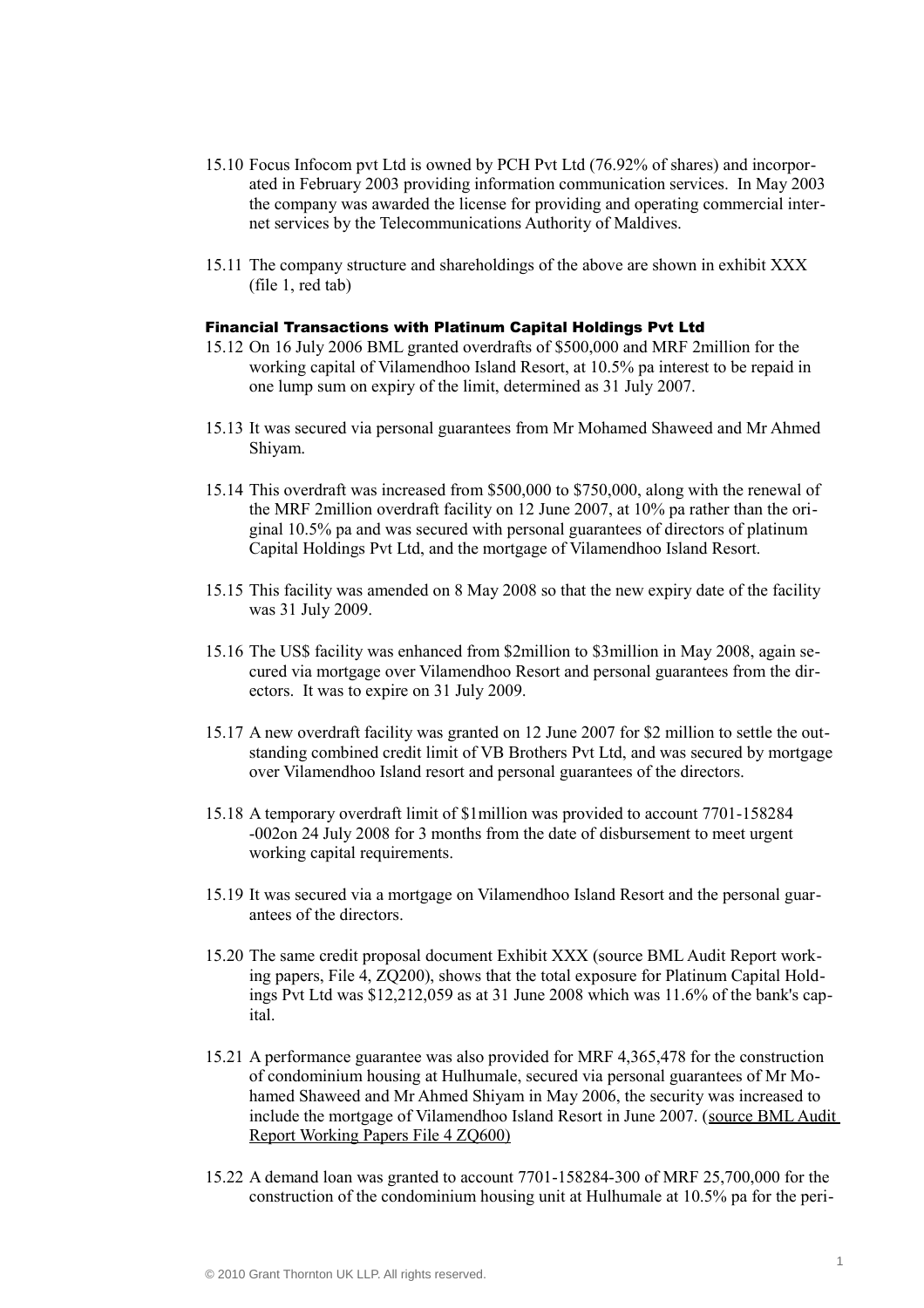15.10 Focus Infocom pvt Ltd is owned by PCH Pvt Ltd (76.92% of shares) and incorporated in February 2003 providing information communication services. In May 2003 the company was awarded the license for providing and operating commercial internet services by the Telecommunications Authority of Maldives.

15.11 The company structure and shareholdings of the above are shown in exhibit XXX (file 1, red tab)

### Financial Transactions with Platinum Capital Holdings Pvt Ltd

15.12 On 16 July 2006 BML granted overdrafts of $500,000 and MRF 2million for the working capital of Vilamendhoo Island Resort, at 10.5% pa interest to be repaid in one lump sum on expiry of the limit, determined as 31 July 2007.

15.13 It was secured via personal guarantees from Mr Mohamed Shaweed and Mr Ahmed Shiyam.

15.14 This overdraft was increased from $500,000 to $750,000, along with the renewal of the MRF 2million overdraft facility on 12 June 2007, at 10% pa rather than the original 10.5% pa and was secured with personal guarantees of directors of platinum Capital Holdings Pvt Ltd, and the mortgage of Vilamendhoo Island Resort.

15.15 This facility was amended on 8 May 2008 so that the new expiry date of the facility was 31 July 2009.

15.16 The US$ facility was enhanced from $2million to $3million in May 2008, again secured via mortgage over Vilamendhoo Resort and personal guarantees from the directors. It was to expire on 31 July 2009.

15.17 A new overdraft facility was granted on 12 June 2007 for $2 million to settle the outstanding combined credit limit of VB Brothers Pvt Ltd, and was secured by mortgage over Vilamendhoo Island resort and personal guarantees of the directors.

15.18 A temporary overdraft limit of $1million was provided to account 7701-158284 -002on 24 July 2008 for 3 months from the date of disbursement to meet urgent working capital requirements.

15.19 It was secured via a mortgage on Vilamendhoo Island Resort and the personal guarantees of the directors.

15.20 The same credit proposal document Exhibit XXX (source BML Audit Report working papers, File 4, ZQ200), shows that the total exposure for Platinum Capital Holdings Pvt Ltd was $12,212,059 as at 31 June 2008 which was 11.6% of the bank's capital.

15.21 A performance guarantee was also provided for MRF 4,365,478 for the construction of condominium housing at Hulhumale, secured via personal guarantees of Mr Mohamed Shaweed and Mr Ahmed Shiyam in May 2006, the security was increased to include the mortgage of Vilamendhoo Island Resort in June 2007. (source BML Audit Report Working Papers File 4 ZQ600)

15.22 A demand loan was granted to account 7701-158284-300 of MRF 25,700,000 for the construction of the condominium housing unit at Hulhumale at 10.5% pa for the peri-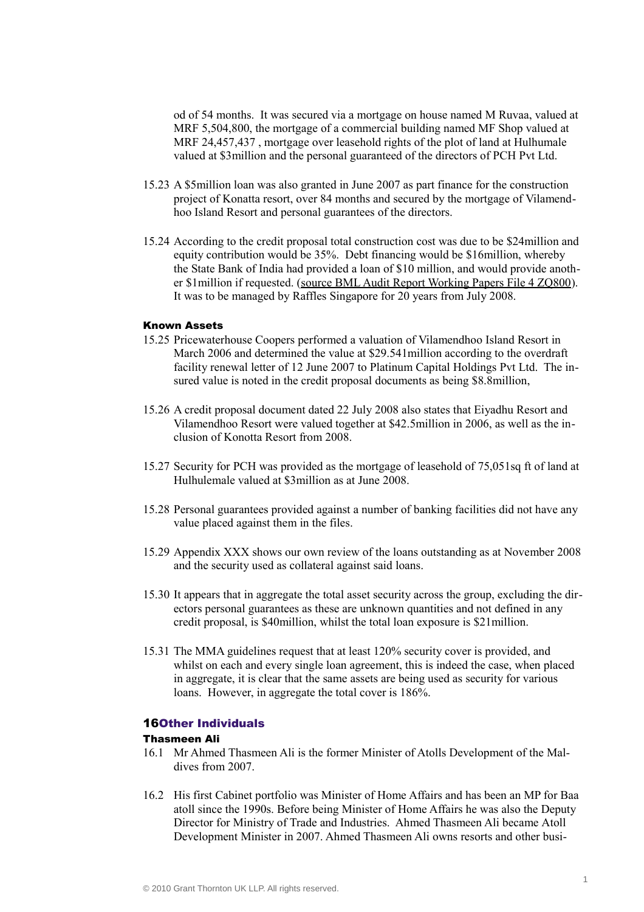od of 54 months. It was secured via a mortgage on house named M Ruvaa, valued at MRF 5,504,800, the mortgage of a commercial building named MF Shop valued at MRF 24,457,437 , mortgage over leasehold rights of the plot of land at Hulhumale valued at $3million and the personal guaranteed of the directors of PCH Pvt Ltd.

15.23 A $5million loan was also granted in June 2007 as part finance for the construction project of Konatta resort, over 84 months and secured by the mortgage of Vilamendhoo Island Resort and personal guarantees of the directors.

15.24 According to the credit proposal total construction cost was due to be $24million and equity contribution would be 35%. Debt financing would be $16million, whereby the State Bank of India had provided a loan of $10 million, and would provide another $1million if requested. (source BML Audit Report Working Papers File 4 ZQ800). It was to be managed by Raffles Singapore for 20 years from July 2008.

#### Known Assets

15.25 Pricewaterhouse Coopers performed a valuation of Vilamendhoo Island Resort in March 2006 and determined the value at $29.541million according to the overdraft facility renewal letter of 12 June 2007 to Platinum Capital Holdings Pvt Ltd. The insured value is noted in the credit proposal documents as being $8.8million,

15.26 A credit proposal document dated 22 July 2008 also states that Eiyadhu Resort and Vilamendhoo Resort were valued together at $42.5million in 2006, as well as the inclusion of Konotta Resort from 2008.

15.27 Security for PCH was provided as the mortgage of leasehold of 75,051sq ft of land at Hulhulemale valued at $3million as at June 2008.

15.28 Personal guarantees provided against a number of banking facilities did not have any value placed against them in the files.

15.29 Appendix XXX shows our own review of the loans outstanding as at November 2008 and the security used as collateral against said loans.

15.30 It appears that in aggregate the total asset security across the group, excluding the directors personal guarantees as these are unknown quantities and not defined in any credit proposal, is $40million, whilst the total loan exposure is $21million.

15.31 The MMA guidelines request that at least 120% security cover is provided, and whilst on each and every single loan agreement, this is indeed the case, when placed in aggregate, it is clear that the same assets are being used as security for various loans. However, in aggregate the total cover is 186%.

## 16 Other Individuals

#### Thasmeen Ali

16.1 Mr Ahmed Thasmeen Ali is the former Minister of Atolls Development of the Maldives from 2007.

16.2 His first Cabinet portfolio was Minister of Home Affairs and has been an MP for Baa atoll since the 1990s. Before being Minister of Home Affairs he was also the Deputy Director for Ministry of Trade and Industries. Ahmed Thasmeen Ali became Atoll Development Minister in 2007. Ahmed Thasmeen Ali owns resorts and other busi-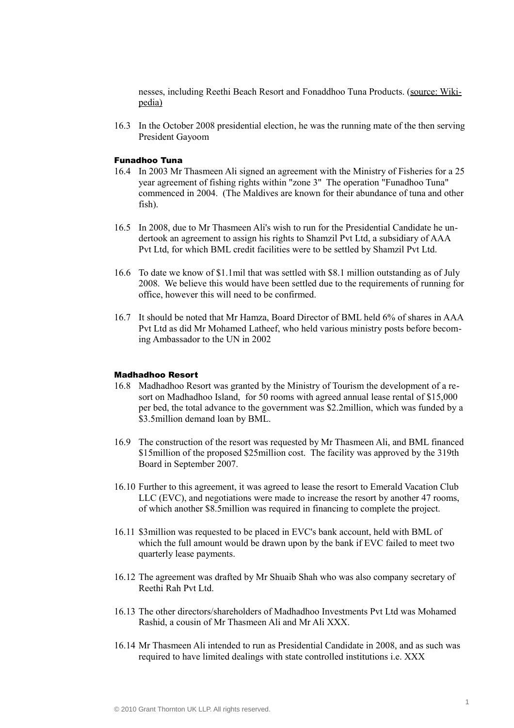nesses, including Reethi Beach Resort and Fonaddhoo Tuna Products. (source: Wikipedia)

16.3 In the October 2008 presidential election, he was the running mate of the then serving President Gayoom

### Funadhoo Tuna

16.4 In 2003 Mr Thasmeen Ali signed an agreement with the Ministry of Fisheries for a 25 year agreement of fishing rights within "zone 3" The operation "Funadhoo Tuna" commenced in 2004. (The Maldives are known for their abundance of tuna and other fish).

16.5 In 2008, due to Mr Thasmeen Ali's wish to run for the Presidential Candidate he undertook an agreement to assign his rights to Shamzil Pvt Ltd, a subsidiary of AAA Pvt Ltd, for which BML credit facilities were to be settled by Shamzil Pvt Ltd.

16.6 To date we know of $1.1mil that was settled with $8.1 million outstanding as of July 2008. We believe this would have been settled due to the requirements of running for office, however this will need to be confirmed.

16.7 It should be noted that Mr Hamza, Board Director of BML held 6% of shares in AAA Pvt Ltd as did Mr Mohamed Latheef, who held various ministry posts before becoming Ambassador to the UN in 2002

### Madhadhoo Resort

16.8 Madhadhoo Resort was granted by the Ministry of Tourism the development of a resort on Madhadhoo Island, for 50 rooms with agreed annual lease rental of $15,000 per bed, the total advance to the government was $2.2million, which was funded by a $3.5million demand loan by BML.

16.9 The construction of the resort was requested by Mr Thasmeen Ali, and BML financed $15million of the proposed $25million cost. The facility was approved by the 319th Board in September 2007.

16.10 Further to this agreement, it was agreed to lease the resort to Emerald Vacation Club LLC (EVC), and negotiations were made to increase the resort by another 47 rooms, of which another $8.5million was required in financing to complete the project.

16.11 $3million was requested to be placed in EVC's bank account, held with BML of which the full amount would be drawn upon by the bank if EVC failed to meet two quarterly lease payments.

16.12 The agreement was drafted by Mr Shuaib Shah who was also company secretary of Reethi Rah Pvt Ltd.

16.13 The other directors/shareholders of Madhadhoo Investments Pvt Ltd was Mohamed Rashid, a cousin of Mr Thasmeen Ali and Mr Ali XXX.

16.14 Mr Thasmeen Ali intended to run as Presidential Candidate in 2008, and as such was required to have limited dealings with state controlled institutions i.e. XXX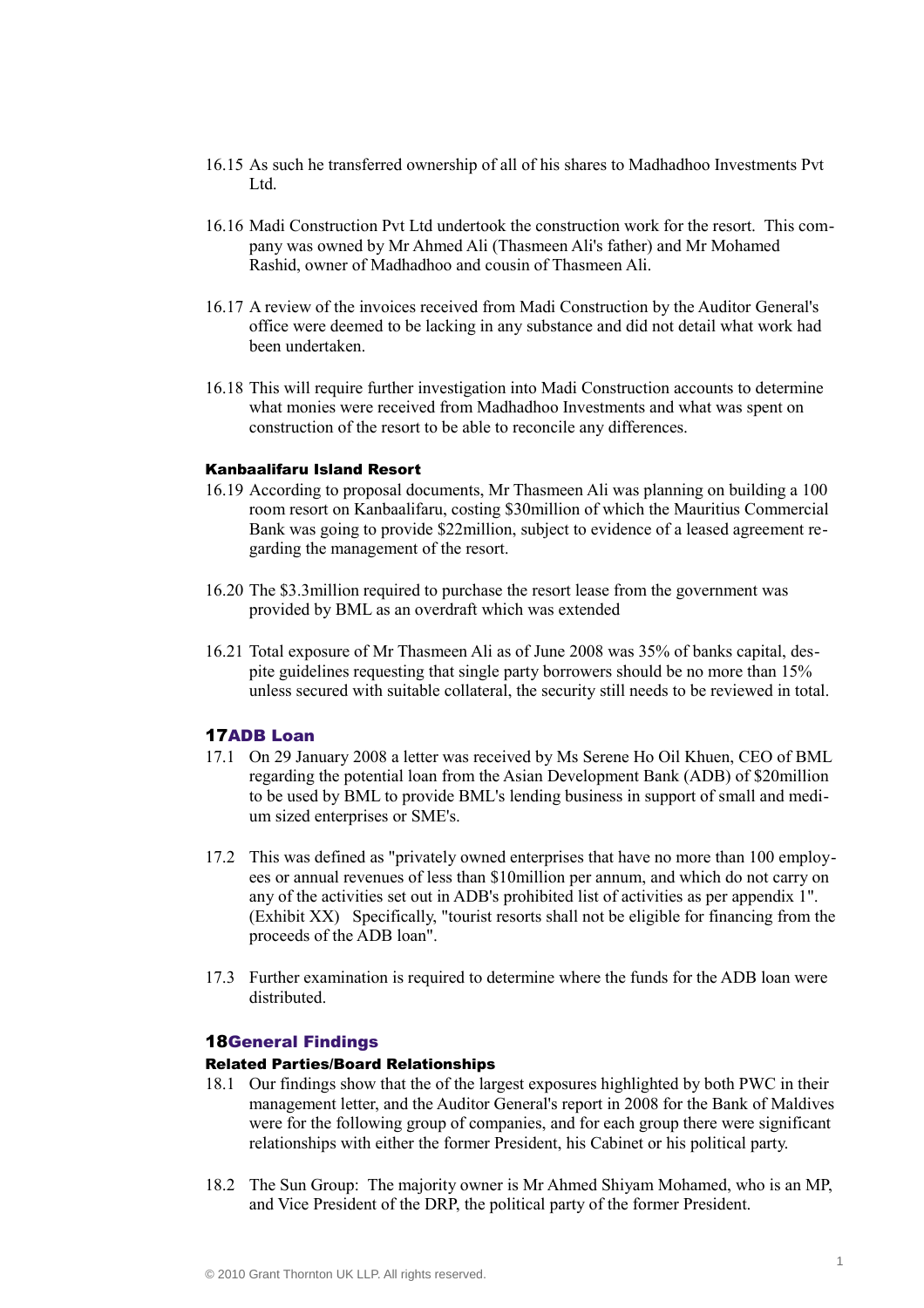16.15 As such he transferred ownership of all of his shares to Madhadhoo Investments Pvt Ltd.

16.16 Madi Construction Pvt Ltd undertook the construction work for the resort. This company was owned by Mr Ahmed Ali (Thasmeen Ali's father) and Mr Mohamed Rashid, owner of Madhadhoo and cousin of Thasmeen Ali.

16.17 A review of the invoices received from Madi Construction by the Auditor General's office were deemed to be lacking in any substance and did not detail what work had been undertaken.

16.18 This will require further investigation into Madi Construction accounts to determine what monies were received from Madhadhoo Investments and what was spent on construction of the resort to be able to reconcile any differences.

#### Kanbaalifaru Island Resort

16.19 According to proposal documents, Mr Thasmeen Ali was planning on building a 100 room resort on Kanbaalifaru, costing $30million of which the Mauritius Commercial Bank was going to provide $22million, subject to evidence of a leased agreement regarding the management of the resort.

16.20 The $3.3million required to purchase the resort lease from the government was provided by BML as an overdraft which was extended

16.21 Total exposure of Mr Thasmeen Ali as of June 2008 was 35% of banks capital, despite guidelines requesting that single party borrowers should be no more than 15% unless secured with suitable collateral, the security still needs to be reviewed in total.

## 17 ADB Loan

17.1 On 29 January 2008 a letter was received by Ms Serene Ho Oil Khuen, CEO of BML regarding the potential loan from the Asian Development Bank (ADB) of $20million to be used by BML to provide BML's lending business in support of small and medium sized enterprises or SME's.

17.2 This was defined as "privately owned enterprises that have no more than 100 employees or annual revenues of less than $10million per annum, and which do not carry on any of the activities set out in ADB's prohibited list of activities as per appendix 1". (Exhibit XX) Specifically, "tourist resorts shall not be eligible for financing from the proceeds of the ADB loan".

17.3 Further examination is required to determine where the funds for the ADB loan were distributed.

## 18 General Findings

#### Related Parties/Board Relationships

18.1 Our findings show that the of the largest exposures highlighted by both PWC in their management letter, and the Auditor General's report in 2008 for the Bank of Maldives were for the following group of companies, and for each group there were significant relationships with either the former President, his Cabinet or his political party.

18.2 The Sun Group: The majority owner is Mr Ahmed Shiyam Mohamed, who is an MP, and Vice President of the DRP, the political party of the former President.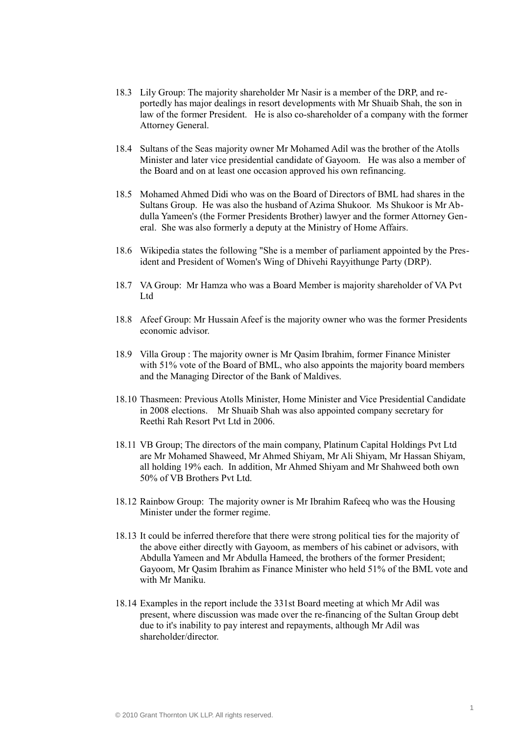18.3 Lily Group: The majority shareholder Mr Nasir is a member of the DRP, and reportedly has major dealings in resort developments with Mr Shuaib Shah, the son in law of the former President. He is also co-shareholder of a company with the former Attorney General.

18.4 Sultans of the Seas majority owner Mr Mohamed Adil was the brother of the Atolls Minister and later vice presidential candidate of Gayoom. He was also a member of the Board and on at least one occasion approved his own refinancing.

18.5 Mohamed Ahmed Didi who was on the Board of Directors of BML had shares in the Sultans Group. He was also the husband of Azima Shukoor. Ms Shukoor is Mr Abdulla Yameen's (the Former Presidents Brother) lawyer and the former Attorney General. She was also formerly a deputy at the Ministry of Home Affairs.

18.6 Wikipedia states the following "She is a member of parliament appointed by the President and President of Women's Wing of Dhivehi Rayyithunge Party (DRP).

18.7 VA Group: Mr Hamza who was a Board Member is majority shareholder of VA Pvt Ltd

18.8 Afeef Group: Mr Hussain Afeef is the majority owner who was the former Presidents economic advisor.

18.9 Villa Group : The majority owner is Mr Qasim Ibrahim, former Finance Minister with 51% vote of the Board of BML, who also appoints the majority board members and the Managing Director of the Bank of Maldives.

18.10 Thasmeen: Previous Atolls Minister, Home Minister and Vice Presidential Candidate in 2008 elections. Mr Shuaib Shah was also appointed company secretary for Reethi Rah Resort Pvt Ltd in 2006.

18.11 VB Group; The directors of the main company, Platinum Capital Holdings Pvt Ltd are Mr Mohamed Shaweed, Mr Ahmed Shiyam, Mr Ali Shiyam, Mr Hassan Shiyam, all holding 19% each. In addition, Mr Ahmed Shiyam and Mr Shahweed both own 50% of VB Brothers Pvt Ltd.

18.12 Rainbow Group: The majority owner is Mr Ibrahim Rafeeq who was the Housing Minister under the former regime.

18.13 It could be inferred therefore that there were strong political ties for the majority of the above either directly with Gayoom, as members of his cabinet or advisors, with Abdulla Yameen and Mr Abdulla Hameed, the brothers of the former President; Gayoom, Mr Qasim Ibrahim as Finance Minister who held 51% of the BML vote and with Mr Maniku.

18.14 Examples in the report include the 331st Board meeting at which Mr Adil was present, where discussion was made over the re-financing of the Sultan Group debt due to it's inability to pay interest and repayments, although Mr Adil was shareholder/director.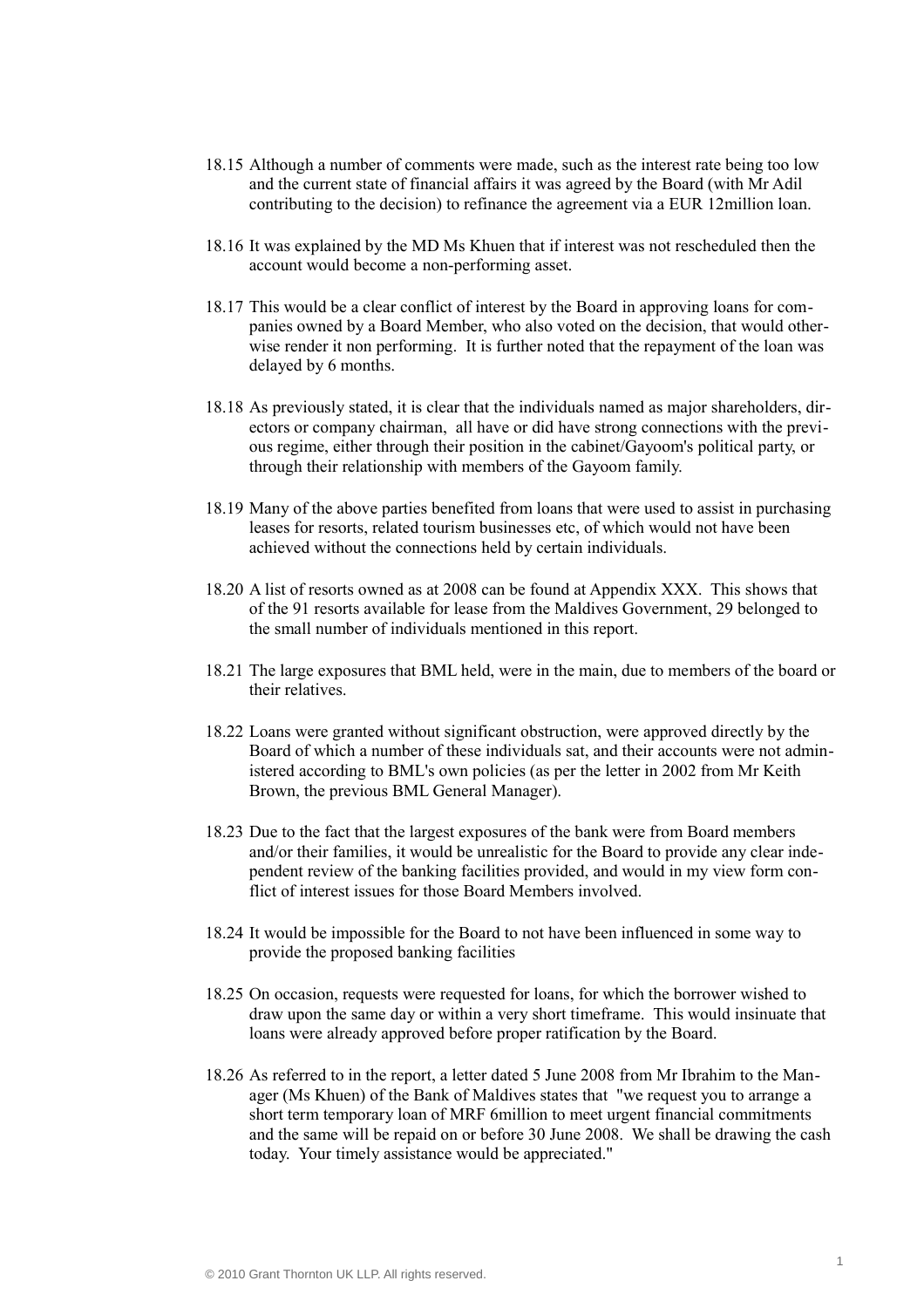18.15 Although a number of comments were made, such as the interest rate being too low and the current state of financial affairs it was agreed by the Board (with Mr Adil contributing to the decision) to refinance the agreement via a EUR 12million loan.

18.16 It was explained by the MD Ms Khuen that if interest was not rescheduled then the account would become a non-performing asset.

18.17 This would be a clear conflict of interest by the Board in approving loans for companies owned by a Board Member, who also voted on the decision, that would otherwise render it non performing. It is further noted that the repayment of the loan was delayed by 6 months.

18.18 As previously stated, it is clear that the individuals named as major shareholders, directors or company chairman, all have or did have strong connections with the previous regime, either through their position in the cabinet/Gayoom's political party, or through their relationship with members of the Gayoom family.

18.19 Many of the above parties benefited from loans that were used to assist in purchasing leases for resorts, related tourism businesses etc, of which would not have been achieved without the connections held by certain individuals.

18.20 A list of resorts owned as at 2008 can be found at Appendix XXX. This shows that of the 91 resorts available for lease from the Maldives Government, 29 belonged to the small number of individuals mentioned in this report.

18.21 The large exposures that BML held, were in the main, due to members of the board or their relatives.

18.22 Loans were granted without significant obstruction, were approved directly by the Board of which a number of these individuals sat, and their accounts were not administered according to BML's own policies (as per the letter in 2002 from Mr Keith Brown, the previous BML General Manager).

18.23 Due to the fact that the largest exposures of the bank were from Board members and/or their families, it would be unrealistic for the Board to provide any clear independent review of the banking facilities provided, and would in my view form conflict of interest issues for those Board Members involved.

18.24 It would be impossible for the Board to not have been influenced in some way to provide the proposed banking facilities

18.25 On occasion, requests were requested for loans, for which the borrower wished to draw upon the same day or within a very short timeframe. This would insinuate that loans were already approved before proper ratification by the Board.

18.26 As referred to in the report, a letter dated 5 June 2008 from Mr Ibrahim to the Manager (Ms Khuen) of the Bank of Maldives states that "we request you to arrange a short term temporary loan of MRF 6million to meet urgent financial commitments and the same will be repaid on or before 30 June 2008. We shall be drawing the cash today. Your timely assistance would be appreciated."

© 2010 Grant Thornton UK LLP. All rights reserved.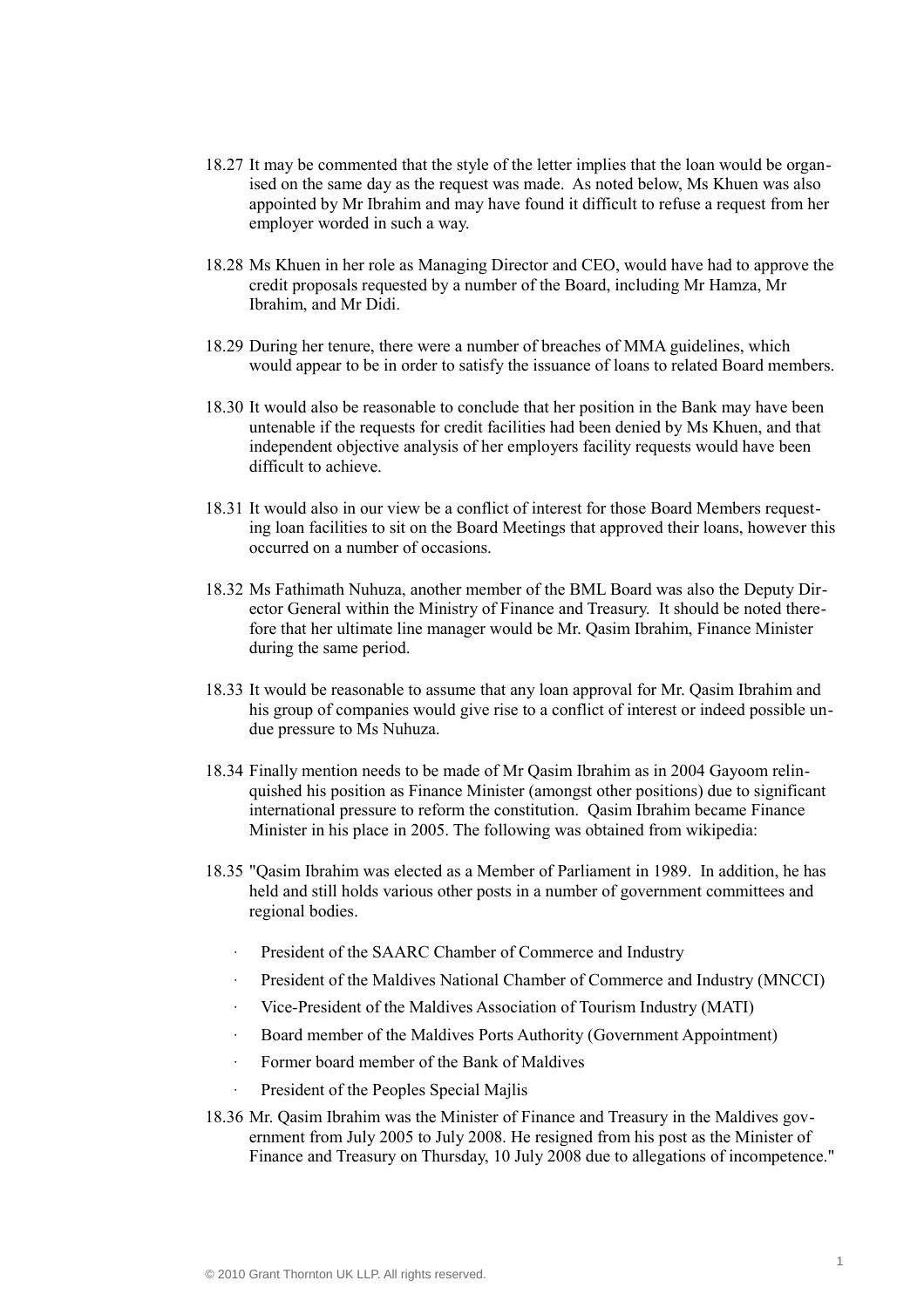18.27 It may be commented that the style of the letter implies that the loan would be organised on the same day as the request was made. As noted below, Ms Khuen was also appointed by Mr Ibrahim and may have found it difficult to refuse a request from her employer worded in such a way.

18.28 Ms Khuen in her role as Managing Director and CEO, would have had to approve the credit proposals requested by a number of the Board, including Mr Hamza, Mr Ibrahim, and Mr Didi.

18.29 During her tenure, there were a number of breaches of MMA guidelines, which would appear to be in order to satisfy the issuance of loans to related Board members.

18.30 It would also be reasonable to conclude that her position in the Bank may have been untenable if the requests for credit facilities had been denied by Ms Khuen, and that independent objective analysis of her employers facility requests would have been difficult to achieve.

18.31 It would also in our view be a conflict of interest for those Board Members requesting loan facilities to sit on the Board Meetings that approved their loans, however this occurred on a number of occasions.

18.32 Ms Fathimath Nuhuza, another member of the BML Board was also the Deputy Director General within the Ministry of Finance and Treasury. It should be noted therefore that her ultimate line manager would be Mr. Qasim Ibrahim, Finance Minister during the same period.

18.33 It would be reasonable to assume that any loan approval for Mr. Qasim Ibrahim and his group of companies would give rise to a conflict of interest or indeed possible undue pressure to Ms Nuhuza.

18.34 Finally mention needs to be made of Mr Qasim Ibrahim as in 2004 Gayoom relinquished his position as Finance Minister (amongst other positions) due to significant international pressure to reform the constitution. Qasim Ibrahim became Finance Minister in his place in 2005. The following was obtained from wikipedia:

18.35 "Qasim Ibrahim was elected as a Member of Parliament in 1989. In addition, he has held and still holds various other posts in a number of government committees and regional bodies.

- President of the SAARC Chamber of Commerce and Industry
- President of the Maldives National Chamber of Commerce and Industry (MNCCI)
- Vice-President of the Maldives Association of Tourism Industry (MATI)
- Board member of the Maldives Ports Authority (Government Appointment)
- Former board member of the Bank of Maldives
- President of the Peoples Special Majlis

18.36 Mr. Qasim Ibrahim was the Minister of Finance and Treasury in the Maldives government from July 2005 to July 2008. He resigned from his post as the Minister of Finance and Treasury on Thursday, 10 July 2008 due to allegations of incompetence."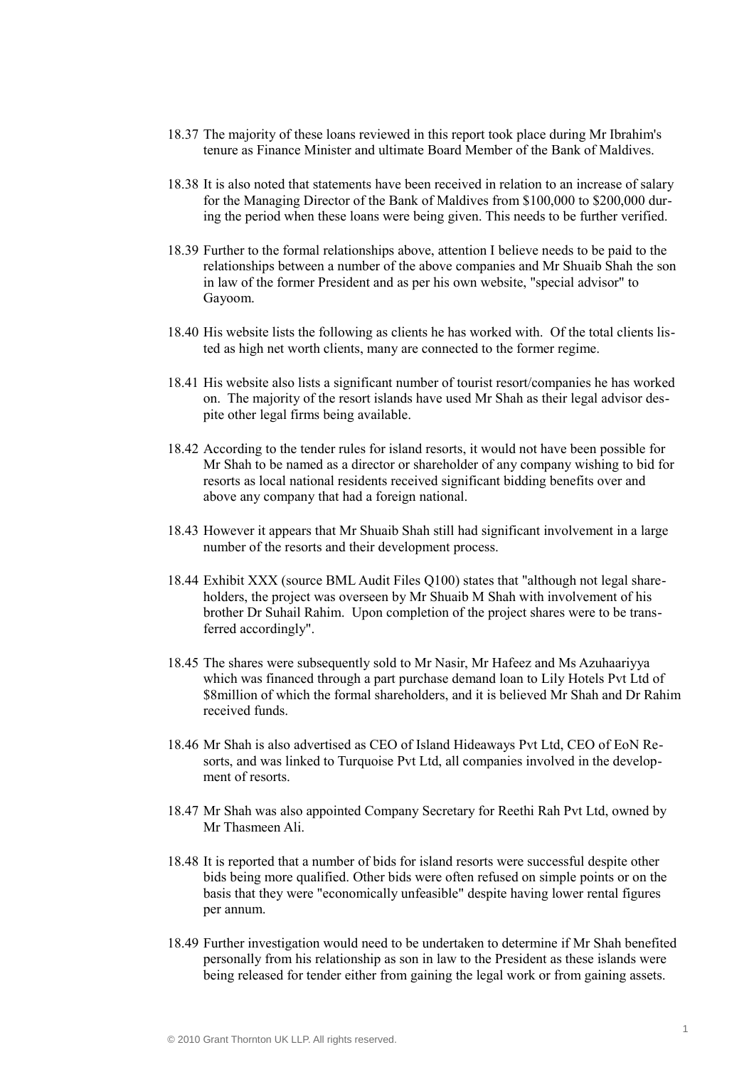18.37 The majority of these loans reviewed in this report took place during Mr Ibrahim's tenure as Finance Minister and ultimate Board Member of the Bank of Maldives.

18.38 It is also noted that statements have been received in relation to an increase of salary for the Managing Director of the Bank of Maldives from $100,000 to $200,000 during the period when these loans were being given. This needs to be further verified.

18.39 Further to the formal relationships above, attention I believe needs to be paid to the relationships between a number of the above companies and Mr Shuaib Shah the son in law of the former President and as per his own website, "special advisor" to Gayoom.

18.40 His website lists the following as clients he has worked with. Of the total clients listed as high net worth clients, many are connected to the former regime.

18.41 His website also lists a significant number of tourist resort/companies he has worked on. The majority of the resort islands have used Mr Shah as their legal advisor despite other legal firms being available.

18.42 According to the tender rules for island resorts, it would not have been possible for Mr Shah to be named as a director or shareholder of any company wishing to bid for resorts as local national residents received significant bidding benefits over and above any company that had a foreign national.

18.43 However it appears that Mr Shuaib Shah still had significant involvement in a large number of the resorts and their development process.

18.44 Exhibit XXX (source BML Audit Files Q100) states that "although not legal shareholders, the project was overseen by Mr Shuaib M Shah with involvement of his brother Dr Suhail Rahim. Upon completion of the project shares were to be transferred accordingly".

18.45 The shares were subsequently sold to Mr Nasir, Mr Hafeez and Ms Azuhaariyya which was financed through a part purchase demand loan to Lily Hotels Pvt Ltd of $8million of which the formal shareholders, and it is believed Mr Shah and Dr Rahim received funds.

18.46 Mr Shah is also advertised as CEO of Island Hideaways Pvt Ltd, CEO of EoN Resorts, and was linked to Turquoise Pvt Ltd, all companies involved in the development of resorts.

18.47 Mr Shah was also appointed Company Secretary for Reethi Rah Pvt Ltd, owned by Mr Thasmeen Ali.

18.48 It is reported that a number of bids for island resorts were successful despite other bids being more qualified. Other bids were often refused on simple points or on the basis that they were "economically unfeasible" despite having lower rental figures per annum.

18.49 Further investigation would need to be undertaken to determine if Mr Shah benefited personally from his relationship as son in law to the President as these islands were being released for tender either from gaining the legal work or from gaining assets.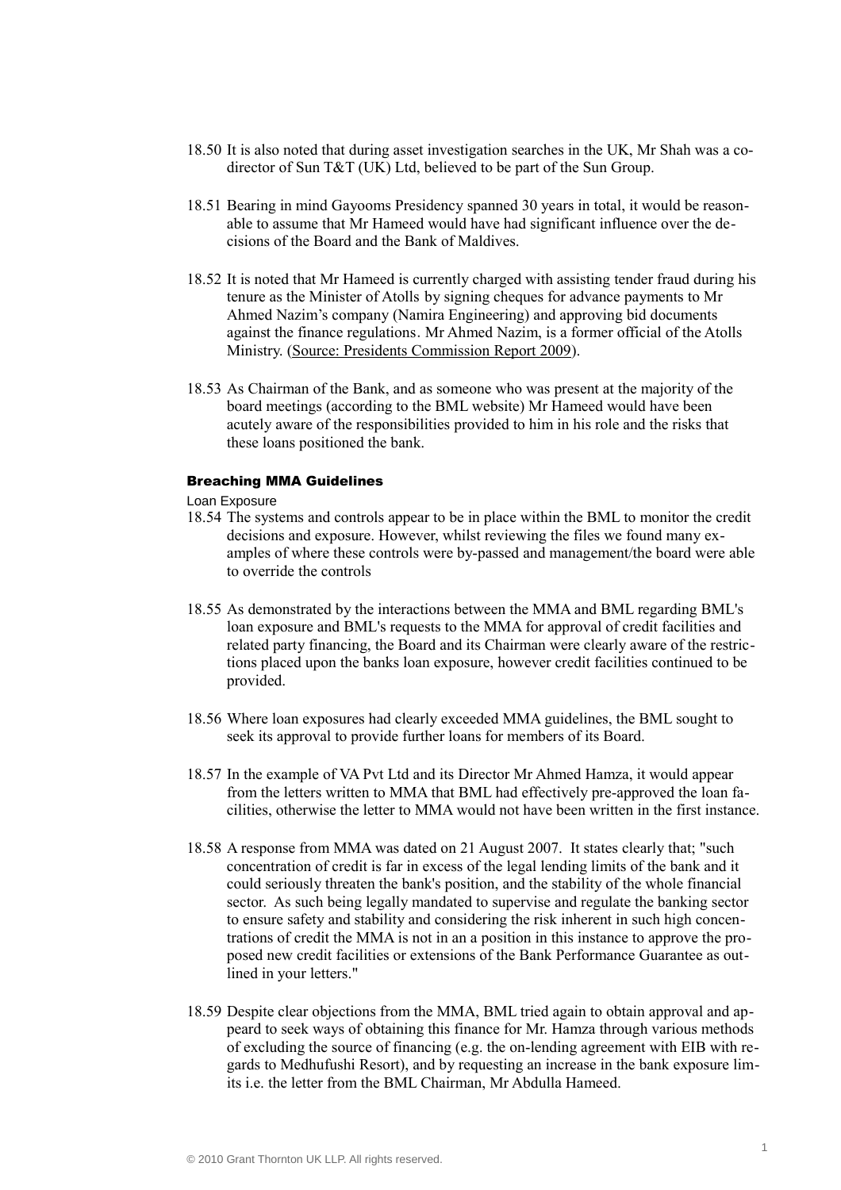18.50 It is also noted that during asset investigation searches in the UK, Mr Shah was a co-director of Sun T&T (UK) Ltd, believed to be part of the Sun Group.

18.51 Bearing in mind Gayooms Presidency spanned 30 years in total, it would be reasonable to assume that Mr Hameed would have had significant influence over the decisions of the Board and the Bank of Maldives.

18.52 It is noted that Mr Hameed is currently charged with assisting tender fraud during his tenure as the Minister of Atolls by signing cheques for advance payments to Mr Ahmed Nazim's company (Namira Engineering) and approving bid documents against the finance regulations. Mr Ahmed Nazim, is a former official of the Atolls Ministry. (Source: Presidents Commission Report 2009).

18.53 As Chairman of the Bank, and as someone who was present at the majority of the board meetings (according to the BML website) Mr Hameed would have been acutely aware of the responsibilities provided to him in his role and the risks that these loans positioned the bank.

### Breaching MMA Guidelines

Loan Exposure

18.54 The systems and controls appear to be in place within the BML to monitor the credit decisions and exposure. However, whilst reviewing the files we found many examples of where these controls were by-passed and management/the board were able to override the controls

18.55 As demonstrated by the interactions between the MMA and BML regarding BML's loan exposure and BML's requests to the MMA for approval of credit facilities and related party financing, the Board and its Chairman were clearly aware of the restrictions placed upon the banks loan exposure, however credit facilities continued to be provided.

18.56 Where loan exposures had clearly exceeded MMA guidelines, the BML sought to seek its approval to provide further loans for members of its Board.

18.57 In the example of VA Pvt Ltd and its Director Mr Ahmed Hamza, it would appear from the letters written to MMA that BML had effectively pre-approved the loan facilities, otherwise the letter to MMA would not have been written in the first instance.

18.58 A response from MMA was dated on 21 August 2007. It states clearly that; "such concentration of credit is far in excess of the legal lending limits of the bank and it could seriously threaten the bank's position, and the stability of the whole financial sector. As such being legally mandated to supervise and regulate the banking sector to ensure safety and stability and considering the risk inherent in such high concentrations of credit the MMA is not in an a position in this instance to approve the proposed new credit facilities or extensions of the Bank Performance Guarantee as outlined in your letters."

18.59 Despite clear objections from the MMA, BML tried again to obtain approval and appeard to seek ways of obtaining this finance for Mr. Hamza through various methods of excluding the source of financing (e.g. the on-lending agreement with EIB with regards to Medhufushi Resort), and by requesting an increase in the bank exposure limits i.e. the letter from the BML Chairman, Mr Abdulla Hameed.

© 2010 Grant Thornton UK LLP. All rights reserved.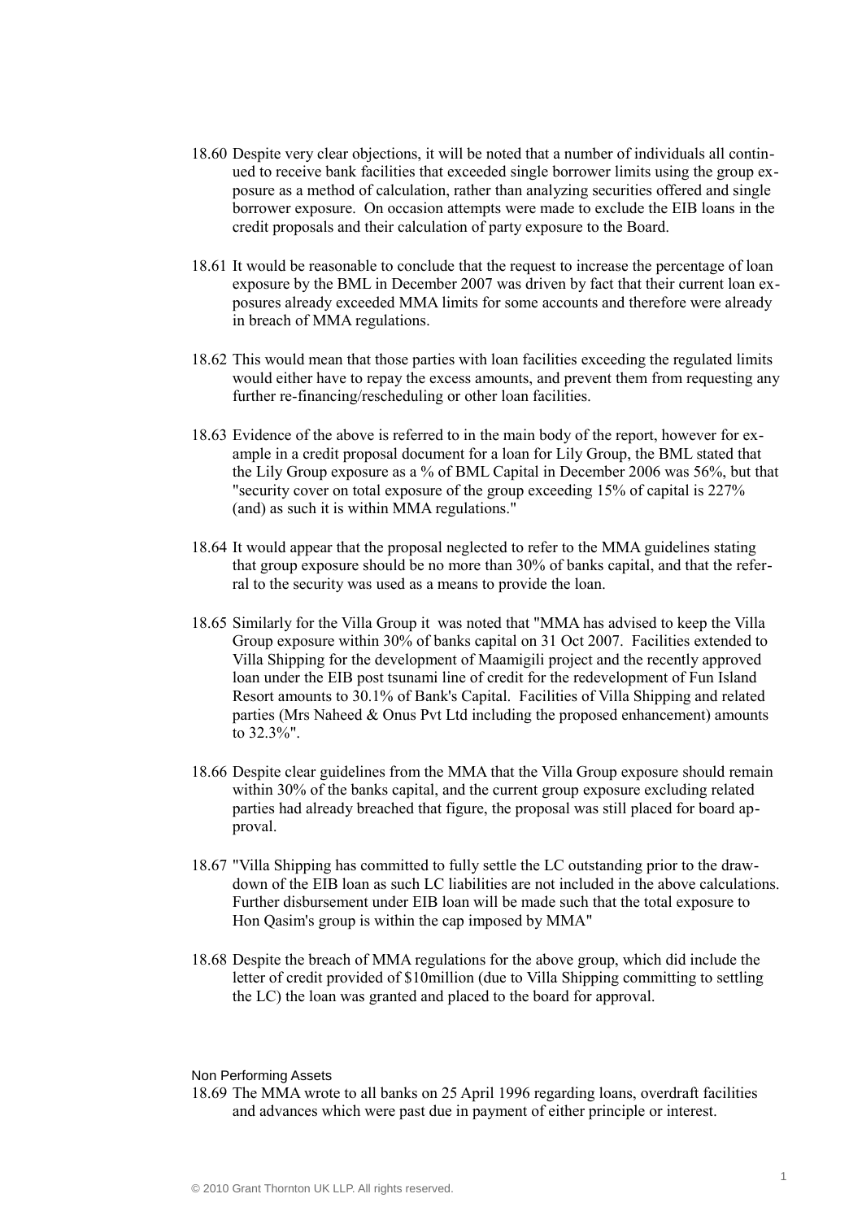18.60 Despite very clear objections, it will be noted that a number of individuals all continued to receive bank facilities that exceeded single borrower limits using the group exposure as a method of calculation, rather than analyzing securities offered and single borrower exposure. On occasion attempts were made to exclude the EIB loans in the credit proposals and their calculation of party exposure to the Board.

18.61 It would be reasonable to conclude that the request to increase the percentage of loan exposure by the BML in December 2007 was driven by fact that their current loan exposures already exceeded MMA limits for some accounts and therefore were already in breach of MMA regulations.

18.62 This would mean that those parties with loan facilities exceeding the regulated limits would either have to repay the excess amounts, and prevent them from requesting any further re-financing/rescheduling or other loan facilities.

18.63 Evidence of the above is referred to in the main body of the report, however for example in a credit proposal document for a loan for Lily Group, the BML stated that the Lily Group exposure as a % of BML Capital in December 2006 was 56%, but that "security cover on total exposure of the group exceeding 15% of capital is 227% (and) as such it is within MMA regulations."

18.64 It would appear that the proposal neglected to refer to the MMA guidelines stating that group exposure should be no more than 30% of banks capital, and that the referral to the security was used as a means to provide the loan.

18.65 Similarly for the Villa Group it was noted that "MMA has advised to keep the Villa Group exposure within 30% of banks capital on 31 Oct 2007. Facilities extended to Villa Shipping for the development of Maamigili project and the recently approved loan under the EIB post tsunami line of credit for the redevelopment of Fun Island Resort amounts to 30.1% of Bank's Capital. Facilities of Villa Shipping and related parties (Mrs Naheed & Onus Pvt Ltd including the proposed enhancement) amounts to 32.3%".

18.66 Despite clear guidelines from the MMA that the Villa Group exposure should remain within 30% of the banks capital, and the current group exposure excluding related parties had already breached that figure, the proposal was still placed for board approval.

18.67 "Villa Shipping has committed to fully settle the LC outstanding prior to the drawdown of the EIB loan as such LC liabilities are not included in the above calculations. Further disbursement under EIB loan will be made such that the total exposure to Hon Qasim's group is within the cap imposed by MMA"

18.68 Despite the breach of MMA regulations for the above group, which did include the letter of credit provided of \$10million (due to Villa Shipping committing to settling the LC) the loan was granted and placed to the board for approval.

### Non Performing Assets

18.69 The MMA wrote to all banks on 25 April 1996 regarding loans, overdraft facilities and advances which were past due in payment of either principle or interest.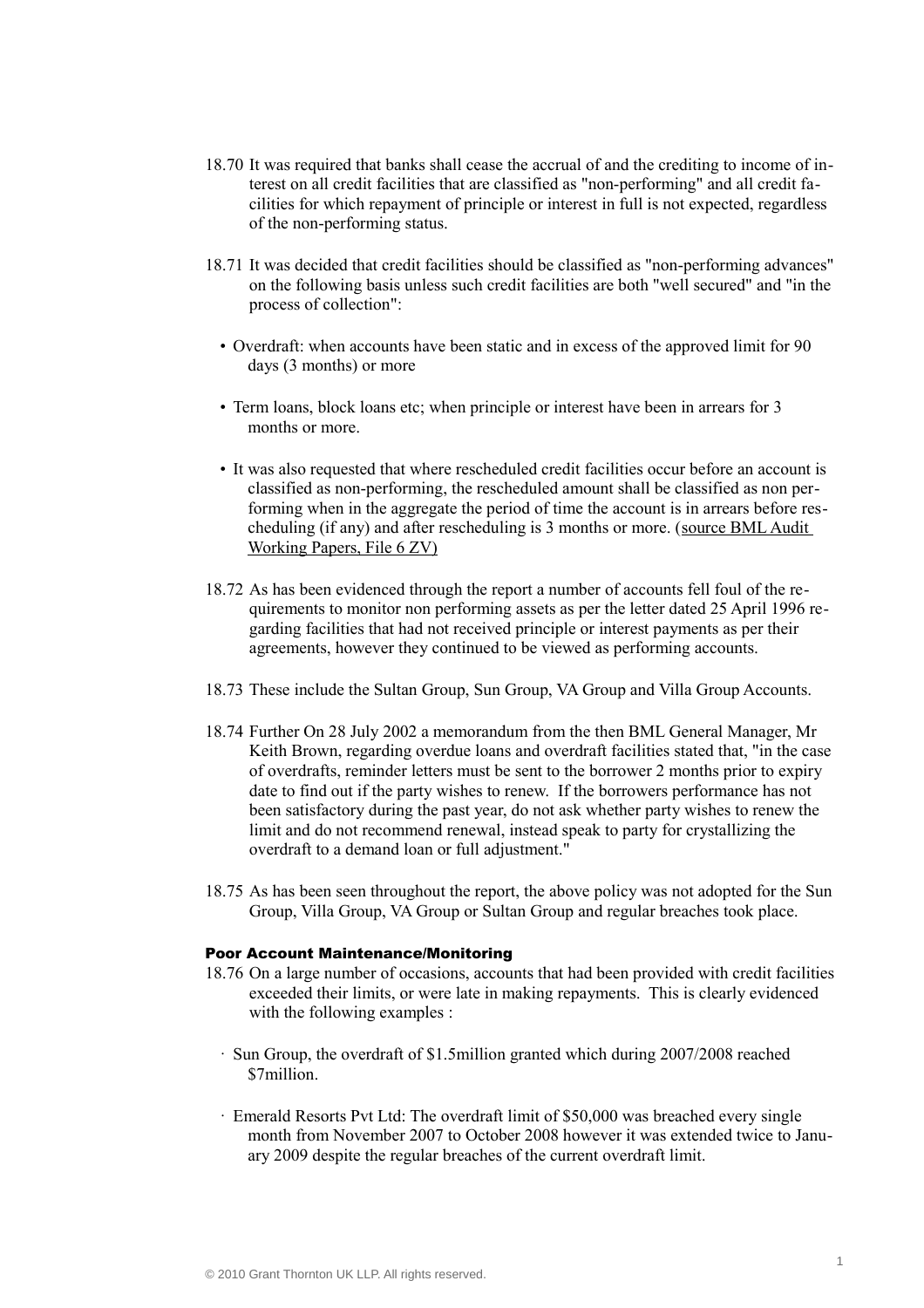18.70 It was required that banks shall cease the accrual of and the crediting to income of interest on all credit facilities that are classified as "non-performing" and all credit facilities for which repayment of principle or interest in full is not expected, regardless of the non-performing status.

18.71 It was decided that credit facilities should be classified as "non-performing advances" on the following basis unless such credit facilities are both "well secured" and "in the process of collection":

- Overdraft: when accounts have been static and in excess of the approved limit for 90 days (3 months) or more
- Term loans, block loans etc; when principle or interest have been in arrears for 3 months or more.
- It was also requested that where rescheduled credit facilities occur before an account is classified as non-performing, the rescheduled amount shall be classified as non performing when in the aggregate the period of time the account is in arrears before rescheduling (if any) and after rescheduling is 3 months or more. (source BML Audit Working Papers, File 6 ZV)

18.72 As has been evidenced through the report a number of accounts fell foul of the requirements to monitor non performing assets as per the letter dated 25 April 1996 regarding facilities that had not received principle or interest payments as per their agreements, however they continued to be viewed as performing accounts.

18.73 These include the Sultan Group, Sun Group, VA Group and Villa Group Accounts.

18.74 Further On 28 July 2002 a memorandum from the then BML General Manager, Mr Keith Brown, regarding overdue loans and overdraft facilities stated that, "in the case of overdrafts, reminder letters must be sent to the borrower 2 months prior to expiry date to find out if the party wishes to renew. If the borrowers performance has not been satisfactory during the past year, do not ask whether party wishes to renew the limit and do not recommend renewal, instead speak to party for crystallizing the overdraft to a demand loan or full adjustment."

18.75 As has been seen throughout the report, the above policy was not adopted for the Sun Group, Villa Group, VA Group or Sultan Group and regular breaches took place.

#### Poor Account Maintenance/Monitoring

18.76 On a large number of occasions, accounts that had been provided with credit facilities exceeded their limits, or were late in making repayments. This is clearly evidenced with the following examples :

- Sun Group, the overdraft of $1.5million granted which during 2007/2008 reached $7million.
- Emerald Resorts Pvt Ltd: The overdraft limit of $50,000 was breached every single month from November 2007 to October 2008 however it was extended twice to January 2009 despite the regular breaches of the current overdraft limit.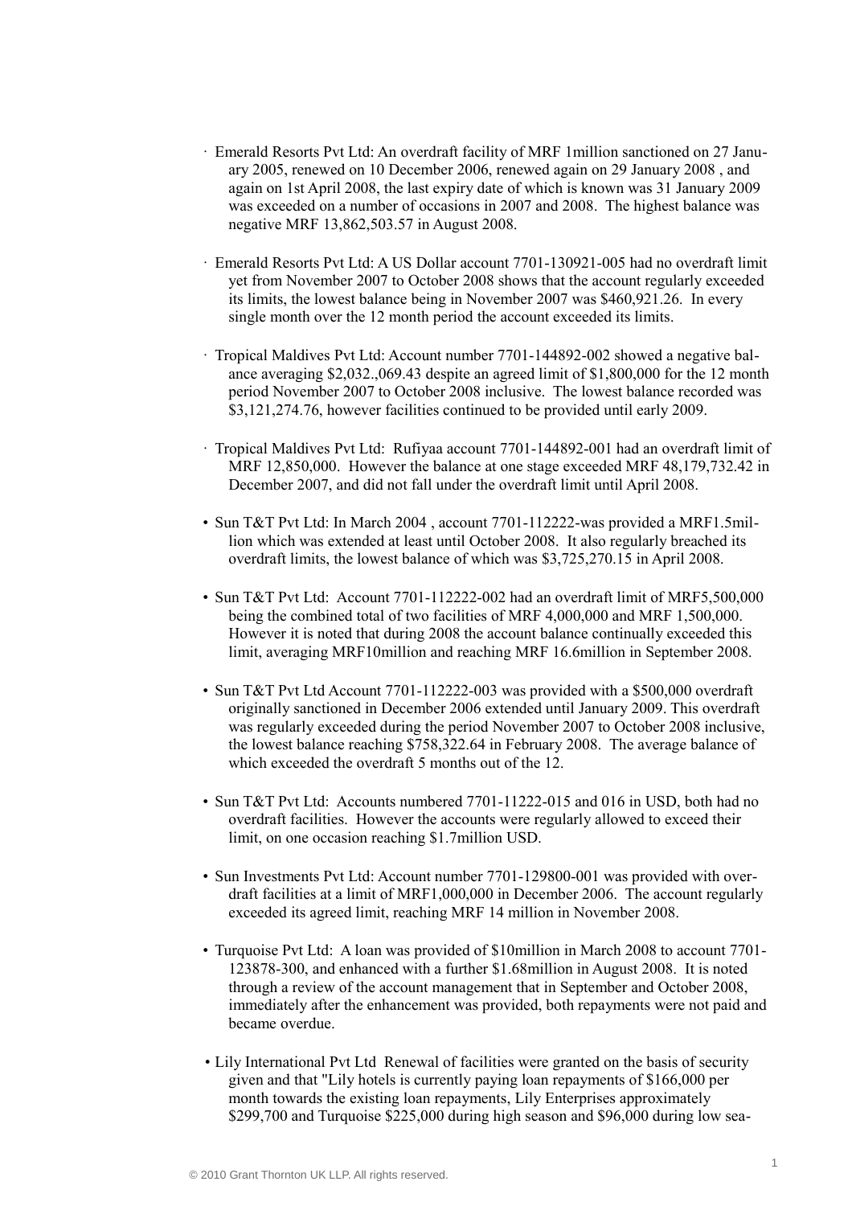- Emerald Resorts Pvt Ltd: An overdraft facility of MRF 1million sanctioned on 27 January 2005, renewed on 10 December 2006, renewed again on 29 January 2008 , and again on 1st April 2008, the last expiry date of which is known was 31 January 2009 was exceeded on a number of occasions in 2007 and 2008. The highest balance was negative MRF 13,862,503.57 in August 2008.

- Emerald Resorts Pvt Ltd: A US Dollar account 7701-130921-005 had no overdraft limit yet from November 2007 to October 2008 shows that the account regularly exceeded its limits, the lowest balance being in November 2007 was $460,921.26. In every single month over the 12 month period the account exceeded its limits.

- Tropical Maldives Pvt Ltd: Account number 7701-144892-002 showed a negative balance averaging $2,032.,069.43 despite an agreed limit of $1,800,000 for the 12 month period November 2007 to October 2008 inclusive. The lowest balance recorded was $3,121,274.76, however facilities continued to be provided until early 2009.

- Tropical Maldives Pvt Ltd: Rufiyaa account 7701-144892-001 had an overdraft limit of MRF 12,850,000. However the balance at one stage exceeded MRF 48,179,732.42 in December 2007, and did not fall under the overdraft limit until April 2008.

- Sun T&T Pvt Ltd: In March 2004 , account 7701-112222-was provided a MRF1.5million which was extended at least until October 2008. It also regularly breached its overdraft limits, the lowest balance of which was $3,725,270.15 in April 2008.

- Sun T&T Pvt Ltd: Account 7701-112222-002 had an overdraft limit of MRF5,500,000 being the combined total of two facilities of MRF 4,000,000 and MRF 1,500,000. However it is noted that during 2008 the account balance continually exceeded this limit, averaging MRF10million and reaching MRF 16.6million in September 2008.

- Sun T&T Pvt Ltd Account 7701-112222-003 was provided with a $500,000 overdraft originally sanctioned in December 2006 extended until January 2009. This overdraft was regularly exceeded during the period November 2007 to October 2008 inclusive, the lowest balance reaching $758,322.64 in February 2008. The average balance of which exceeded the overdraft 5 months out of the 12.

- Sun T&T Pvt Ltd: Accounts numbered 7701-11222-015 and 016 in USD, both had no overdraft facilities. However the accounts were regularly allowed to exceed their limit, on one occasion reaching $1.7million USD.

- Sun Investments Pvt Ltd: Account number 7701-129800-001 was provided with overdraft facilities at a limit of MRF1,000,000 in December 2006. The account regularly exceeded its agreed limit, reaching MRF 14 million in November 2008.

- Turquoise Pvt Ltd: A loan was provided of $10million in March 2008 to account 7701-123878-300, and enhanced with a further $1.68million in August 2008. It is noted through a review of the account management that in September and October 2008, immediately after the enhancement was provided, both repayments were not paid and became overdue.

- Lily International Pvt Ltd Renewal of facilities were granted on the basis of security given and that "Lily hotels is currently paying loan repayments of $166,000 per month towards the existing loan repayments, Lily Enterprises approximately $299,700 and Turquoise $225,000 during high season and $96,000 during low sea-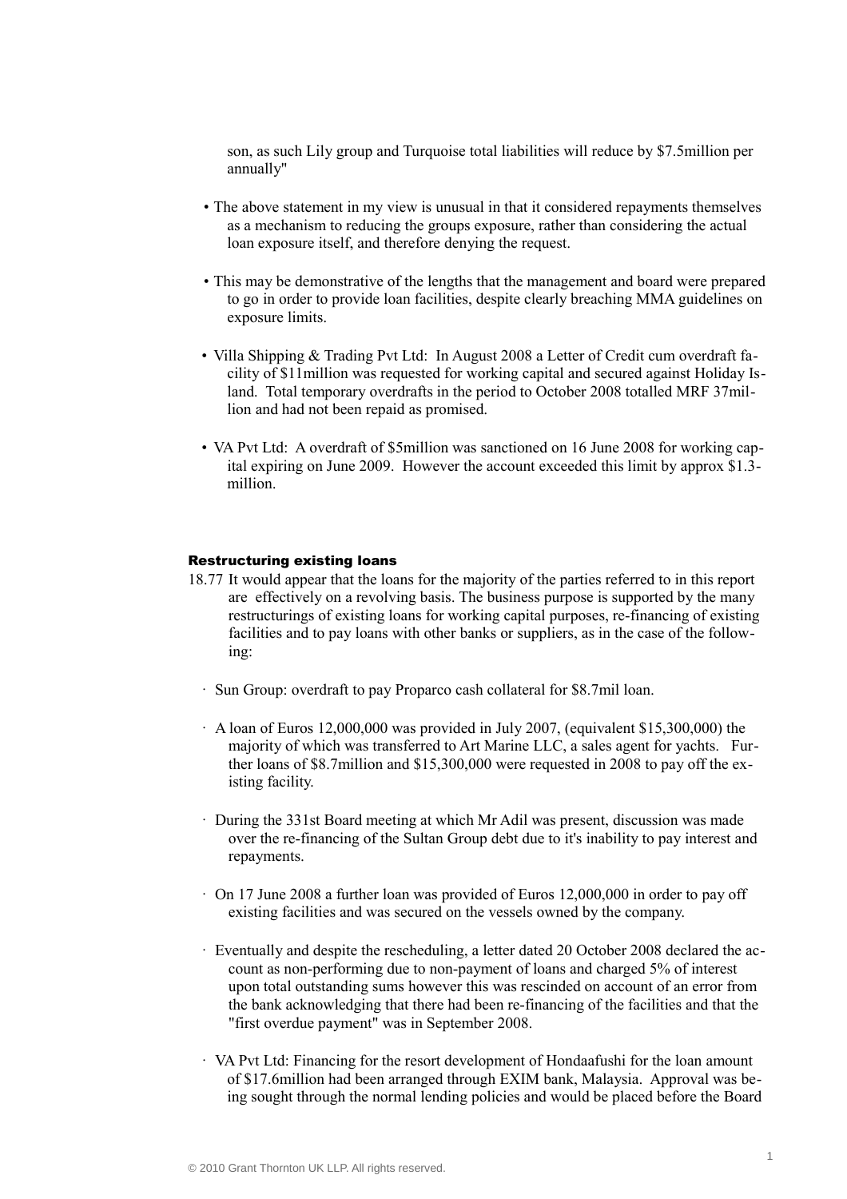son, as such Lily group and Turquoise total liabilities will reduce by $7.5million per annually"

- The above statement in my view is unusual in that it considered repayments themselves as a mechanism to reducing the groups exposure, rather than considering the actual loan exposure itself, and therefore denying the request.

- This may be demonstrative of the lengths that the management and board were prepared to go in order to provide loan facilities, despite clearly breaching MMA guidelines on exposure limits.

- Villa Shipping & Trading Pvt Ltd: In August 2008 a Letter of Credit cum overdraft facility of $11million was requested for working capital and secured against Holiday Island. Total temporary overdrafts in the period to October 2008 totalled MRF 37million and had not been repaid as promised.

- VA Pvt Ltd: A overdraft of $5million was sanctioned on 16 June 2008 for working capital expiring on June 2009. However the account exceeded this limit by approx $1.3-million.

#### Restructuring existing loans

18.77 It would appear that the loans for the majority of the parties referred to in this report are effectively on a revolving basis. The business purpose is supported by the many restructurings of existing loans for working capital purposes, re-financing of existing facilities and to pay loans with other banks or suppliers, as in the case of the following:

- Sun Group: overdraft to pay Proparco cash collateral for $8.7mil loan.

- A loan of Euros 12,000,000 was provided in July 2007, (equivalent $15,300,000) the majority of which was transferred to Art Marine LLC, a sales agent for yachts. Further loans of $8.7million and $15,300,000 were requested in 2008 to pay off the existing facility.

- During the 331st Board meeting at which Mr Adil was present, discussion was made over the re-financing of the Sultan Group debt due to it's inability to pay interest and repayments.

- On 17 June 2008 a further loan was provided of Euros 12,000,000 in order to pay off existing facilities and was secured on the vessels owned by the company.

- Eventually and despite the rescheduling, a letter dated 20 October 2008 declared the account as non-performing due to non-payment of loans and charged 5% of interest upon total outstanding sums however this was rescinded on account of an error from the bank acknowledging that there had been re-financing of the facilities and that the "first overdue payment" was in September 2008.

- VA Pvt Ltd: Financing for the resort development of Hondaafushi for the loan amount of $17.6million had been arranged through EXIM bank, Malaysia. Approval was being sought through the normal lending policies and would be placed before the Board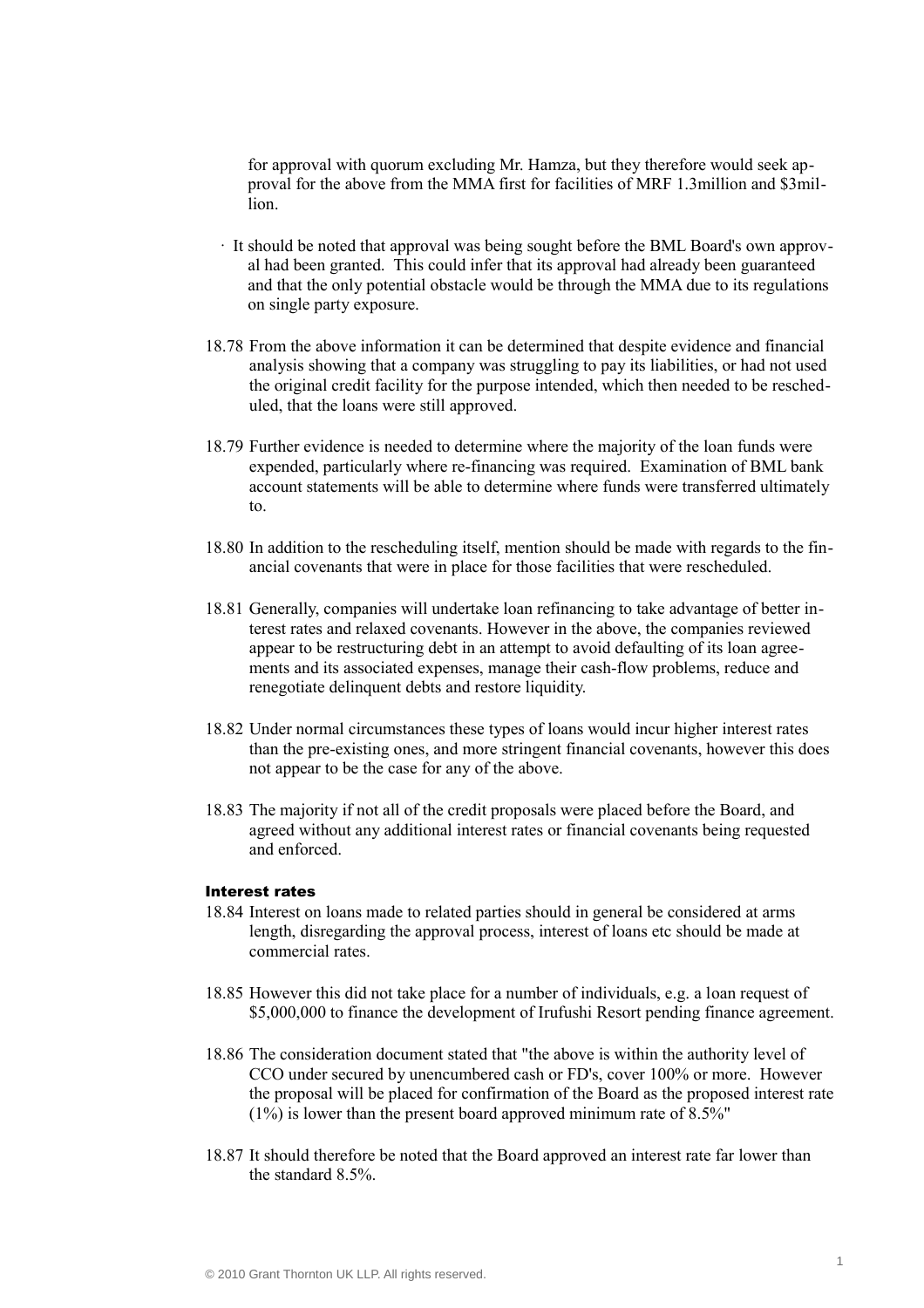for approval with quorum excluding Mr. Hamza, but they therefore would seek approval for the above from the MMA first for facilities of MRF 1.3million and $3million.

- It should be noted that approval was being sought before the BML Board's own approval had been granted. This could infer that its approval had already been guaranteed and that the only potential obstacle would be through the MMA due to its regulations on single party exposure.

18.78 From the above information it can be determined that despite evidence and financial analysis showing that a company was struggling to pay its liabilities, or had not used the original credit facility for the purpose intended, which then needed to be rescheduled, that the loans were still approved.

18.79 Further evidence is needed to determine where the majority of the loan funds were expended, particularly where re-financing was required. Examination of BML bank account statements will be able to determine where funds were transferred ultimately to.

18.80 In addition to the rescheduling itself, mention should be made with regards to the financial covenants that were in place for those facilities that were rescheduled.

18.81 Generally, companies will undertake loan refinancing to take advantage of better interest rates and relaxed covenants. However in the above, the companies reviewed appear to be restructuring debt in an attempt to avoid defaulting of its loan agreements and its associated expenses, manage their cash-flow problems, reduce and renegotiate delinquent debts and restore liquidity.

18.82 Under normal circumstances these types of loans would incur higher interest rates than the pre-existing ones, and more stringent financial covenants, however this does not appear to be the case for any of the above.

18.83 The majority if not all of the credit proposals were placed before the Board, and agreed without any additional interest rates or financial covenants being requested and enforced.

#### Interest rates

18.84 Interest on loans made to related parties should in general be considered at arms length, disregarding the approval process, interest of loans etc should be made at commercial rates.

18.85 However this did not take place for a number of individuals, e.g. a loan request of $5,000,000 to finance the development of Irufushi Resort pending finance agreement.

18.86 The consideration document stated that "the above is within the authority level of CCO under secured by unencumbered cash or FD's, cover 100% or more. However the proposal will be placed for confirmation of the Board as the proposed interest rate (1%) is lower than the present board approved minimum rate of 8.5%"

18.87 It should therefore be noted that the Board approved an interest rate far lower than the standard 8.5%.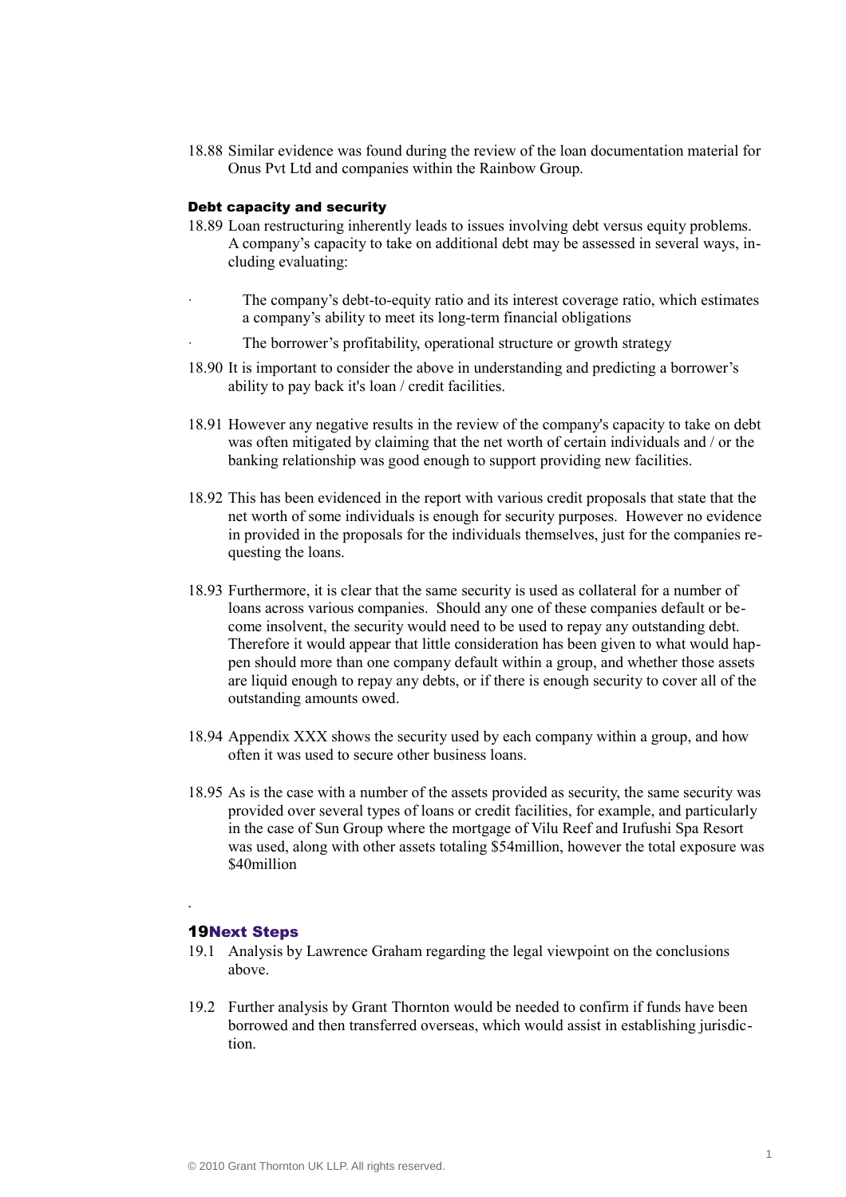18.88 Similar evidence was found during the review of the loan documentation material for Onus Pvt Ltd and companies within the Rainbow Group.

### Debt capacity and security

18.89 Loan restructuring inherently leads to issues involving debt versus equity problems. A company's capacity to take on additional debt may be assessed in several ways, including evaluating:

- The company's debt-to-equity ratio and its interest coverage ratio, which estimates a company's ability to meet its long-term financial obligations
- The borrower's profitability, operational structure or growth strategy

18.90 It is important to consider the above in understanding and predicting a borrower's ability to pay back it's loan / credit facilities.

18.91 However any negative results in the review of the company's capacity to take on debt was often mitigated by claiming that the net worth of certain individuals and / or the banking relationship was good enough to support providing new facilities.

18.92 This has been evidenced in the report with various credit proposals that state that the net worth of some individuals is enough for security purposes. However no evidence in provided in the proposals for the individuals themselves, just for the companies requesting the loans.

18.93 Furthermore, it is clear that the same security is used as collateral for a number of loans across various companies. Should any one of these companies default or become insolvent, the security would need to be used to repay any outstanding debt. Therefore it would appear that little consideration has been given to what would happen should more than one company default within a group, and whether those assets are liquid enough to repay any debts, or if there is enough security to cover all of the outstanding amounts owed.

18.94 Appendix XXX shows the security used by each company within a group, and how often it was used to secure other business loans.

18.95 As is the case with a number of the assets provided as security, the same security was provided over several types of loans or credit facilities, for example, and particularly in the case of Sun Group where the mortgage of Vilu Reef and Irufushi Spa Resort was used, along with other assets totaling $54million, however the total exposure was $40million

.

## 19 Next Steps

19.1 Analysis by Lawrence Graham regarding the legal viewpoint on the conclusions above.

19.2 Further analysis by Grant Thornton would be needed to confirm if funds have been borrowed and then transferred overseas, which would assist in establishing jurisdiction.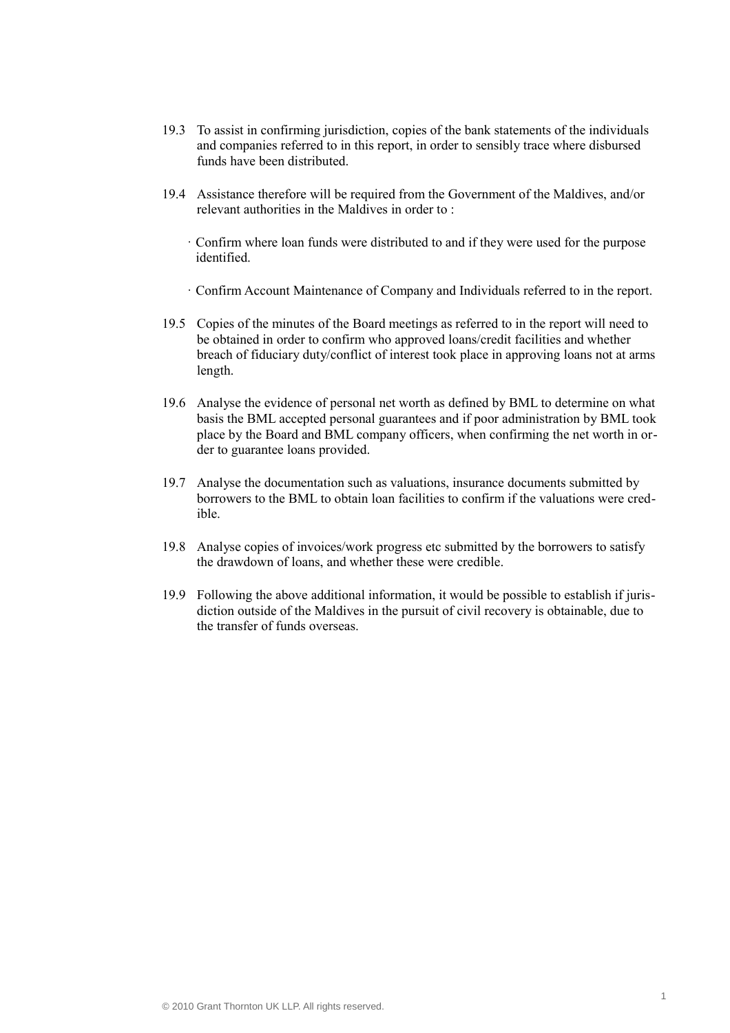19.3 To assist in confirming jurisdiction, copies of the bank statements of the individuals and companies referred to in this report, in order to sensibly trace where disbursed funds have been distributed.

19.4 Assistance therefore will be required from the Government of the Maldives, and/or relevant authorities in the Maldives in order to :

- Confirm where loan funds were distributed to and if they were used for the purpose identified.
- Confirm Account Maintenance of Company and Individuals referred to in the report.

19.5 Copies of the minutes of the Board meetings as referred to in the report will need to be obtained in order to confirm who approved loans/credit facilities and whether breach of fiduciary duty/conflict of interest took place in approving loans not at arms length.

19.6 Analyse the evidence of personal net worth as defined by BML to determine on what basis the BML accepted personal guarantees and if poor administration by BML took place by the Board and BML company officers, when confirming the net worth in order to guarantee loans provided.

19.7 Analyse the documentation such as valuations, insurance documents submitted by borrowers to the BML to obtain loan facilities to confirm if the valuations were credible.

19.8 Analyse copies of invoices/work progress etc submitted by the borrowers to satisfy the drawdown of loans, and whether these were credible.

19.9 Following the above additional information, it would be possible to establish if jurisdiction outside of the Maldives in the pursuit of civil recovery is obtainable, due to the transfer of funds overseas.